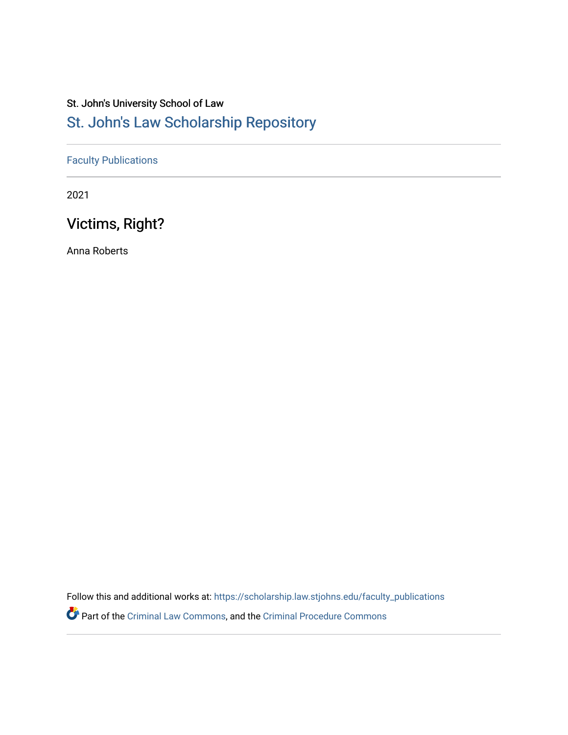St. John's University School of Law

# St. John's Law Scholarship Repository

Faculty Publications

2021

## Victims, Right?

Anna Roberts

Follow this and additional works at: https://scholarship.law.stjohns.edu/faculty_publications

Part of the Criminal Law Commons, and the Criminal Procedure Commons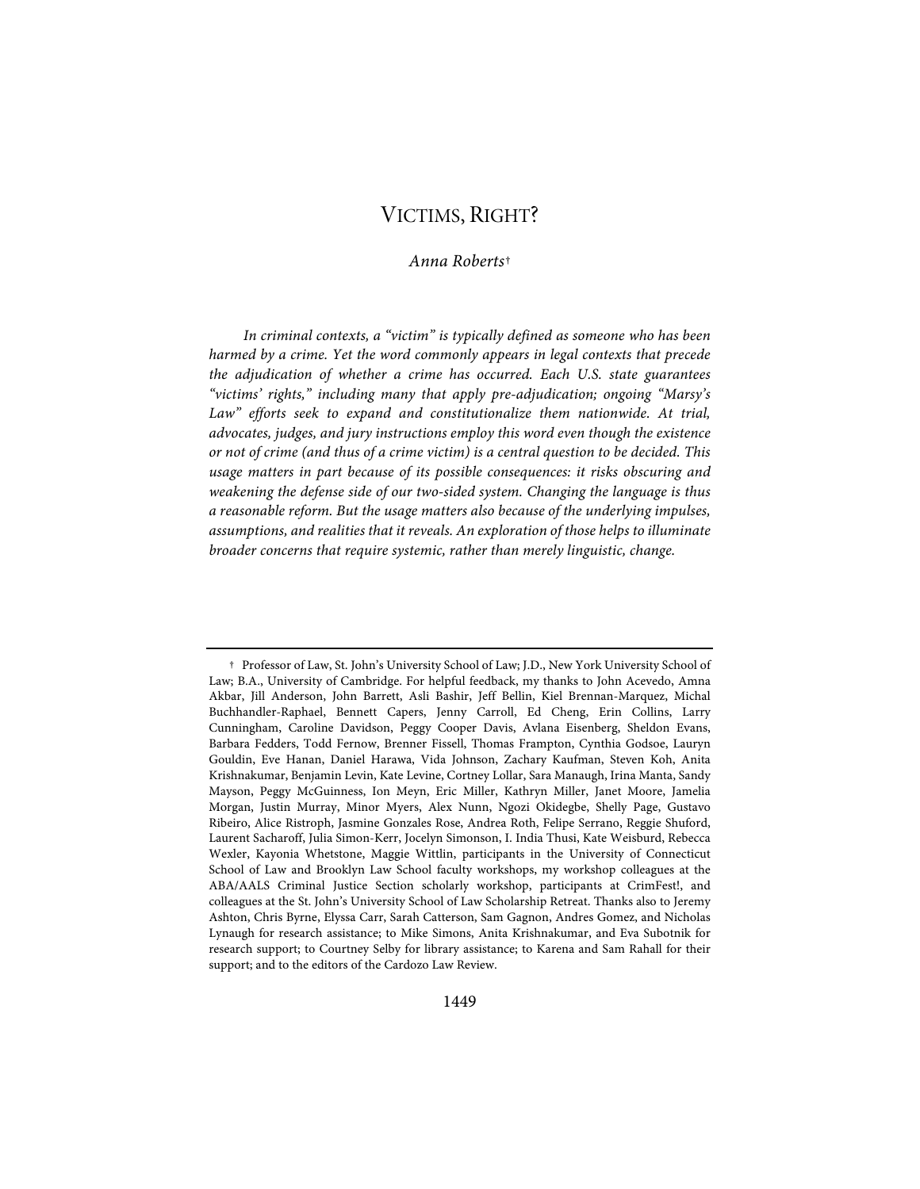# VICTIMS, RIGHT?

*Anna Roberts*†

*In criminal contexts, a "victim" is typically defined as someone who has been harmed by a crime. Yet the word commonly appears in legal contexts that precede the adjudication of whether a crime has occurred. Each U.S. state guarantees "victims' rights," including many that apply pre-adjudication; ongoing "Marsy's Law" efforts seek to expand and constitutionalize them nationwide. At trial, advocates, judges, and jury instructions employ this word even though the existence or not of crime (and thus of a crime victim) is a central question to be decided. This usage matters in part because of its possible consequences: it risks obscuring and weakening the defense side of our two-sided system. Changing the language is thus a reasonable reform. But the usage matters also because of the underlying impulses, assumptions, and realities that it reveals. An exploration of those helps to illuminate broader concerns that require systemic, rather than merely linguistic, change.*

---

† Professor of Law, St. John's University School of Law; J.D., New York University School of Law; B.A., University of Cambridge. For helpful feedback, my thanks to John Acevedo, Amna Akbar, Jill Anderson, John Barrett, Asli Bashir, Jeff Bellin, Kiel Brennan-Marquez, Michal Buchhandler-Raphael, Bennett Capers, Jenny Carroll, Ed Cheng, Erin Collins, Larry Cunningham, Caroline Davidson, Peggy Cooper Davis, Avlana Eisenberg, Sheldon Evans, Barbara Fedders, Todd Fernow, Brenner Fissell, Thomas Frampton, Cynthia Godsoe, Lauryn Gouldin, Eve Hanan, Daniel Harawa, Vida Johnson, Zachary Kaufman, Steven Koh, Anita Krishnakumar, Benjamin Levin, Kate Levine, Cortney Lollar, Sara Manaugh, Irina Manta, Sandy Mayson, Peggy McGuinness, Ion Meyn, Eric Miller, Kathryn Miller, Janet Moore, Jamelia Morgan, Justin Murray, Minor Myers, Alex Nunn, Ngozi Okidegbe, Shelly Page, Gustavo Ribeiro, Alice Ristroph, Jasmine Gonzales Rose, Andrea Roth, Felipe Serrano, Reggie Shuford, Laurent Sacharoff, Julia Simon-Kerr, Jocelyn Simonson, I. India Thusi, Kate Weisburd, Rebecca Wexler, Kayonia Whetstone, Maggie Wittlin, participants in the University of Connecticut School of Law and Brooklyn Law School faculty workshops, my workshop colleagues at the ABA/AALS Criminal Justice Section scholarly workshop, participants at CrimFest!, and colleagues at the St. John's University School of Law Scholarship Retreat. Thanks also to Jeremy Ashton, Chris Byrne, Elyssa Carr, Sarah Catterson, Sam Gagnon, Andres Gomez, and Nicholas Lynaugh for research assistance; to Mike Simons, Anita Krishnakumar, and Eva Subotnik for research support; to Courtney Selby for library assistance; to Karena and Sam Rahall for their support; and to the editors of the Cardozo Law Review.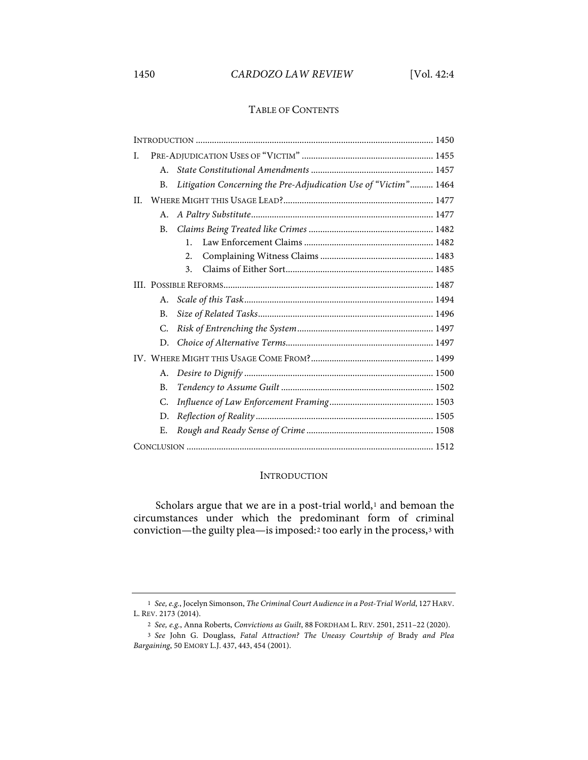TABLE OF CONTENTS

| | |
|---|---|
| INTRODUCTION | 1450 |
| I. PRE-ADJUDICATION USES OF "VICTIM" | 1455 |
| A. *State Constitutional Amendments* | 1457 |
| B. *Litigation Concerning the Pre-Adjudication Use of "Victim"* | 1464 |
| II. WHERE MIGHT THIS USAGE LEAD? | 1477 |
| A. *A Paltry Substitute* | 1477 |
| B. *Claims Being Treated like Crimes* | 1482 |
| 1. Law Enforcement Claims | 1482 |
| 2. Complaining Witness Claims | 1483 |
| 3. Claims of Either Sort | 1485 |
| III. POSSIBLE REFORMS | 1487 |
| A. *Scale of this Task* | 1494 |
| B. *Size of Related Tasks* | 1496 |
| C. *Risk of Entrenching the System* | 1497 |
| D. *Choice of Alternative Terms* | 1497 |
| IV. WHERE MIGHT THIS USAGE COME FROM? | 1499 |
| A. *Desire to Dignify* | 1500 |
| B. *Tendency to Assume Guilt* | 1502 |
| C. *Influence of Law Enforcement Framing* | 1503 |
| D. *Reflection of Reality* | 1505 |
| E. *Rough and Ready Sense of Crime* | 1508 |
| CONCLUSION | 1512 |

## INTRODUCTION

Scholars argue that we are in a post-trial world,[1] and bemoan the circumstances under which the predominant form of criminal conviction—the guilty plea—is imposed:[2] too early in the process,[3] with

---

[1] *See, e.g.*, Jocelyn Simonson, *The Criminal Court Audience in a Post-Trial World*, 127 HARV. L. REV. 2173 (2014).

[2] *See, e.g.*, Anna Roberts, *Convictions as Guilt*, 88 FORDHAM L. REV. 2501, 2511–22 (2020).

[3] *See* John G. Douglass, *Fatal Attraction? The Uneasy Courtship of* Brady *and Plea Bargaining*, 50 EMORY L.J. 437, 443, 454 (2001).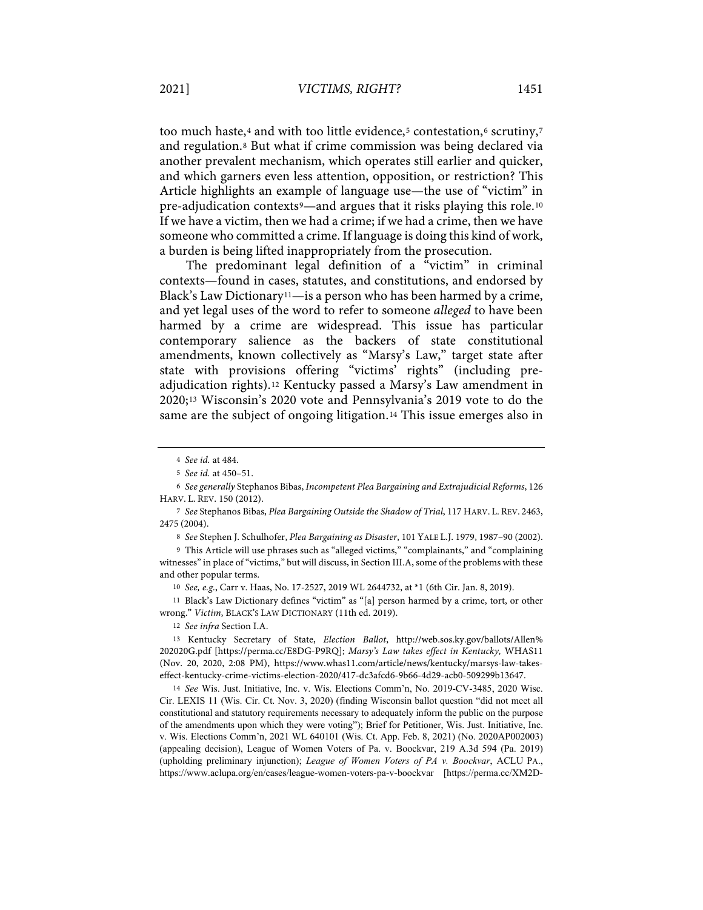too much haste,[4] and with too little evidence,[5] contestation,[6] scrutiny,[7] and regulation.[8] But what if crime commission was being declared via another prevalent mechanism, which operates still earlier and quicker, and which garners even less attention, opposition, or restriction? This Article highlights an example of language use—the use of "victim" in pre-adjudication contexts[9]—and argues that it risks playing this role.[10] If we have a victim, then we had a crime; if we had a crime, then we have someone who committed a crime. If language is doing this kind of work, a burden is being lifted inappropriately from the prosecution.

The predominant legal definition of a "victim" in criminal contexts—found in cases, statutes, and constitutions, and endorsed by Black's Law Dictionary[11]—is a person who has been harmed by a crime, and yet legal uses of the word to refer to someone *alleged* to have been harmed by a crime are widespread. This issue has particular contemporary salience as the backers of state constitutional amendments, known collectively as "Marsy's Law," target state after state with provisions offering "victims' rights" (including pre-adjudication rights).[12] Kentucky passed a Marsy's Law amendment in 2020;[13] Wisconsin's 2020 vote and Pennsylvania's 2019 vote to do the same are the subject of ongoing litigation.[14] This issue emerges also in

---

4 *See id.* at 484.

5 *See id.* at 450–51.

6 *See generally* Stephanos Bibas, *Incompetent Plea Bargaining and Extrajudicial Reforms*, 126 HARV. L. REV. 150 (2012).

7 *See* Stephanos Bibas, *Plea Bargaining Outside the Shadow of Trial*, 117 HARV. L. REV. 2463, 2475 (2004).

8 *See* Stephen J. Schulhofer, *Plea Bargaining as Disaster*, 101 YALE L.J. 1979, 1987–90 (2002).

9 This Article will use phrases such as "alleged victims," "complainants," and "complaining witnesses" in place of "victims," but will discuss, in Section III.A, some of the problems with these and other popular terms.

10 *See, e.g.*, Carr v. Haas, No. 17-2527, 2019 WL 2644732, at *1 (6th Cir. Jan. 8, 2019).

11 Black's Law Dictionary defines "victim" as "[a] person harmed by a crime, tort, or other wrong." *Victim*, BLACK'S LAW DICTIONARY (11th ed. 2019).

12 *See infra* Section I.A.

13 Kentucky Secretary of State, *Election Ballot*, http://web.sos.ky.gov/ballots/Allen%202020G.pdf [https://perma.cc/E8DG-P9RQ]; *Marsy's Law takes effect in Kentucky,* WHAS11 (Nov. 20, 2020, 2:08 PM), https://www.whas11.com/article/news/kentucky/marsys-law-takes-effect-kentucky-crime-victims-election-2020/417-dc3afcd6-9b66-4d29-acb0-509299b13647.

14 *See* Wis. Just. Initiative, Inc. v. Wis. Elections Comm'n, No. 2019-CV-3485, 2020 Wisc. Cir. LEXIS 11 (Wis. Cir. Ct. Nov. 3, 2020) (finding Wisconsin ballot question "did not meet all constitutional and statutory requirements necessary to adequately inform the public on the purpose of the amendments upon which they were voting"); Brief for Petitioner, Wis. Just. Initiative, Inc. v. Wis. Elections Comm'n, 2021 WL 640101 (Wis. Ct. App. Feb. 8, 2021) (No. 2020AP002003) (appealing decision), League of Women Voters of Pa. v. Boockvar, 219 A.3d 594 (Pa. 2019) (upholding preliminary injunction); *League of Women Voters of PA v. Boockvar*, ACLU PA., https://www.aclupa.org/en/cases/league-women-voters-pa-v-boockvar [https://perma.cc/XM2D-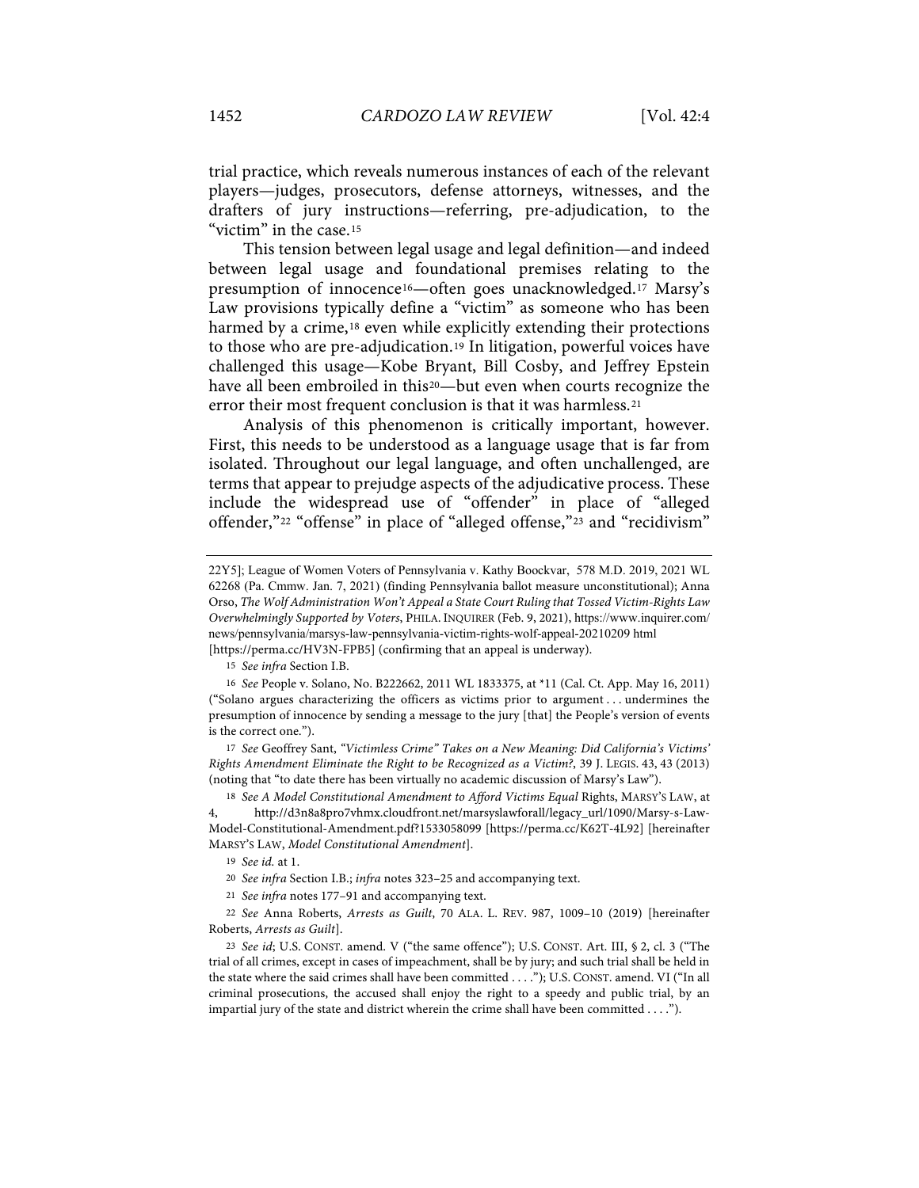trial practice, which reveals numerous instances of each of the relevant players—judges, prosecutors, defense attorneys, witnesses, and the drafters of jury instructions—referring, pre-adjudication, to the "victim" in the case.[15]

This tension between legal usage and legal definition—and indeed between legal usage and foundational premises relating to the presumption of innocence[16]—often goes unacknowledged.[17] Marsy's Law provisions typically define a "victim" as someone who has been harmed by a crime,[18] even while explicitly extending their protections to those who are pre-adjudication.[19] In litigation, powerful voices have challenged this usage—Kobe Bryant, Bill Cosby, and Jeffrey Epstein have all been embroiled in this[20]—but even when courts recognize the error their most frequent conclusion is that it was harmless.[21]

Analysis of this phenomenon is critically important, however. First, this needs to be understood as a language usage that is far from isolated. Throughout our legal language, and often unchallenged, are terms that appear to prejudge aspects of the adjudicative process. These include the widespread use of "offender" in place of "alleged offender,"[22] "offense" in place of "alleged offense,"[23] and "recidivism"

---

22Y5]; League of Women Voters of Pennsylvania v. Kathy Boockvar, 578 M.D. 2019, 2021 WL 62268 (Pa. Cmmw. Jan. 7, 2021) (finding Pennsylvania ballot measure unconstitutional); Anna Orso, *The Wolf Administration Won't Appeal a State Court Ruling that Tossed Victim-Rights Law Overwhelmingly Supported by Voters*, PHILA. INQUIRER (Feb. 9, 2021), https://www.inquirer.com/news/pennsylvania/marsys-law-pennsylvania-victim-rights-wolf-appeal-20210209 html [https://perma.cc/HV3N-FPB5] (confirming that an appeal is underway).

15 *See infra* Section I.B.

16 *See* People v. Solano, No. B222662, 2011 WL 1833375, at *11 (Cal. Ct. App. May 16, 2011) ("Solano argues characterizing the officers as victims prior to argument . . . undermines the presumption of innocence by sending a message to the jury [that] the People's version of events is the correct one.").

17 *See* Geoffrey Sant, *"Victimless Crime" Takes on a New Meaning: Did California's Victims' Rights Amendment Eliminate the Right to be Recognized as a Victim?*, 39 J. LEGIS. 43, 43 (2013) (noting that "to date there has been virtually no academic discussion of Marsy's Law").

18 *See A Model Constitutional Amendment to Afford Victims Equal* Rights, MARSY'S LAW, at 4, http://d3n8a8pro7vhmx.cloudfront.net/marsyslawforall/legacy_url/1090/Marsy-s-Law-Model-Constitutional-Amendment.pdf?1533058099 [https://perma.cc/K62T-4L92] [hereinafter MARSY'S LAW, *Model Constitutional Amendment*].

19 *See id.* at 1.

20 *See infra* Section I.B.; *infra* notes 323–25 and accompanying text.

21 *See infra* notes 177–91 and accompanying text.

22 *See* Anna Roberts, *Arrests as Guilt*, 70 ALA. L. REV. 987, 1009–10 (2019) [hereinafter Roberts, *Arrests as Guilt*].

23 *See id*; U.S. CONST. amend. V ("the same offence"); U.S. CONST. Art. III, § 2, cl. 3 ("The trial of all crimes, except in cases of impeachment, shall be by jury; and such trial shall be held in the state where the said crimes shall have been committed . . . ."); U.S. CONST. amend. VI ("In all criminal prosecutions, the accused shall enjoy the right to a speedy and public trial, by an impartial jury of the state and district wherein the crime shall have been committed . . . .").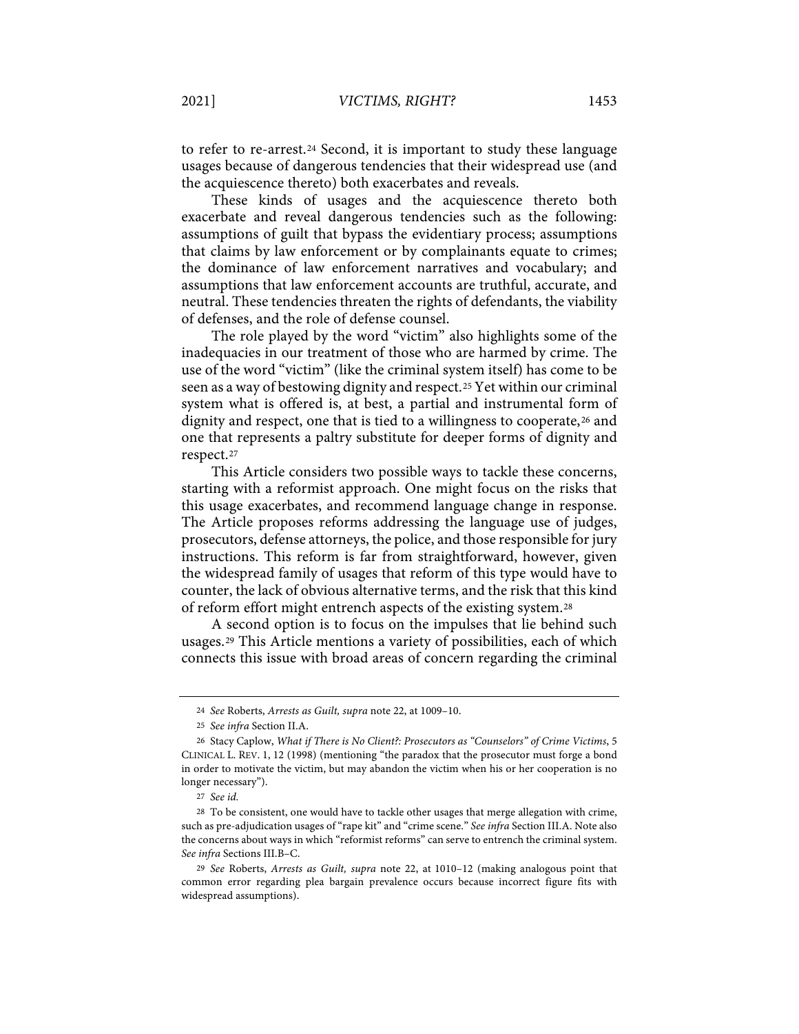to refer to re-arrest.[24] Second, it is important to study these language usages because of dangerous tendencies that their widespread use (and the acquiescence thereto) both exacerbates and reveals.

These kinds of usages and the acquiescence thereto both exacerbate and reveal dangerous tendencies such as the following: assumptions of guilt that bypass the evidentiary process; assumptions that claims by law enforcement or by complainants equate to crimes; the dominance of law enforcement narratives and vocabulary; and assumptions that law enforcement accounts are truthful, accurate, and neutral. These tendencies threaten the rights of defendants, the viability of defenses, and the role of defense counsel.

The role played by the word "victim" also highlights some of the inadequacies in our treatment of those who are harmed by crime. The use of the word "victim" (like the criminal system itself) has come to be seen as a way of bestowing dignity and respect.[25] Yet within our criminal system what is offered is, at best, a partial and instrumental form of dignity and respect, one that is tied to a willingness to cooperate,[26] and one that represents a paltry substitute for deeper forms of dignity and respect.[27]

This Article considers two possible ways to tackle these concerns, starting with a reformist approach. One might focus on the risks that this usage exacerbates, and recommend language change in response. The Article proposes reforms addressing the language use of judges, prosecutors, defense attorneys, the police, and those responsible for jury instructions. This reform is far from straightforward, however, given the widespread family of usages that reform of this type would have to counter, the lack of obvious alternative terms, and the risk that this kind of reform effort might entrench aspects of the existing system.[28]

A second option is to focus on the impulses that lie behind such usages.[29] This Article mentions a variety of possibilities, each of which connects this issue with broad areas of concern regarding the criminal

---

[24] *See* Roberts, *Arrests as Guilt*, *supra* note 22, at 1009–10.

[25] *See infra* Section II.A.

[26] Stacy Caplow, *What if There is No Client?: Prosecutors as "Counselors" of Crime Victims*, 5 CLINICAL L. REV. 1, 12 (1998) (mentioning "the paradox that the prosecutor must forge a bond in order to motivate the victim, but may abandon the victim when his or her cooperation is no longer necessary").

[27] *See id.*

[28] To be consistent, one would have to tackle other usages that merge allegation with crime, such as pre-adjudication usages of "rape kit" and "crime scene." *See infra* Section III.A. Note also the concerns about ways in which "reformist reforms" can serve to entrench the criminal system. *See infra* Sections III.B–C.

[29] *See* Roberts, *Arrests as Guilt*, *supra* note 22, at 1010–12 (making analogous point that common error regarding plea bargain prevalence occurs because incorrect figure fits with widespread assumptions).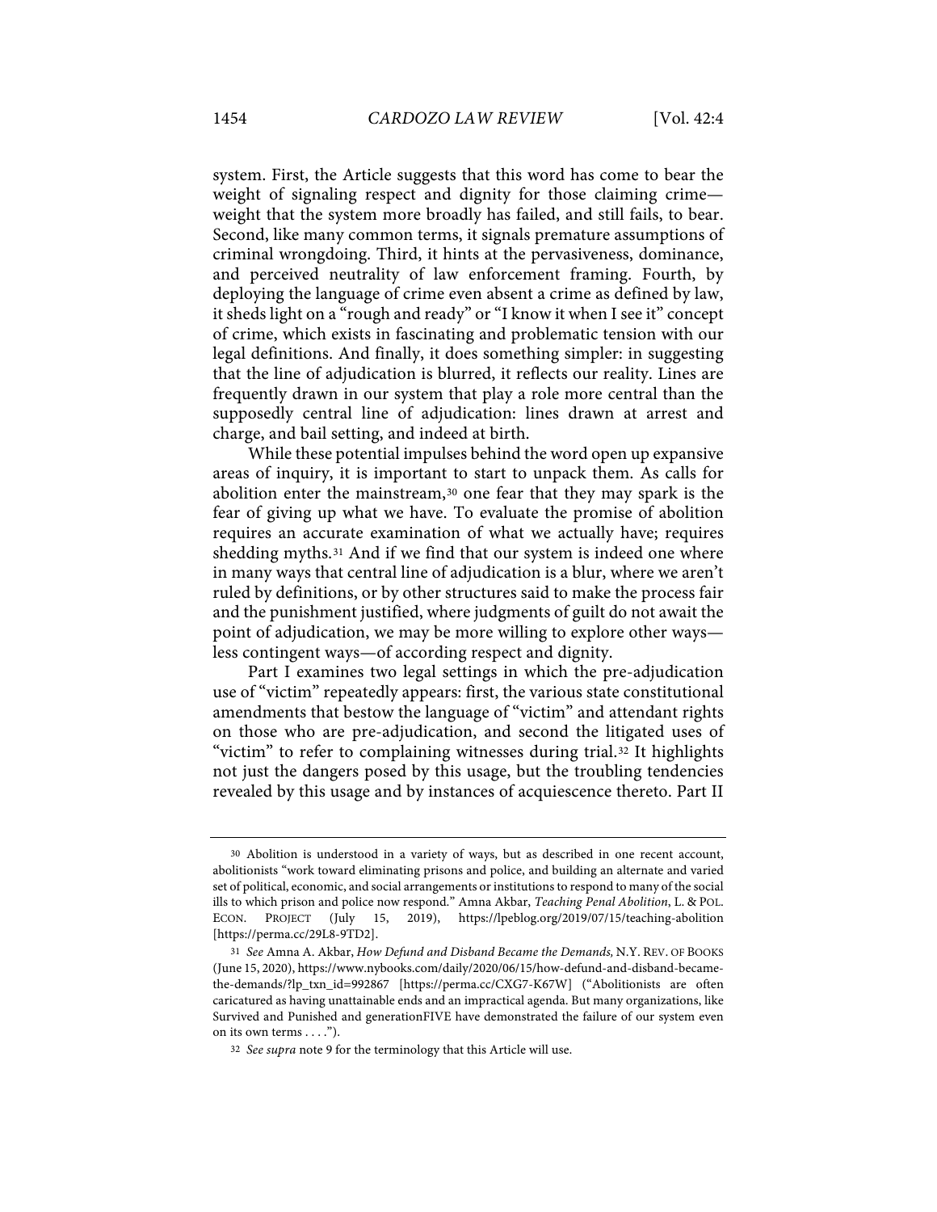system. First, the Article suggests that this word has come to bear the weight of signaling respect and dignity for those claiming crime—weight that the system more broadly has failed, and still fails, to bear. Second, like many common terms, it signals premature assumptions of criminal wrongdoing. Third, it hints at the pervasiveness, dominance, and perceived neutrality of law enforcement framing. Fourth, by deploying the language of crime even absent a crime as defined by law, it sheds light on a "rough and ready" or "I know it when I see it" concept of crime, which exists in fascinating and problematic tension with our legal definitions. And finally, it does something simpler: in suggesting that the line of adjudication is blurred, it reflects our reality. Lines are frequently drawn in our system that play a role more central than the supposedly central line of adjudication: lines drawn at arrest and charge, and bail setting, and indeed at birth.

While these potential impulses behind the word open up expansive areas of inquiry, it is important to start to unpack them. As calls for abolition enter the mainstream,[30] one fear that they may spark is the fear of giving up what we have. To evaluate the promise of abolition requires an accurate examination of what we actually have; requires shedding myths.[31] And if we find that our system is indeed one where in many ways that central line of adjudication is a blur, where we aren't ruled by definitions, or by other structures said to make the process fair and the punishment justified, where judgments of guilt do not await the point of adjudication, we may be more willing to explore other ways—less contingent ways—of according respect and dignity.

Part I examines two legal settings in which the pre-adjudication use of "victim" repeatedly appears: first, the various state constitutional amendments that bestow the language of "victim" and attendant rights on those who are pre-adjudication, and second the litigated uses of "victim" to refer to complaining witnesses during trial.[32] It highlights not just the dangers posed by this usage, but the troubling tendencies revealed by this usage and by instances of acquiescence thereto. Part II

---

30 Abolition is understood in a variety of ways, but as described in one recent account, abolitionists "work toward eliminating prisons and police, and building an alternate and varied set of political, economic, and social arrangements or institutions to respond to many of the social ills to which prison and police now respond." Amna Akbar, *Teaching Penal Abolition*, L. & POL. ECON. PROJECT (July 15, 2019), https://lpeblog.org/2019/07/15/teaching-abolition [https://perma.cc/29L8-9TD2].

31 *See* Amna A. Akbar, *How Defund and Disband Became the Demands,* N.Y. REV. OF BOOKS (June 15, 2020), https://www.nybooks.com/daily/2020/06/15/how-defund-and-disband-became-the-demands/?lp_txn_id=992867 [https://perma.cc/CXG7-K67W] ("Abolitionists are often caricatured as having unattainable ends and an impractical agenda. But many organizations, like Survived and Punished and generationFIVE have demonstrated the failure of our system even on its own terms . . . .").

32 *See supra* note 9 for the terminology that this Article will use.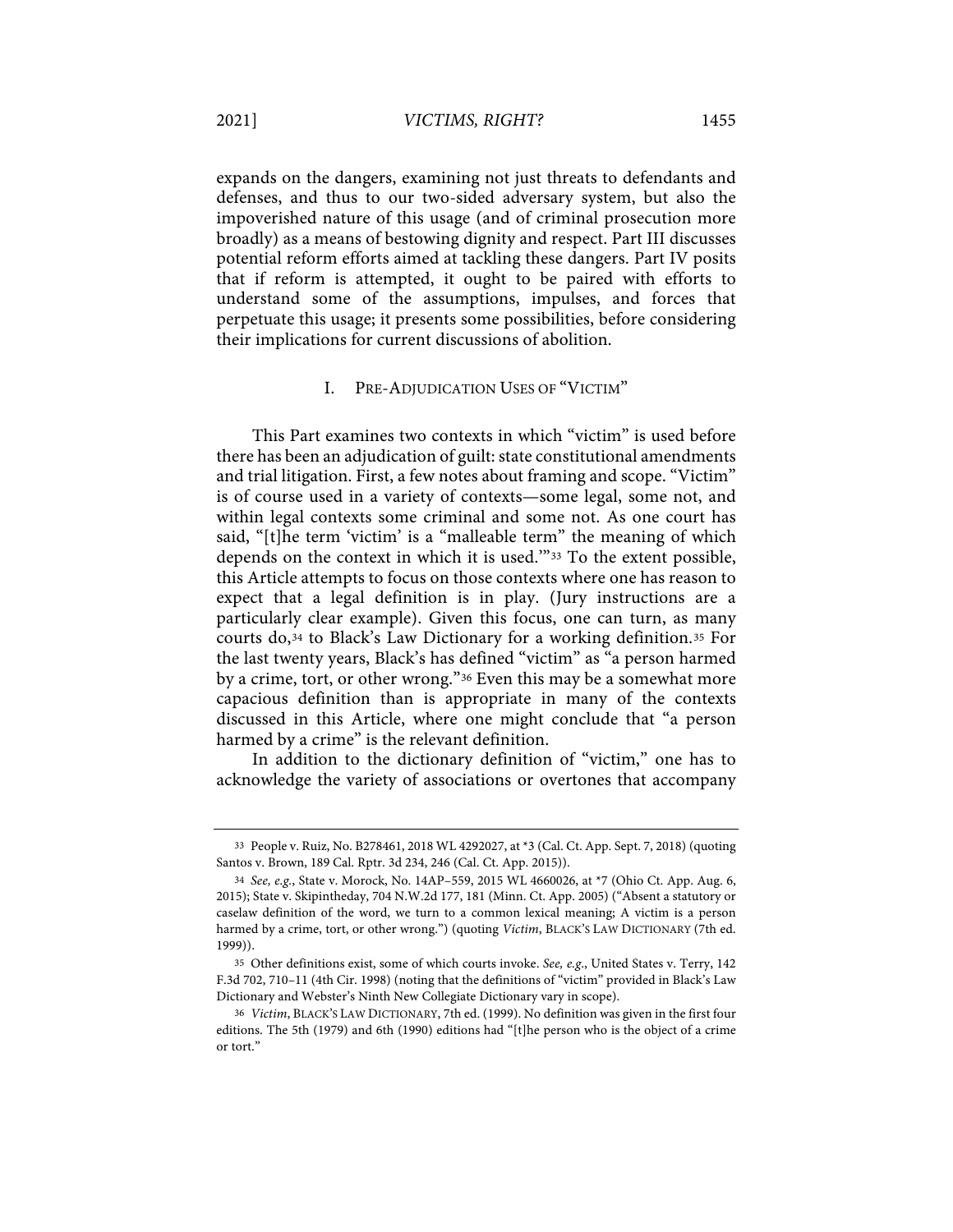expands on the dangers, examining not just threats to defendants and defenses, and thus to our two-sided adversary system, but also the impoverished nature of this usage (and of criminal prosecution more broadly) as a means of bestowing dignity and respect. Part III discusses potential reform efforts aimed at tackling these dangers. Part IV posits that if reform is attempted, it ought to be paired with efforts to understand some of the assumptions, impulses, and forces that perpetuate this usage; it presents some possibilities, before considering their implications for current discussions of abolition.

## I. PRE-ADJUDICATION USES OF "VICTIM"

This Part examines two contexts in which "victim" is used before there has been an adjudication of guilt: state constitutional amendments and trial litigation. First, a few notes about framing and scope. "Victim" is of course used in a variety of contexts—some legal, some not, and within legal contexts some criminal and some not. As one court has said, "[t]he term 'victim' is a "malleable term" the meaning of which depends on the context in which it is used.'"[33] To the extent possible, this Article attempts to focus on those contexts where one has reason to expect that a legal definition is in play. (Jury instructions are a particularly clear example). Given this focus, one can turn, as many courts do,[34] to Black's Law Dictionary for a working definition.[35] For the last twenty years, Black's has defined "victim" as "a person harmed by a crime, tort, or other wrong."[36] Even this may be a somewhat more capacious definition than is appropriate in many of the contexts discussed in this Article, where one might conclude that "a person harmed by a crime" is the relevant definition.

In addition to the dictionary definition of "victim," one has to acknowledge the variety of associations or overtones that accompany

---

33 People v. Ruiz, No. B278461, 2018 WL 4292027, at *3 (Cal. Ct. App. Sept. 7, 2018) (quoting Santos v. Brown, 189 Cal. Rptr. 3d 234, 246 (Cal. Ct. App. 2015)).

34 *See, e.g.*, State v. Morock, No. 14AP–559, 2015 WL 4660026, at *7 (Ohio Ct. App. Aug. 6, 2015); State v. Skipintheday, 704 N.W.2d 177, 181 (Minn. Ct. App. 2005) ("Absent a statutory or caselaw definition of the word, we turn to a common lexical meaning; A victim is a person harmed by a crime, tort, or other wrong.") (quoting *Victim*, BLACK'S LAW DICTIONARY (7th ed. 1999)).

35 Other definitions exist, some of which courts invoke. *See, e.g.*, United States v. Terry, 142 F.3d 702, 710–11 (4th Cir. 1998) (noting that the definitions of "victim" provided in Black's Law Dictionary and Webster's Ninth New Collegiate Dictionary vary in scope).

36 *Victim*, BLACK'S LAW DICTIONARY, 7th ed. (1999). No definition was given in the first four editions. The 5th (1979) and 6th (1990) editions had "[t]he person who is the object of a crime or tort."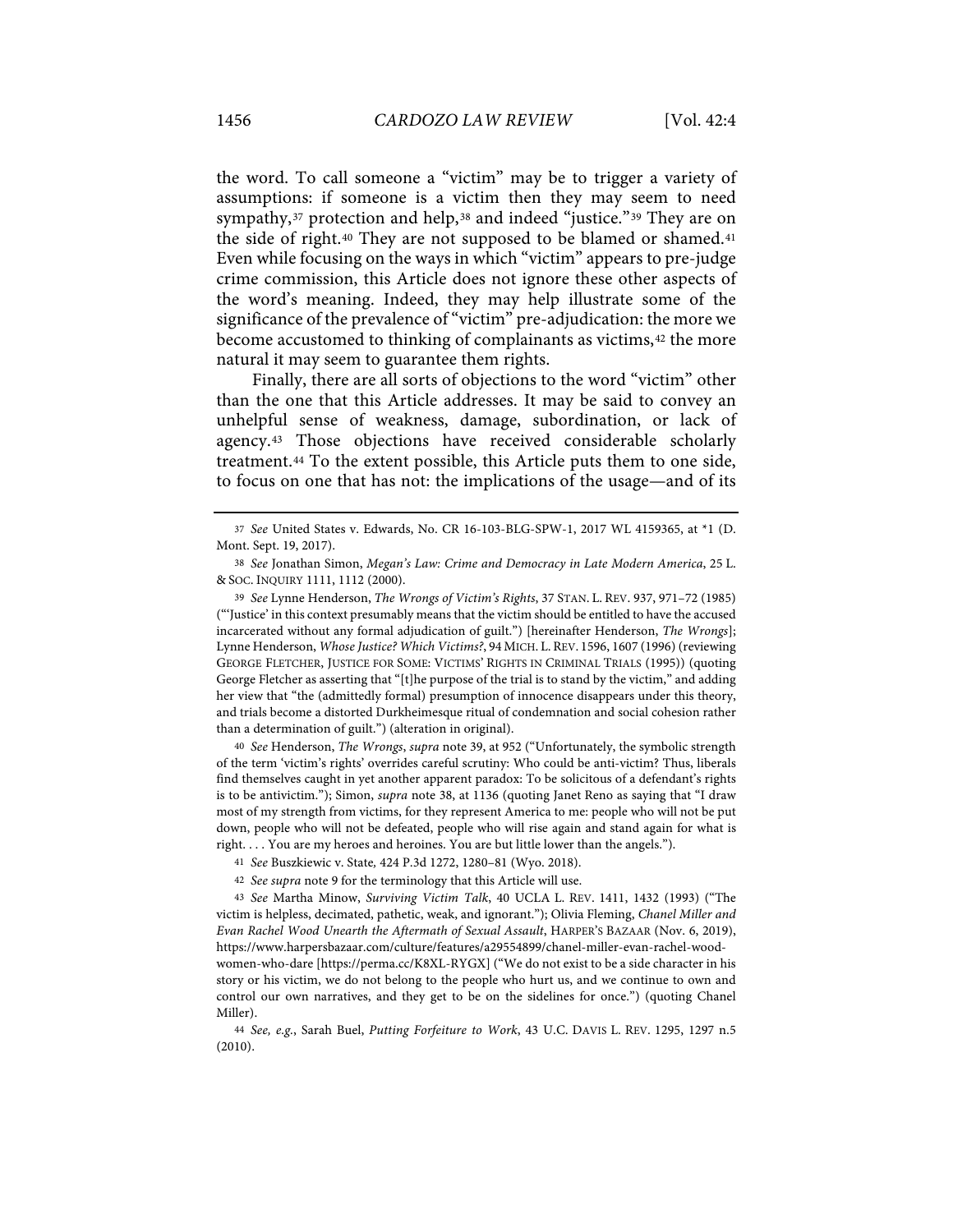the word. To call someone a "victim" may be to trigger a variety of assumptions: if someone is a victim then they may seem to need sympathy,[37] protection and help,[38] and indeed "justice."[39] They are on the side of right.[40] They are not supposed to be blamed or shamed.[41] Even while focusing on the ways in which "victim" appears to pre-judge crime commission, this Article does not ignore these other aspects of the word's meaning. Indeed, they may help illustrate some of the significance of the prevalence of "victim" pre-adjudication: the more we become accustomed to thinking of complainants as victims,[42] the more natural it may seem to guarantee them rights.

Finally, there are all sorts of objections to the word "victim" other than the one that this Article addresses. It may be said to convey an unhelpful sense of weakness, damage, subordination, or lack of agency.[43] Those objections have received considerable scholarly treatment.[44] To the extent possible, this Article puts them to one side, to focus on one that has not: the implications of the usage—and of its

---

37 *See* United States v. Edwards, No. CR 16-103-BLG-SPW-1, 2017 WL 4159365, at *1 (D. Mont. Sept. 19, 2017).

38 *See* Jonathan Simon, *Megan's Law: Crime and Democracy in Late Modern America*, 25 L. & SOC. INQUIRY 1111, 1112 (2000).

39 *See* Lynne Henderson, *The Wrongs of Victim's Rights*, 37 STAN. L. REV. 937, 971–72 (1985) ("'Justice' in this context presumably means that the victim should be entitled to have the accused incarcerated without any formal adjudication of guilt.") [hereinafter Henderson, *The Wrongs*]; Lynne Henderson, *Whose Justice? Which Victims?*, 94 MICH. L. REV. 1596, 1607 (1996) (reviewing GEORGE FLETCHER, JUSTICE FOR SOME: VICTIMS' RIGHTS IN CRIMINAL TRIALS (1995)) (quoting George Fletcher as asserting that "[t]he purpose of the trial is to stand by the victim," and adding her view that "the (admittedly formal) presumption of innocence disappears under this theory, and trials become a distorted Durkheimesque ritual of condemnation and social cohesion rather than a determination of guilt.") (alteration in original).

40 *See* Henderson, *The Wrongs*, *supra* note 39, at 952 ("Unfortunately, the symbolic strength of the term 'victim's rights' overrides careful scrutiny: Who could be anti-victim? Thus, liberals find themselves caught in yet another apparent paradox: To be solicitous of a defendant's rights is to be antivictim."); Simon, *supra* note 38, at 1136 (quoting Janet Reno as saying that "I draw most of my strength from victims, for they represent America to me: people who will not be put down, people who will not be defeated, people who will rise again and stand again for what is right. . . . You are my heroes and heroines. You are but little lower than the angels.").

41 *See* Buszkiewic v. State*,* 424 P.3d 1272, 1280–81 (Wyo. 2018).

42 *See supra* note 9 for the terminology that this Article will use.

43 *See* Martha Minow, *Surviving Victim Talk*, 40 UCLA L. REV. 1411, 1432 (1993) ("The victim is helpless, decimated, pathetic, weak, and ignorant."); Olivia Fleming, *Chanel Miller and Evan Rachel Wood Unearth the Aftermath of Sexual Assault*, HARPER'S BAZAAR (Nov. 6, 2019), https://www.harpersbazaar.com/culture/features/a29554899/chanel-miller-evan-rachel-wood-women-who-dare [https://perma.cc/K8XL-RYGX] ("We do not exist to be a side character in his story or his victim, we do not belong to the people who hurt us, and we continue to own and control our own narratives, and they get to be on the sidelines for once.") (quoting Chanel Miller).

44 *See, e.g.*, Sarah Buel, *Putting Forfeiture to Work*, 43 U.C. DAVIS L. REV. 1295, 1297 n.5 (2010).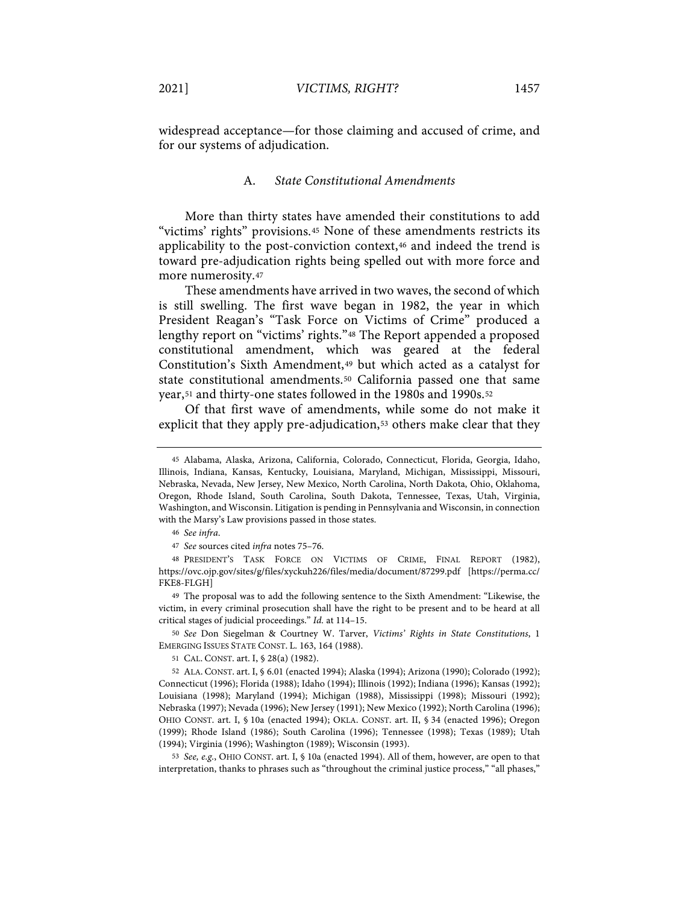widespread acceptance—for those claiming and accused of crime, and for our systems of adjudication.

### A. *State Constitutional Amendments*

More than thirty states have amended their constitutions to add "victims' rights" provisions.[45] None of these amendments restricts its applicability to the post-conviction context,[46] and indeed the trend is toward pre-adjudication rights being spelled out with more force and more numerosity.[47]

These amendments have arrived in two waves, the second of which is still swelling. The first wave began in 1982, the year in which President Reagan's "Task Force on Victims of Crime" produced a lengthy report on "victims' rights."[48] The Report appended a proposed constitutional amendment, which was geared at the federal Constitution's Sixth Amendment,[49] but which acted as a catalyst for state constitutional amendments.[50] California passed one that same year,[51] and thirty-one states followed in the 1980s and 1990s.[52]

Of that first wave of amendments, while some do not make it explicit that they apply pre-adjudication,[53] others make clear that they

---

[45] Alabama, Alaska, Arizona, California, Colorado, Connecticut, Florida, Georgia, Idaho, Illinois, Indiana, Kansas, Kentucky, Louisiana, Maryland, Michigan, Mississippi, Missouri, Nebraska, Nevada, New Jersey, New Mexico, North Carolina, North Dakota, Ohio, Oklahoma, Oregon, Rhode Island, South Carolina, South Dakota, Tennessee, Texas, Utah, Virginia, Washington, and Wisconsin. Litigation is pending in Pennsylvania and Wisconsin, in connection with the Marsy's Law provisions passed in those states.

[46] *See infra*.

[47] *See* sources cited *infra* notes 75–76.

[48] PRESIDENT'S TASK FORCE ON VICTIMS OF CRIME, FINAL REPORT (1982), https://ovc.ojp.gov/sites/g/files/xyckuh226/files/media/document/87299.pdf [https://perma.cc/FKE8-FLGH]

[49] The proposal was to add the following sentence to the Sixth Amendment: "Likewise, the victim, in every criminal prosecution shall have the right to be present and to be heard at all critical stages of judicial proceedings." *Id.* at 114–15.

[50] *See* Don Siegelman & Courtney W. Tarver, *Victims' Rights in State Constitutions*, 1 EMERGING ISSUES STATE CONST. L. 163, 164 (1988).

[51] CAL. CONST. art. I, § 28(a) (1982).

[52] ALA. CONST. art. I, § 6.01 (enacted 1994); Alaska (1994); Arizona (1990); Colorado (1992); Connecticut (1996); Florida (1988); Idaho (1994); Illinois (1992); Indiana (1996); Kansas (1992); Louisiana (1998); Maryland (1994); Michigan (1988), Mississippi (1998); Missouri (1992); Nebraska (1997); Nevada (1996); New Jersey (1991); New Mexico (1992); North Carolina (1996); OHIO CONST. art. I, § 10a (enacted 1994); OKLA. CONST. art. II, § 34 (enacted 1996); Oregon (1999); Rhode Island (1986); South Carolina (1996); Tennessee (1998); Texas (1989); Utah (1994); Virginia (1996); Washington (1989); Wisconsin (1993).

[53] *See, e.g.*, OHIO CONST. art. I, § 10a (enacted 1994). All of them, however, are open to that interpretation, thanks to phrases such as "throughout the criminal justice process," "all phases,"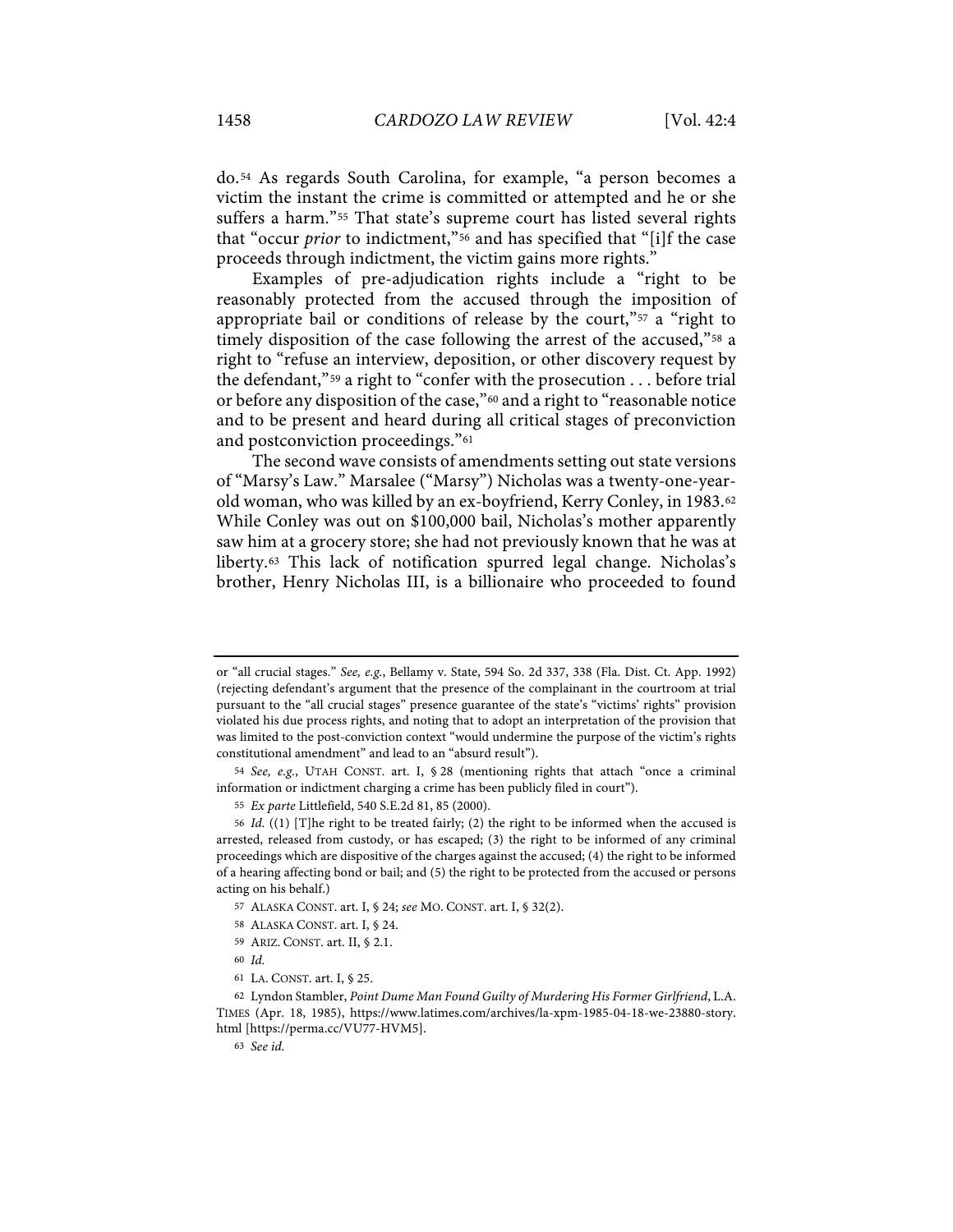do.[54] As regards South Carolina, for example, "a person becomes a victim the instant the crime is committed or attempted and he or she suffers a harm."[55] That state's supreme court has listed several rights that "occur *prior* to indictment,"[56] and has specified that "[i]f the case proceeds through indictment, the victim gains more rights."

Examples of pre-adjudication rights include a "right to be reasonably protected from the accused through the imposition of appropriate bail or conditions of release by the court,"[57] a "right to timely disposition of the case following the arrest of the accused,"[58] a right to "refuse an interview, deposition, or other discovery request by the defendant,"[59] a right to "confer with the prosecution . . . before trial or before any disposition of the case,"[60] and a right to "reasonable notice and to be present and heard during all critical stages of preconviction and postconviction proceedings."[61]

The second wave consists of amendments setting out state versions of "Marsy's Law." Marsalee ("Marsy") Nicholas was a twenty-one-year-old woman, who was killed by an ex-boyfriend, Kerry Conley, in 1983.[62] While Conley was out on $100,000 bail, Nicholas's mother apparently saw him at a grocery store; she had not previously known that he was at liberty.[63] This lack of notification spurred legal change. Nicholas's brother, Henry Nicholas III, is a billionaire who proceeded to found

---

or "all crucial stages." *See, e.g.*, Bellamy v. State, 594 So. 2d 337, 338 (Fla. Dist. Ct. App. 1992) (rejecting defendant's argument that the presence of the complainant in the courtroom at trial pursuant to the "all crucial stages" presence guarantee of the state's "victims' rights" provision violated his due process rights, and noting that to adopt an interpretation of the provision that was limited to the post-conviction context "would undermine the purpose of the victim's rights constitutional amendment" and lead to an "absurd result").

[54] *See, e.g.*, UTAH CONST. art. I, § 28 (mentioning rights that attach "once a criminal information or indictment charging a crime has been publicly filed in court").

[55] *Ex parte* Littlefield, 540 S.E.2d 81, 85 (2000).

[56] *Id.* ((1) [T]he right to be treated fairly; (2) the right to be informed when the accused is arrested, released from custody, or has escaped; (3) the right to be informed of any criminal proceedings which are dispositive of the charges against the accused; (4) the right to be informed of a hearing affecting bond or bail; and (5) the right to be protected from the accused or persons acting on his behalf.)

[57] ALASKA CONST. art. I, § 24; *see* MO. CONST. art. I, § 32(2).

[58] ALASKA CONST. art. I, § 24.

[59] ARIZ. CONST. art. II, § 2.1.

[60] *Id.*

[61] LA. CONST. art. I, § 25.

[62] Lyndon Stambler, *Point Dume Man Found Guilty of Murdering His Former Girlfriend*, L.A. TIMES (Apr. 18, 1985), https://www.latimes.com/archives/la-xpm-1985-04-18-we-23880-story.html [https://perma.cc/VU77-HVM5].

[63] *See id.*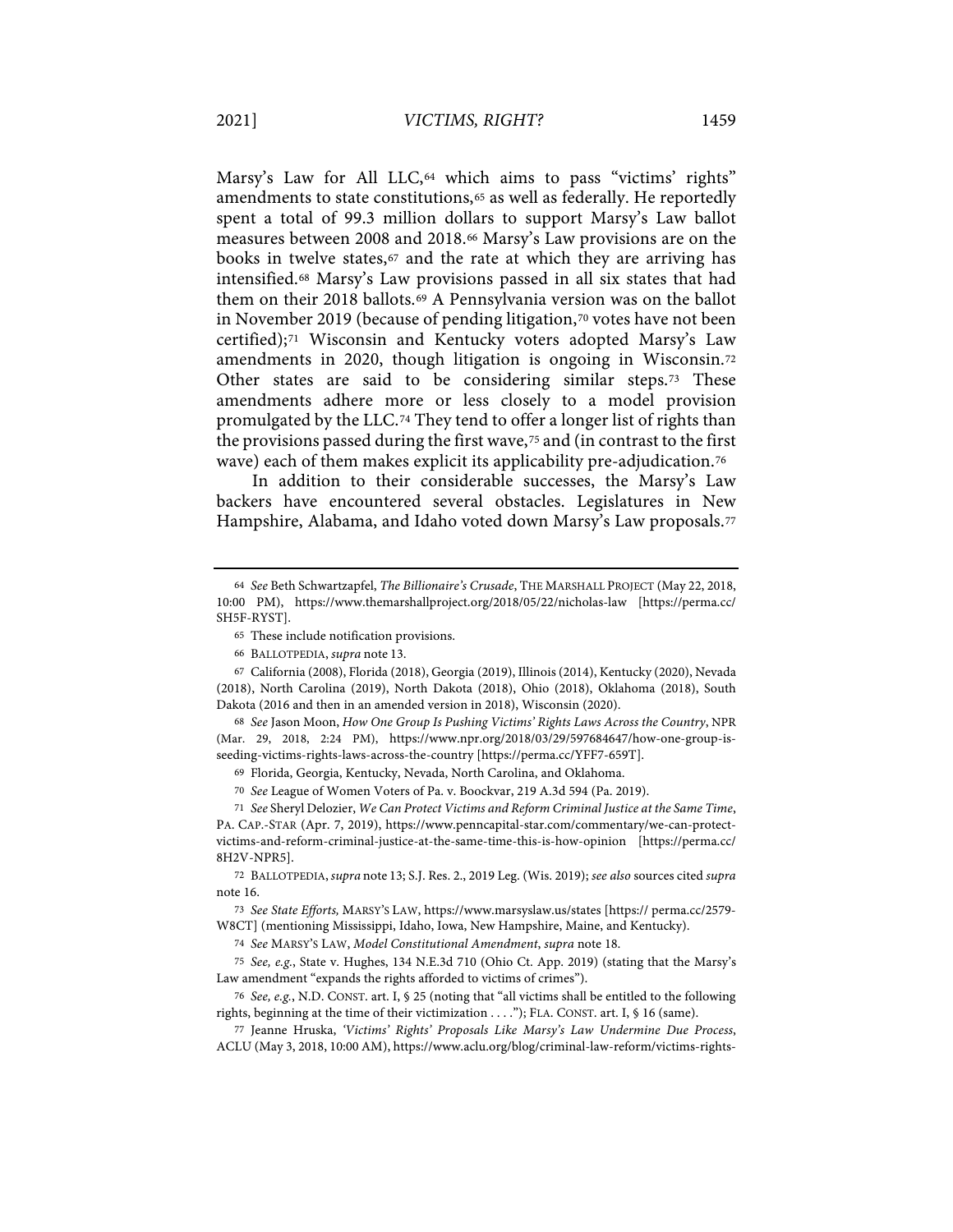Marsy's Law for All LLC,[64] which aims to pass "victims' rights" amendments to state constitutions,[65] as well as federally. He reportedly spent a total of 99.3 million dollars to support Marsy's Law ballot measures between 2008 and 2018.[66] Marsy's Law provisions are on the books in twelve states,[67] and the rate at which they are arriving has intensified.[68] Marsy's Law provisions passed in all six states that had them on their 2018 ballots.[69] A Pennsylvania version was on the ballot in November 2019 (because of pending litigation,[70] votes have not been certified);[71] Wisconsin and Kentucky voters adopted Marsy's Law amendments in 2020, though litigation is ongoing in Wisconsin.[72] Other states are said to be considering similar steps.[73] These amendments adhere more or less closely to a model provision promulgated by the LLC.[74] They tend to offer a longer list of rights than the provisions passed during the first wave,[75] and (in contrast to the first wave) each of them makes explicit its applicability pre-adjudication.[76]

In addition to their considerable successes, the Marsy's Law backers have encountered several obstacles. Legislatures in New Hampshire, Alabama, and Idaho voted down Marsy's Law proposals.[77]

---

64 *See* Beth Schwartzapfel, *The Billionaire's Crusade*, THE MARSHALL PROJECT (May 22, 2018, 10:00 PM), https://www.themarshallproject.org/2018/05/22/nicholas-law [https://perma.cc/SH5F-RYST].

65 These include notification provisions.

66 BALLOTPEDIA, *supra* note 13.

67 California (2008), Florida (2018), Georgia (2019), Illinois (2014), Kentucky (2020), Nevada (2018), North Carolina (2019), North Dakota (2018), Ohio (2018), Oklahoma (2018), South Dakota (2016 and then in an amended version in 2018), Wisconsin (2020).

68 *See* Jason Moon, *How One Group Is Pushing Victims' Rights Laws Across the Country*, NPR (Mar. 29, 2018, 2:24 PM), https://www.npr.org/2018/03/29/597684647/how-one-group-is-seeding-victims-rights-laws-across-the-country [https://perma.cc/YFF7-659T].

69 Florida, Georgia, Kentucky, Nevada, North Carolina, and Oklahoma.

70 *See* League of Women Voters of Pa. v. Boockvar, 219 A.3d 594 (Pa. 2019).

71 *See* Sheryl Delozier, *We Can Protect Victims and Reform Criminal Justice at the Same Time*, PA. CAP.-STAR (Apr. 7, 2019), https://www.penncapital-star.com/commentary/we-can-protect-victims-and-reform-criminal-justice-at-the-same-time-this-is-how-opinion [https://perma.cc/8H2V-NPR5].

72 BALLOTPEDIA, *supra* note 13; S.J. Res. 2., 2019 Leg. (Wis. 2019); *see also* sources cited *supra* note 16.

73 *See State Efforts,* MARSY'S LAW, https://www.marsyslaw.us/states [https:// perma.cc/2579-W8CT] (mentioning Mississippi, Idaho, Iowa, New Hampshire, Maine, and Kentucky).

74 *See* MARSY'S LAW, *Model Constitutional Amendment*, *supra* note 18.

75 *See, e.g.*, State v. Hughes, 134 N.E.3d 710 (Ohio Ct. App. 2019) (stating that the Marsy's Law amendment "expands the rights afforded to victims of crimes").

76 *See, e.g.*, N.D. CONST. art. I, § 25 (noting that "all victims shall be entitled to the following rights, beginning at the time of their victimization . . . ."); FLA. CONST. art. I, § 16 (same).

77 Jeanne Hruska, *'Victims' Rights' Proposals Like Marsy's Law Undermine Due Process*, ACLU (May 3, 2018, 10:00 AM), https://www.aclu.org/blog/criminal-law-reform/victims-rights-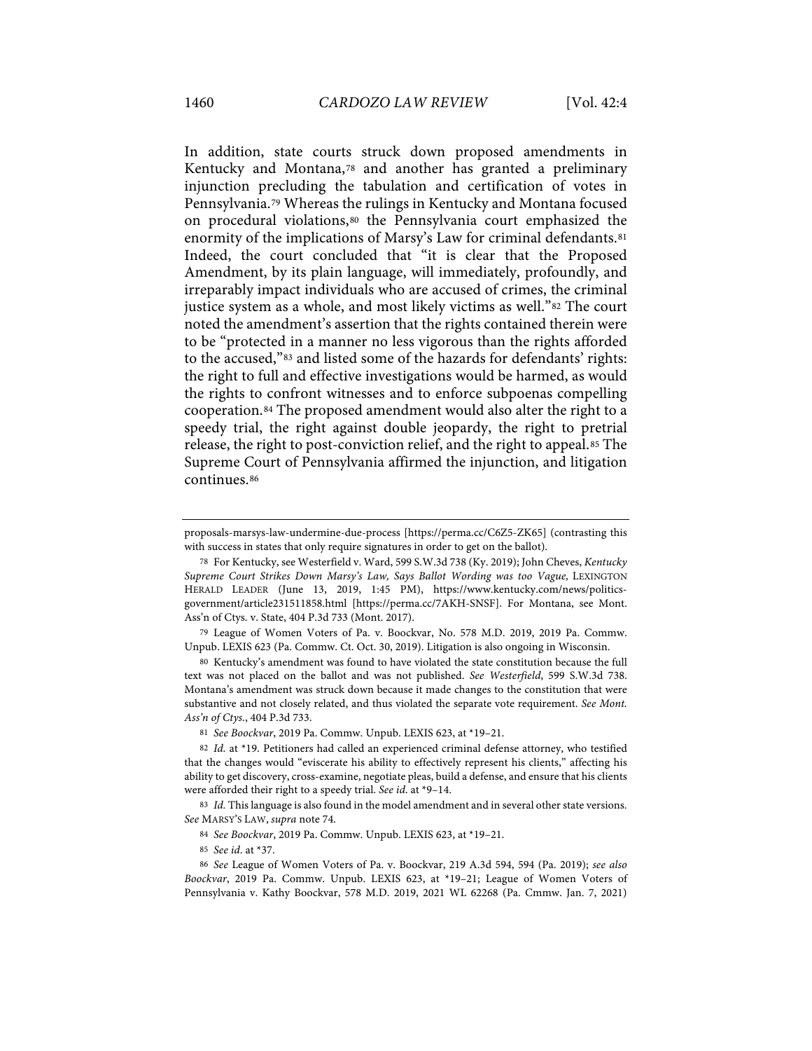In addition, state courts struck down proposed amendments in Kentucky and Montana,[78] and another has granted a preliminary injunction precluding the tabulation and certification of votes in Pennsylvania.[79] Whereas the rulings in Kentucky and Montana focused on procedural violations,[80] the Pennsylvania court emphasized the enormity of the implications of Marsy's Law for criminal defendants.[81] Indeed, the court concluded that "it is clear that the Proposed Amendment, by its plain language, will immediately, profoundly, and irreparably impact individuals who are accused of crimes, the criminal justice system as a whole, and most likely victims as well."[82] The court noted the amendment's assertion that the rights contained therein were to be "protected in a manner no less vigorous than the rights afforded to the accused,"[83] and listed some of the hazards for defendants' rights: the right to full and effective investigations would be harmed, as would the rights to confront witnesses and to enforce subpoenas compelling cooperation.[84] The proposed amendment would also alter the right to a speedy trial, the right against double jeopardy, the right to pretrial release, the right to post-conviction relief, and the right to appeal.[85] The Supreme Court of Pennsylvania affirmed the injunction, and litigation continues.[86]

---

proposals-marsys-law-undermine-due-process [https://perma.cc/C6Z5-ZK65] (contrasting this with success in states that only require signatures in order to get on the ballot).

78 For Kentucky, see Westerfield v. Ward, 599 S.W.3d 738 (Ky. 2019); John Cheves, *Kentucky Supreme Court Strikes Down Marsy's Law, Says Ballot Wording was too Vague,* LEXINGTON HERALD LEADER (June 13, 2019, 1:45 PM), https://www.kentucky.com/news/politics-government/article231511858.html [https://perma.cc/7AKH-SNSF]. For Montana, see Mont. Ass'n of Ctys. v. State, 404 P.3d 733 (Mont. 2017).

79 League of Women Voters of Pa. v. Boockvar, No. 578 M.D. 2019, 2019 Pa. Commw. Unpub. LEXIS 623 (Pa. Commw. Ct. Oct. 30, 2019). Litigation is also ongoing in Wisconsin.

80 Kentucky's amendment was found to have violated the state constitution because the full text was not placed on the ballot and was not published. *See Westerfield*, 599 S.W.3d 738. Montana's amendment was struck down because it made changes to the constitution that were substantive and not closely related, and thus violated the separate vote requirement. *See Mont. Ass'n of Ctys.*, 404 P.3d 733.

81 *See Boockvar*, 2019 Pa. Commw. Unpub. LEXIS 623, at *19–21.

82 *Id.* at *19. Petitioners had called an experienced criminal defense attorney, who testified that the changes would "eviscerate his ability to effectively represent his clients," affecting his ability to get discovery, cross-examine, negotiate pleas, build a defense, and ensure that his clients were afforded their right to a speedy trial. *See id.* at *9–14.

83 *Id.* This language is also found in the model amendment and in several other state versions. *See* MARSY'S LAW, *supra* note 74.

84 *See Boockvar*, 2019 Pa. Commw. Unpub. LEXIS 623, at *19–21.

85 *See id*. at *37.

86 *See* League of Women Voters of Pa. v. Boockvar, 219 A.3d 594, 594 (Pa. 2019); *see also Boockvar*, 2019 Pa. Commw. Unpub. LEXIS 623, at *19–21; League of Women Voters of Pennsylvania v. Kathy Boockvar, 578 M.D. 2019, 2021 WL 62268 (Pa. Cmmw. Jan. 7, 2021)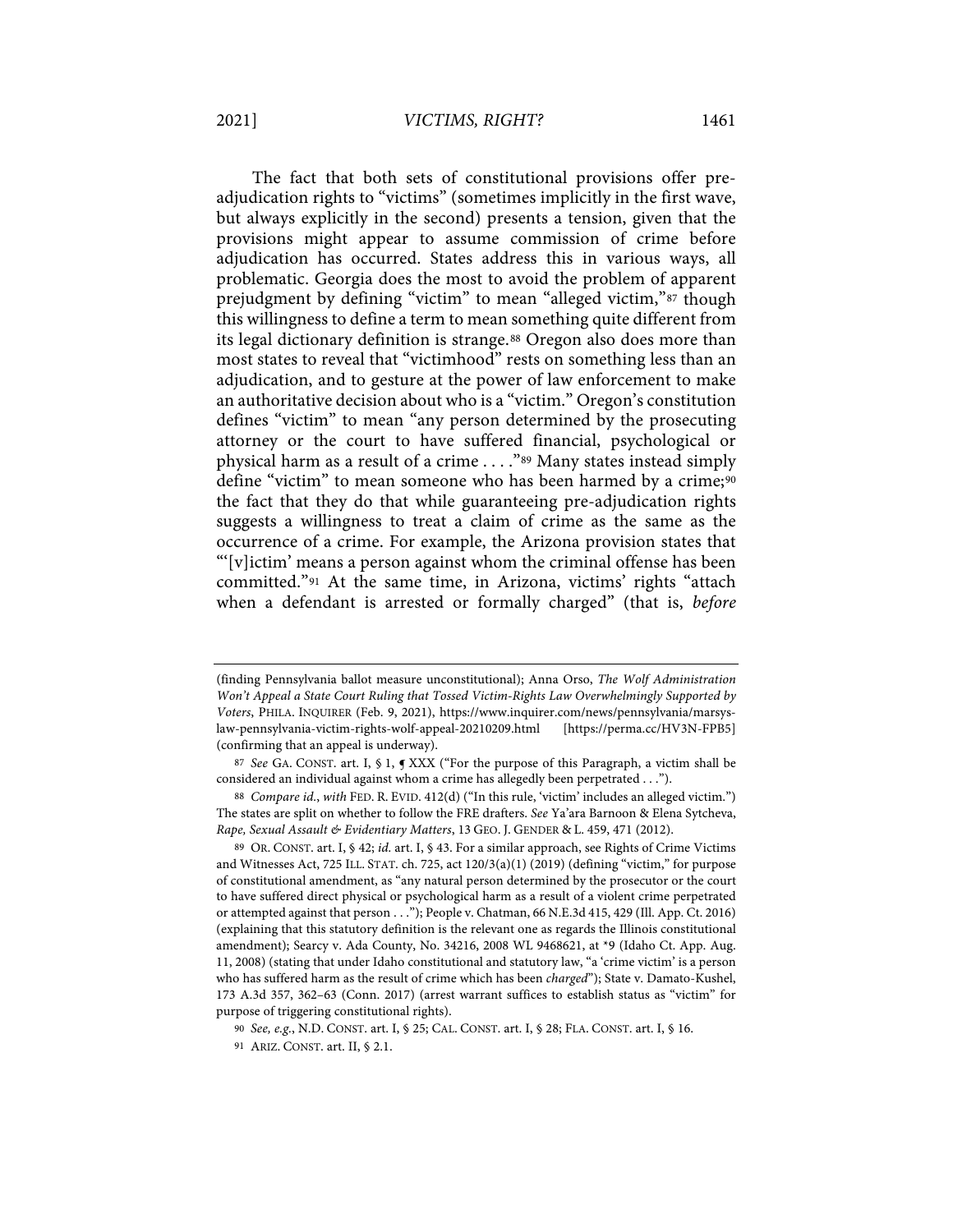The fact that both sets of constitutional provisions offer pre-adjudication rights to "victims" (sometimes implicitly in the first wave, but always explicitly in the second) presents a tension, given that the provisions might appear to assume commission of crime before adjudication has occurred. States address this in various ways, all problematic. Georgia does the most to avoid the problem of apparent prejudgment by defining "victim" to mean "alleged victim,"[87] though this willingness to define a term to mean something quite different from its legal dictionary definition is strange.[88] Oregon also does more than most states to reveal that "victimhood" rests on something less than an adjudication, and to gesture at the power of law enforcement to make an authoritative decision about who is a "victim." Oregon's constitution defines "victim" to mean "any person determined by the prosecuting attorney or the court to have suffered financial, psychological or physical harm as a result of a crime . . . ."[89] Many states instead simply define "victim" to mean someone who has been harmed by a crime;[90] the fact that they do that while guaranteeing pre-adjudication rights suggests a willingness to treat a claim of crime as the same as the occurrence of a crime. For example, the Arizona provision states that "'[v]ictim' means a person against whom the criminal offense has been committed."[91] At the same time, in Arizona, victims' rights "attach when a defendant is arrested or formally charged" (that is, *before*

---

(finding Pennsylvania ballot measure unconstitutional); Anna Orso, *The Wolf Administration Won't Appeal a State Court Ruling that Tossed Victim-Rights Law Overwhelmingly Supported by Voters*, PHILA. INQUIRER (Feb. 9, 2021), https://www.inquirer.com/news/pennsylvania/marsys-law-pennsylvania-victim-rights-wolf-appeal-20210209.html [https://perma.cc/HV3N-FPB5] (confirming that an appeal is underway).

87 *See* GA. CONST. art. I, § 1, ¶ XXX ("For the purpose of this Paragraph, a victim shall be considered an individual against whom a crime has allegedly been perpetrated . . .").

88 *Compare id.*, *with* FED. R. EVID. 412(d) ("In this rule, 'victim' includes an alleged victim.") The states are split on whether to follow the FRE drafters. *See* Ya'ara Barnoon & Elena Sytcheva, *Rape, Sexual Assault & Evidentiary Matters*, 13 GEO. J. GENDER & L. 459, 471 (2012).

89 OR. CONST. art. I, § 42; *id.* art. I, § 43. For a similar approach, see Rights of Crime Victims and Witnesses Act, 725 ILL. STAT. ch. 725, act 120/3(a)(1) (2019) (defining "victim," for purpose of constitutional amendment, as "any natural person determined by the prosecutor or the court to have suffered direct physical or psychological harm as a result of a violent crime perpetrated or attempted against that person . . ."); People v. Chatman, 66 N.E.3d 415, 429 (Ill. App. Ct. 2016) (explaining that this statutory definition is the relevant one as regards the Illinois constitutional amendment); Searcy v. Ada County, No. 34216, 2008 WL 9468621, at *9 (Idaho Ct. App. Aug. 11, 2008) (stating that under Idaho constitutional and statutory law, "a 'crime victim' is a person who has suffered harm as the result of crime which has been *charged*"); State v. Damato-Kushel, 173 A.3d 357, 362–63 (Conn. 2017) (arrest warrant suffices to establish status as "victim" for purpose of triggering constitutional rights).

90 *See, e.g.*, N.D. CONST. art. I, § 25; CAL. CONST. art. I, § 28; FLA. CONST. art. I, § 16.

91 ARIZ. CONST. art. II, § 2.1.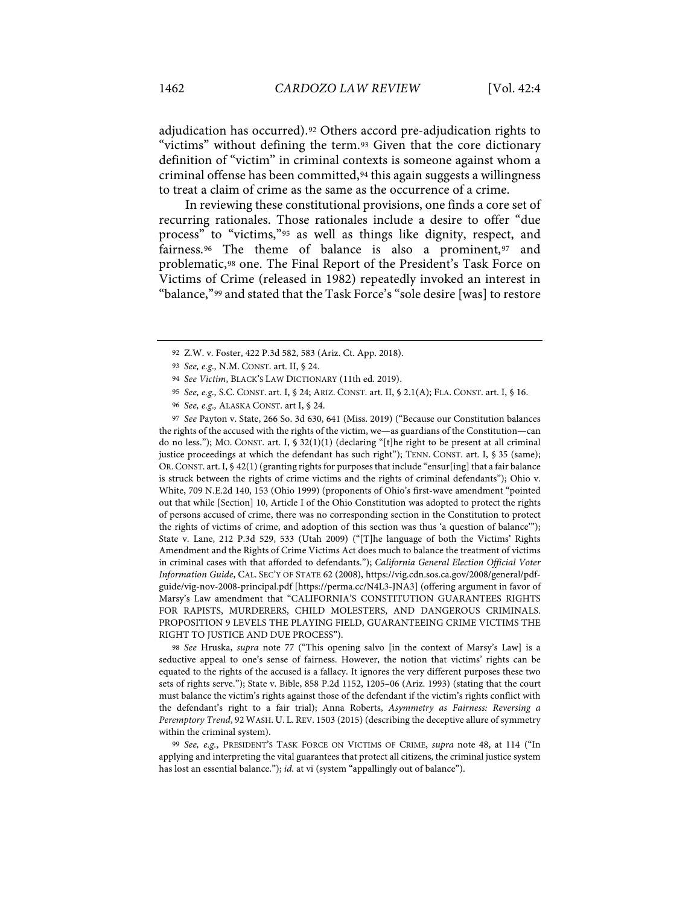adjudication has occurred).[92] Others accord pre-adjudication rights to "victims" without defining the term.[93] Given that the core dictionary definition of "victim" in criminal contexts is someone against whom a criminal offense has been committed,[94] this again suggests a willingness to treat a claim of crime as the same as the occurrence of a crime.

In reviewing these constitutional provisions, one finds a core set of recurring rationales. Those rationales include a desire to offer "due process" to "victims,"[95] as well as things like dignity, respect, and fairness.[96] The theme of balance is also a prominent,[97] and problematic,[98] one. The Final Report of the President's Task Force on Victims of Crime (released in 1982) repeatedly invoked an interest in "balance,"[99] and stated that the Task Force's "sole desire [was] to restore

---

92 Z.W. v. Foster, 422 P.3d 582, 583 (Ariz. Ct. App. 2018).

93 *See, e.g.,* N.M. CONST. art. II, § 24.

94 *See Victim*, BLACK'S LAW DICTIONARY (11th ed. 2019).

95 *See, e.g.,* S.C. CONST. art. I, § 24; ARIZ. CONST. art. II, § 2.1(A); FLA. CONST. art. I, § 16.

96 *See, e.g.,* ALASKA CONST. art I, § 24.

97 *See* Payton v. State, 266 So. 3d 630, 641 (Miss. 2019) ("Because our Constitution balances the rights of the accused with the rights of the victim, we—as guardians of the Constitution—can do no less."); MO. CONST. art. I, § 32(1)(1) (declaring "[t]he right to be present at all criminal justice proceedings at which the defendant has such right"); TENN. CONST. art. I, § 35 (same); OR. CONST. art. I, § 42(1) (granting rights for purposes that include "ensur[ing] that a fair balance is struck between the rights of crime victims and the rights of criminal defendants"); Ohio v. White, 709 N.E.2d 140, 153 (Ohio 1999) (proponents of Ohio's first-wave amendment "pointed out that while [Section] 10, Article I of the Ohio Constitution was adopted to protect the rights of persons accused of crime, there was no corresponding section in the Constitution to protect the rights of victims of crime, and adoption of this section was thus 'a question of balance'"); State v. Lane, 212 P.3d 529, 533 (Utah 2009) ("[T]he language of both the Victims' Rights Amendment and the Rights of Crime Victims Act does much to balance the treatment of victims in criminal cases with that afforded to defendants."); *California General Election Official Voter Information Guide*, CAL. SEC'Y OF STATE 62 (2008), https://vig.cdn.sos.ca.gov/2008/general/pdf-guide/vig-nov-2008-principal.pdf [https://perma.cc/N4L3-JNA3] (offering argument in favor of Marsy's Law amendment that "CALIFORNIA'S CONSTITUTION GUARANTEES RIGHTS FOR RAPISTS, MURDERERS, CHILD MOLESTERS, AND DANGEROUS CRIMINALS. PROPOSITION 9 LEVELS THE PLAYING FIELD, GUARANTEEING CRIME VICTIMS THE RIGHT TO JUSTICE AND DUE PROCESS").

98 *See* Hruska, *supra* note 77 ("This opening salvo [in the context of Marsy's Law] is a seductive appeal to one's sense of fairness. However, the notion that victims' rights can be equated to the rights of the accused is a fallacy. It ignores the very different purposes these two sets of rights serve."); State v. Bible, 858 P.2d 1152, 1205–06 (Ariz. 1993) (stating that the court must balance the victim's rights against those of the defendant if the victim's rights conflict with the defendant's right to a fair trial); Anna Roberts, *Asymmetry as Fairness: Reversing a Peremptory Trend*, 92 WASH. U. L. REV. 1503 (2015) (describing the deceptive allure of symmetry within the criminal system).

99 *See, e.g.*, PRESIDENT'S TASK FORCE ON VICTIMS OF CRIME, *supra* note 48, at 114 ("In applying and interpreting the vital guarantees that protect all citizens, the criminal justice system has lost an essential balance."); *id.* at vi (system "appallingly out of balance").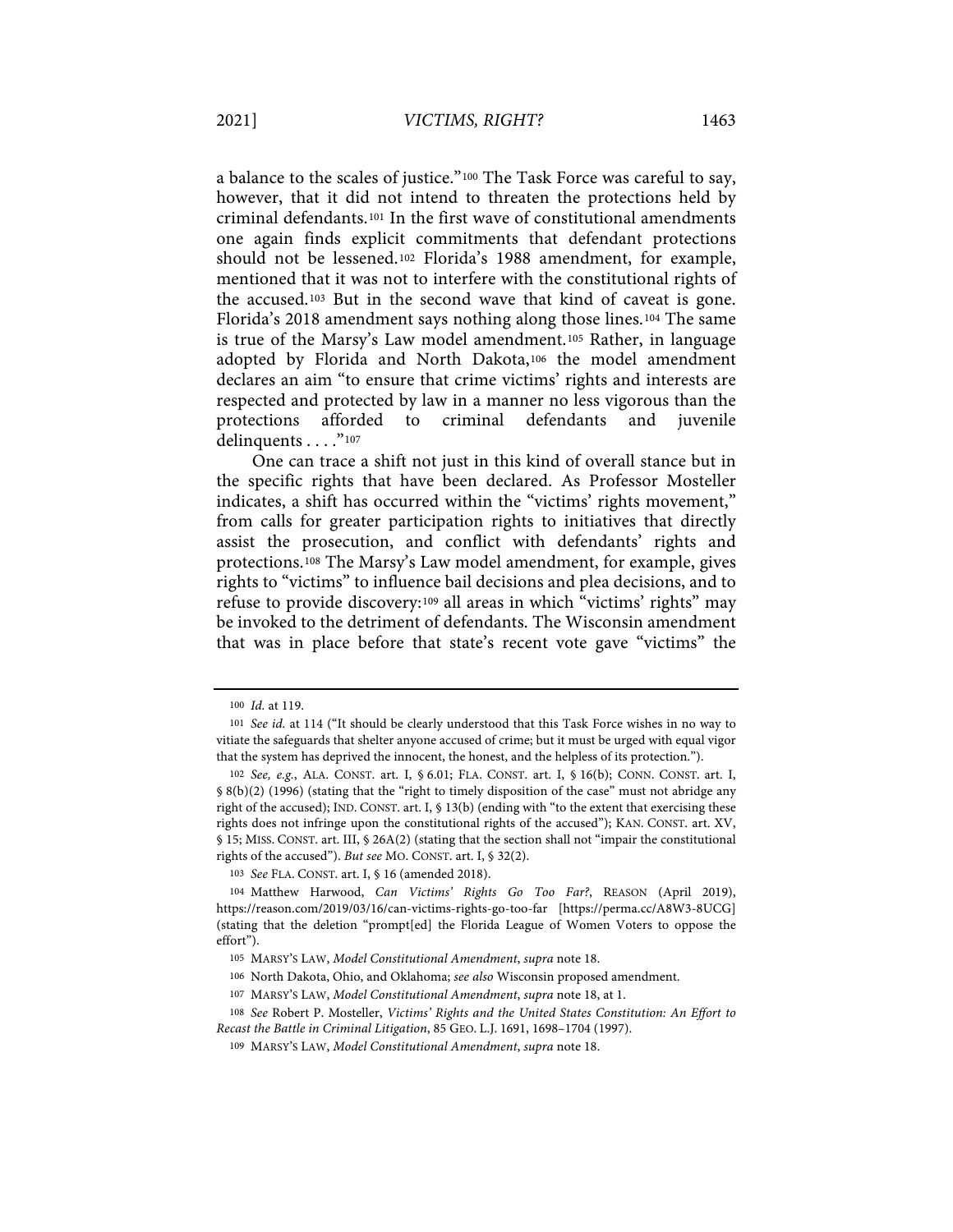a balance to the scales of justice."[100] The Task Force was careful to say, however, that it did not intend to threaten the protections held by criminal defendants.[101] In the first wave of constitutional amendments one again finds explicit commitments that defendant protections should not be lessened.[102] Florida's 1988 amendment, for example, mentioned that it was not to interfere with the constitutional rights of the accused.[103] But in the second wave that kind of caveat is gone. Florida's 2018 amendment says nothing along those lines.[104] The same is true of the Marsy's Law model amendment.[105] Rather, in language adopted by Florida and North Dakota,[106] the model amendment declares an aim "to ensure that crime victims' rights and interests are respected and protected by law in a manner no less vigorous than the protections afforded to criminal defendants and juvenile delinquents . . . ."[107]

One can trace a shift not just in this kind of overall stance but in the specific rights that have been declared. As Professor Mosteller indicates, a shift has occurred within the "victims' rights movement," from calls for greater participation rights to initiatives that directly assist the prosecution, and conflict with defendants' rights and protections.[108] The Marsy's Law model amendment, for example, gives rights to "victims" to influence bail decisions and plea decisions, and to refuse to provide discovery:[109] all areas in which "victims' rights" may be invoked to the detriment of defendants. The Wisconsin amendment that was in place before that state's recent vote gave "victims" the

---

100 *Id.* at 119.

101 *See id.* at 114 ("It should be clearly understood that this Task Force wishes in no way to vitiate the safeguards that shelter anyone accused of crime; but it must be urged with equal vigor that the system has deprived the innocent, the honest, and the helpless of its protection.").

102 *See, e.g.*, ALA. CONST. art. I, § 6.01; FLA. CONST. art. I, § 16(b); CONN. CONST. art. I, § 8(b)(2) (1996) (stating that the "right to timely disposition of the case" must not abridge any right of the accused); IND. CONST. art. I, § 13(b) (ending with "to the extent that exercising these rights does not infringe upon the constitutional rights of the accused"); KAN. CONST. art. XV, § 15; MISS. CONST. art. III, § 26A(2) (stating that the section shall not "impair the constitutional rights of the accused"). *But see* MO. CONST. art. I, § 32(2).

103 *See* FLA. CONST. art. I, § 16 (amended 2018).

104 Matthew Harwood, *Can Victims' Rights Go Too Far?*, REASON (April 2019), https://reason.com/2019/03/16/can-victims-rights-go-too-far [https://perma.cc/A8W3-8UCG] (stating that the deletion "prompt[ed] the Florida League of Women Voters to oppose the effort").

105 MARSY'S LAW, *Model Constitutional Amendment*, *supra* note 18.

106 North Dakota, Ohio, and Oklahoma; *see also* Wisconsin proposed amendment.

107 MARSY'S LAW, *Model Constitutional Amendment*, *supra* note 18, at 1.

108 *See* Robert P. Mosteller, *Victims' Rights and the United States Constitution: An Effort to Recast the Battle in Criminal Litigation*, 85 GEO. L.J. 1691, 1698–1704 (1997).

109 MARSY'S LAW, *Model Constitutional Amendment*, *supra* note 18.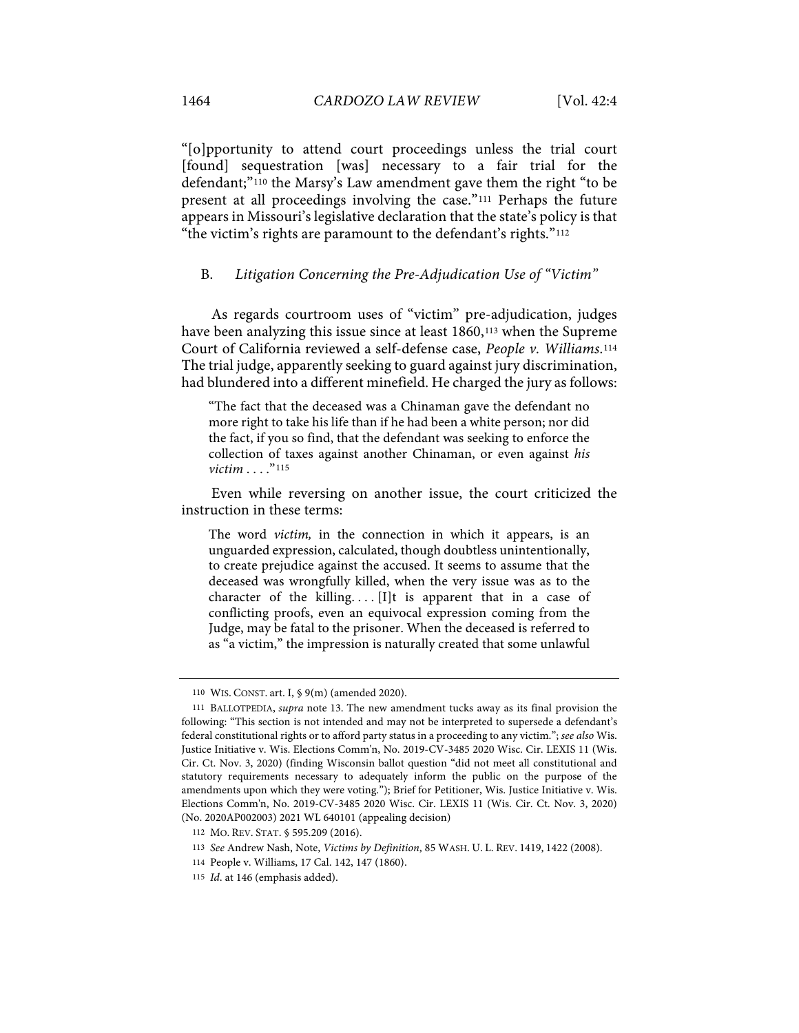"[o]pportunity to attend court proceedings unless the trial court [found] sequestration [was] necessary to a fair trial for the defendant;"[110] the Marsy's Law amendment gave them the right "to be present at all proceedings involving the case."[111] Perhaps the future appears in Missouri's legislative declaration that the state's policy is that "the victim's rights are paramount to the defendant's rights."[112]

### B. *Litigation Concerning the Pre-Adjudication Use of "Victim"*

As regards courtroom uses of "victim" pre-adjudication, judges have been analyzing this issue since at least 1860,[113] when the Supreme Court of California reviewed a self-defense case, *People v. Williams*.[114] The trial judge, apparently seeking to guard against jury discrimination, had blundered into a different minefield. He charged the jury as follows:

> "The fact that the deceased was a Chinaman gave the defendant no more right to take his life than if he had been a white person; nor did the fact, if you so find, that the defendant was seeking to enforce the collection of taxes against another Chinaman, or even against *his victim* . . . ."[115]

Even while reversing on another issue, the court criticized the instruction in these terms:

> The word *victim,* in the connection in which it appears, is an unguarded expression, calculated, though doubtless unintentionally, to create prejudice against the accused. It seems to assume that the deceased was wrongfully killed, when the very issue was as to the character of the killing. . . . [I]t is apparent that in a case of conflicting proofs, even an equivocal expression coming from the Judge, may be fatal to the prisoner. When the deceased is referred to as "a victim," the impression is naturally created that some unlawful

---

110 WIS. CONST. art. I, § 9(m) (amended 2020).

111 BALLOTPEDIA, *supra* note 13. The new amendment tucks away as its final provision the following: "This section is not intended and may not be interpreted to supersede a defendant's federal constitutional rights or to afford party status in a proceeding to any victim."; *see also* Wis. Justice Initiative v. Wis. Elections Comm'n, No. 2019-CV-3485 2020 Wisc. Cir. LEXIS 11 (Wis. Cir. Ct. Nov. 3, 2020) (finding Wisconsin ballot question "did not meet all constitutional and statutory requirements necessary to adequately inform the public on the purpose of the amendments upon which they were voting."); Brief for Petitioner, Wis. Justice Initiative v. Wis. Elections Comm'n, No. 2019-CV-3485 2020 Wisc. Cir. LEXIS 11 (Wis. Cir. Ct. Nov. 3, 2020) (No. 2020AP002003) 2021 WL 640101 (appealing decision)

112 MO. REV. STAT. § 595.209 (2016).

113 *See* Andrew Nash, Note, *Victims by Definition*, 85 WASH. U. L. REV. 1419, 1422 (2008).

114 People v. Williams, 17 Cal. 142, 147 (1860).

115 *Id.* at 146 (emphasis added).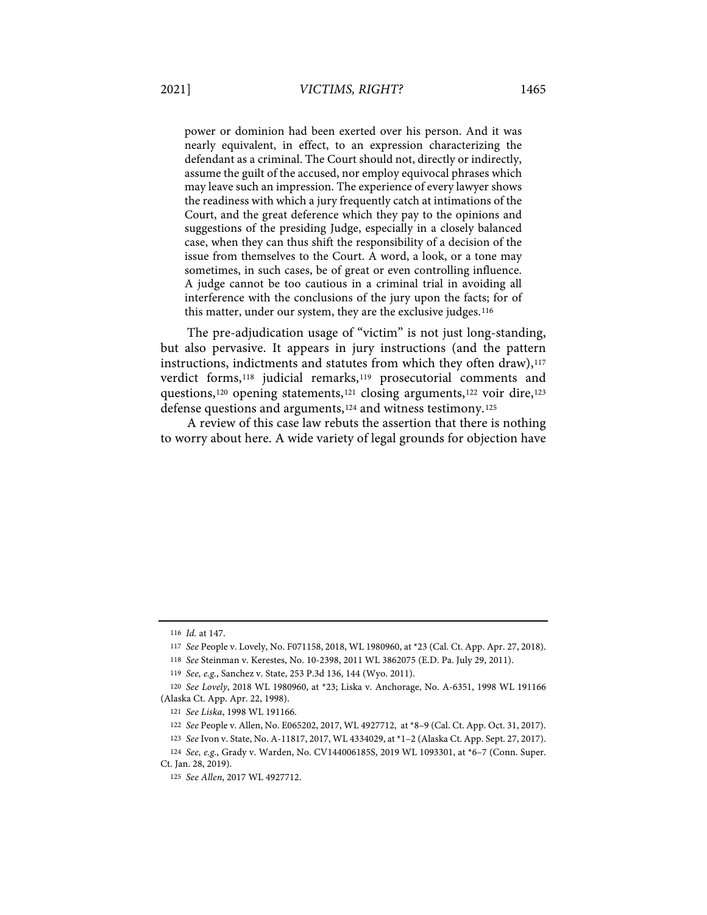> power or dominion had been exerted over his person. And it was nearly equivalent, in effect, to an expression characterizing the defendant as a criminal. The Court should not, directly or indirectly, assume the guilt of the accused, nor employ equivocal phrases which may leave such an impression. The experience of every lawyer shows the readiness with which a jury frequently catch at intimations of the Court, and the great deference which they pay to the opinions and suggestions of the presiding Judge, especially in a closely balanced case, when they can thus shift the responsibility of a decision of the issue from themselves to the Court. A word, a look, or a tone may sometimes, in such cases, be of great or even controlling influence. A judge cannot be too cautious in a criminal trial in avoiding all interference with the conclusions of the jury upon the facts; for of this matter, under our system, they are the exclusive judges.[116]

The pre-adjudication usage of "victim" is not just long-standing, but also pervasive. It appears in jury instructions (and the pattern instructions, indictments and statutes from which they often draw),[117] verdict forms,[118] judicial remarks,[119] prosecutorial comments and questions,[120] opening statements,[121] closing arguments,[122] voir dire,[123] defense questions and arguments,[124] and witness testimony.[125]

A review of this case law rebuts the assertion that there is nothing to worry about here. A wide variety of legal grounds for objection have

---

116 *Id.* at 147.

117 *See* People v. Lovely, No. F071158, 2018, WL 1980960, at *23 (Cal. Ct. App. Apr. 27, 2018).

118 *See* Steinman v. Kerestes, No. 10-2398, 2011 WL 3862075 (E.D. Pa. July 29, 2011).

119 *See, e.g.*, Sanchez v. State, 253 P.3d 136, 144 (Wyo. 2011).

120 *See Lovely*, 2018 WL 1980960, at *23; Liska v. Anchorage, No. A-6351, 1998 WL 191166 (Alaska Ct. App. Apr. 22, 1998).

121 *See Liska*, 1998 WL 191166.

122 *See* People v. Allen, No. E065202, 2017, WL 4927712, at *8–9 (Cal. Ct. App. Oct. 31, 2017).

123 *See* Ivon v. State, No. A-11817, 2017, WL 4334029, at *1–2 (Alaska Ct. App. Sept. 27, 2017).

124 *See, e.g.*, Grady v. Warden, No. CV144006185S, 2019 WL 1093301, at *6–7 (Conn. Super. Ct. Jan. 28, 2019).

125 *See Allen*, 2017 WL 4927712.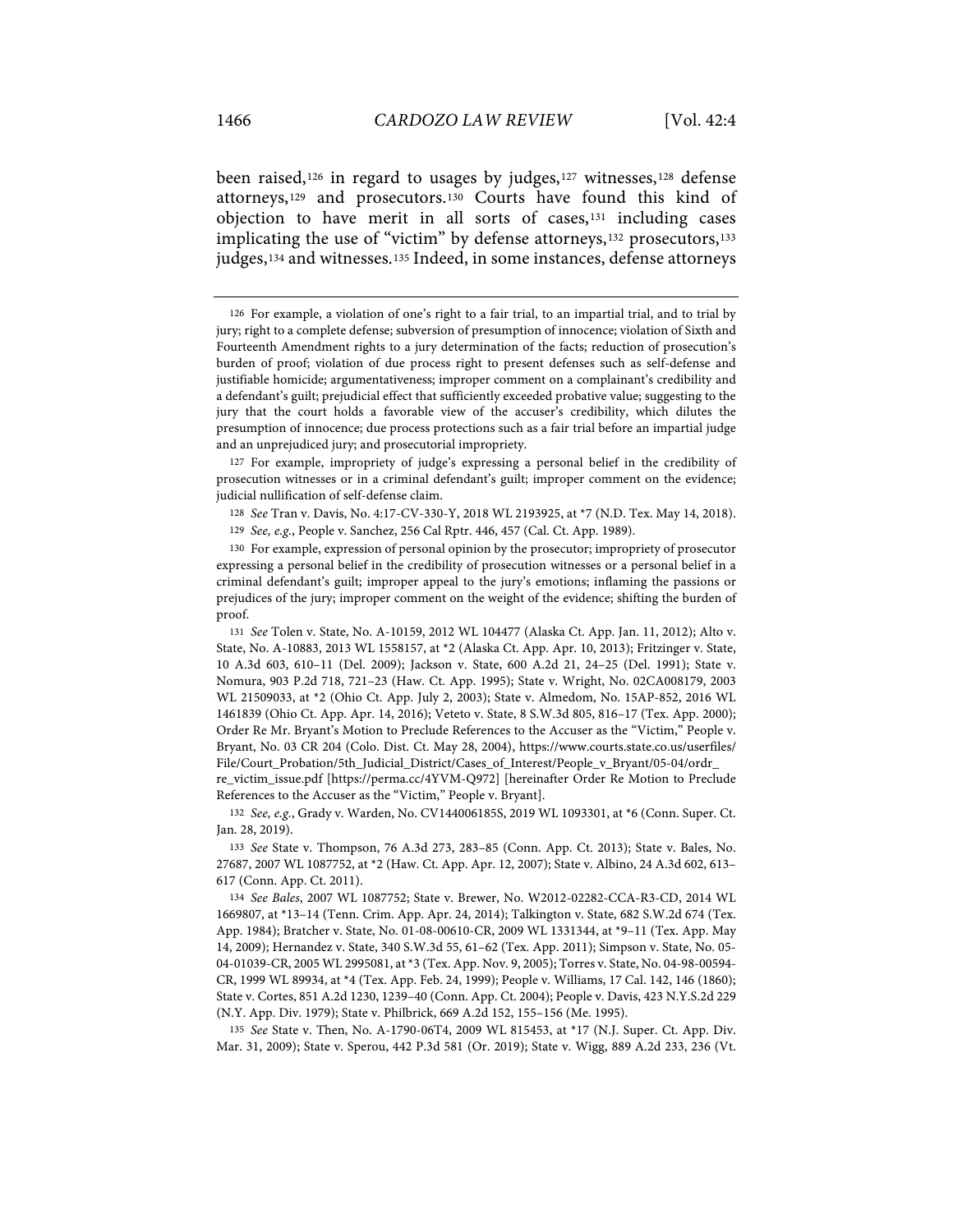been raised,[126] in regard to usages by judges,[127] witnesses,[128] defense attorneys,[129] and prosecutors.[130] Courts have found this kind of objection to have merit in all sorts of cases,[131] including cases implicating the use of "victim" by defense attorneys,[132] prosecutors,[133] judges,[134] and witnesses.[135] Indeed, in some instances, defense attorneys

---

126 For example, a violation of one's right to a fair trial, to an impartial trial, and to trial by jury; right to a complete defense; subversion of presumption of innocence; violation of Sixth and Fourteenth Amendment rights to a jury determination of the facts; reduction of prosecution's burden of proof; violation of due process right to present defenses such as self-defense and justifiable homicide; argumentativeness; improper comment on a complainant's credibility and a defendant's guilt; prejudicial effect that sufficiently exceeded probative value; suggesting to the jury that the court holds a favorable view of the accuser's credibility, which dilutes the presumption of innocence; due process protections such as a fair trial before an impartial judge and an unprejudiced jury; and prosecutorial impropriety.

127 For example, impropriety of judge's expressing a personal belief in the credibility of prosecution witnesses or in a criminal defendant's guilt; improper comment on the evidence; judicial nullification of self-defense claim.

128 *See* Tran v. Davis, No. 4:17-CV-330-Y, 2018 WL 2193925, at *7 (N.D. Tex. May 14, 2018).

129 *See, e.g.*, People v. Sanchez, 256 Cal Rptr. 446, 457 (Cal. Ct. App. 1989).

130 For example, expression of personal opinion by the prosecutor; impropriety of prosecutor expressing a personal belief in the credibility of prosecution witnesses or a personal belief in a criminal defendant's guilt; improper appeal to the jury's emotions; inflaming the passions or prejudices of the jury; improper comment on the weight of the evidence; shifting the burden of proof.

131 *See* Tolen v. State, No. A-10159, 2012 WL 104477 (Alaska Ct. App. Jan. 11, 2012); Alto v. State, No. A-10883, 2013 WL 1558157, at *2 (Alaska Ct. App. Apr. 10, 2013); Fritzinger v. State, 10 A.3d 603, 610–11 (Del. 2009); Jackson v. State, 600 A.2d 21, 24–25 (Del. 1991); State v. Nomura, 903 P.2d 718, 721–23 (Haw. Ct. App. 1995); State v. Wright, No. 02CA008179, 2003 WL 21509033, at *2 (Ohio Ct. App. July 2, 2003); State v. Almedom, No. 15AP-852, 2016 WL 1461839 (Ohio Ct. App. Apr. 14, 2016); Veteto v. State, 8 S.W.3d 805, 816–17 (Tex. App. 2000); Order Re Mr. Bryant's Motion to Preclude References to the Accuser as the "Victim," People v. Bryant, No. 03 CR 204 (Colo. Dist. Ct. May 28, 2004), https://www.courts.state.co.us/userfiles/File/Court_Probation/5th_Judicial_District/Cases_of_Interest/People_v_Bryant/05-04/ordr_re_victim_issue.pdf [https://perma.cc/4YVM-Q972] [hereinafter Order Re Motion to Preclude References to the Accuser as the "Victim," People v. Bryant].

132 *See, e.g.*, Grady v. Warden, No. CV144006185S, 2019 WL 1093301, at *6 (Conn. Super. Ct. Jan. 28, 2019).

133 *See* State v. Thompson, 76 A.3d 273, 283–85 (Conn. App. Ct. 2013); State v. Bales, No. 27687, 2007 WL 1087752, at *2 (Haw. Ct. App. Apr. 12, 2007); State v. Albino, 24 A.3d 602, 613–617 (Conn. App. Ct. 2011).

134 *See Bales*, 2007 WL 1087752; State v. Brewer, No. W2012-02282-CCA-R3-CD, 2014 WL 1669807, at *13–14 (Tenn. Crim. App. Apr. 24, 2014); Talkington v. State, 682 S.W.2d 674 (Tex. App. 1984); Bratcher v. State, No. 01-08-00610-CR, 2009 WL 1331344, at *9–11 (Tex. App. May 14, 2009); Hernandez v. State, 340 S.W.3d 55, 61–62 (Tex. App. 2011); Simpson v. State, No. 05-04-01039-CR, 2005 WL 2995081, at *3 (Tex. App. Nov. 9, 2005); Torres v. State, No. 04-98-00594-CR, 1999 WL 89934, at *4 (Tex. App. Feb. 24, 1999); People v. Williams, 17 Cal. 142, 146 (1860); State v. Cortes, 851 A.2d 1230, 1239–40 (Conn. App. Ct. 2004); People v. Davis, 423 N.Y.S.2d 229 (N.Y. App. Div. 1979); State v. Philbrick, 669 A.2d 152, 155–156 (Me. 1995).

135 *See* State v. Then, No. A-1790-06T4, 2009 WL 815453, at *17 (N.J. Super. Ct. App. Div. Mar. 31, 2009); State v. Sperou, 442 P.3d 581 (Or. 2019); State v. Wigg, 889 A.2d 233, 236 (Vt.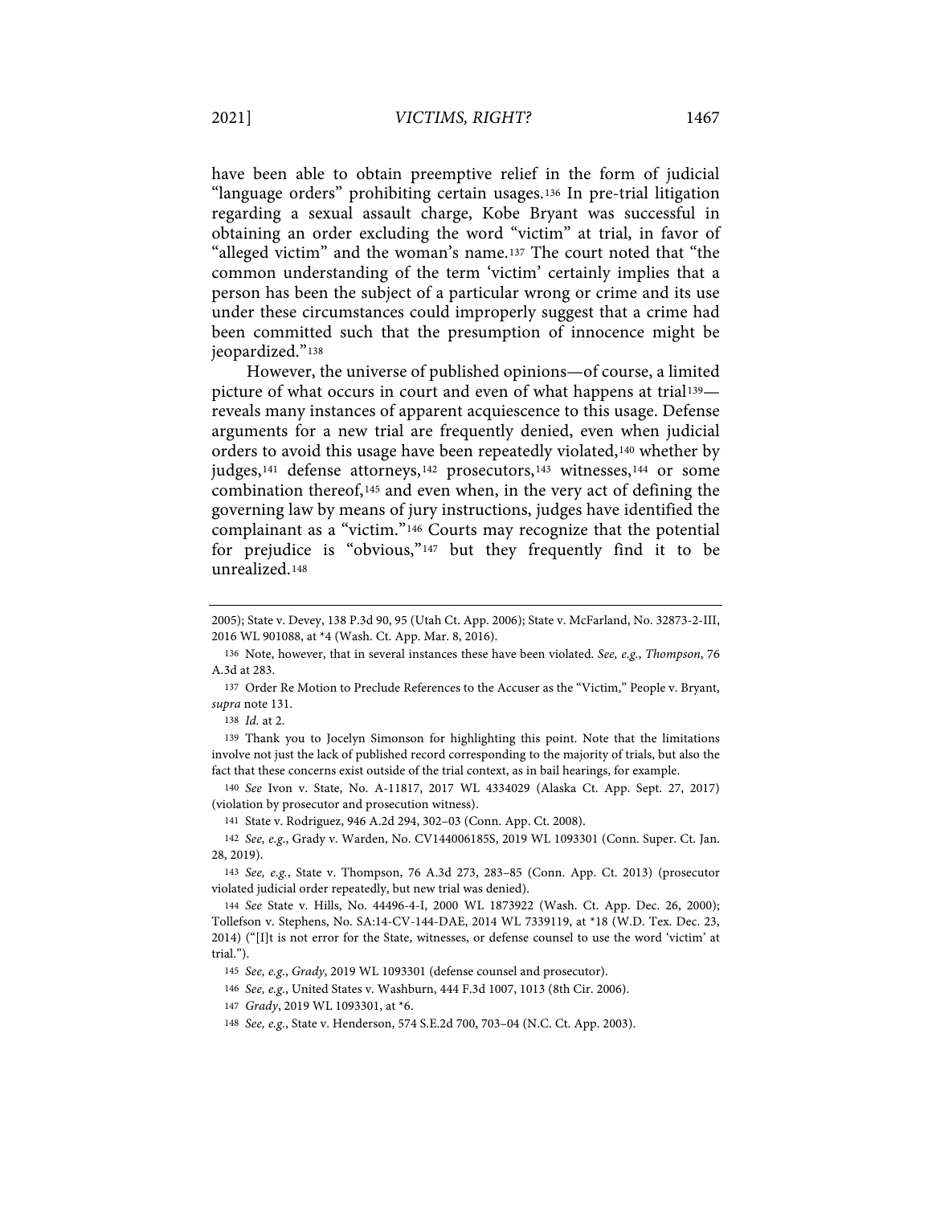have been able to obtain preemptive relief in the form of judicial "language orders" prohibiting certain usages.[136] In pre-trial litigation regarding a sexual assault charge, Kobe Bryant was successful in obtaining an order excluding the word "victim" at trial, in favor of "alleged victim" and the woman's name.[137] The court noted that "the common understanding of the term 'victim' certainly implies that a person has been the subject of a particular wrong or crime and its use under these circumstances could improperly suggest that a crime had been committed such that the presumption of innocence might be jeopardized."[138]

However, the universe of published opinions—of course, a limited picture of what occurs in court and even of what happens at trial[139]—reveals many instances of apparent acquiescence to this usage. Defense arguments for a new trial are frequently denied, even when judicial orders to avoid this usage have been repeatedly violated,[140] whether by judges,[141] defense attorneys,[142] prosecutors,[143] witnesses,[144] or some combination thereof,[145] and even when, in the very act of defining the governing law by means of jury instructions, judges have identified the complainant as a "victim."[146] Courts may recognize that the potential for prejudice is "obvious,"[147] but they frequently find it to be unrealized.[148]

---

2005); State v. Devey, 138 P.3d 90, 95 (Utah Ct. App. 2006); State v. McFarland, No. 32873-2-III, 2016 WL 901088, at *4 (Wash. Ct. App. Mar. 8, 2016).

136 Note, however, that in several instances these have been violated. *See, e.g.*, *Thompson*, 76 A.3d at 283.

137 Order Re Motion to Preclude References to the Accuser as the "Victim," People v. Bryant, *supra* note 131.

138 *Id.* at 2.

139 Thank you to Jocelyn Simonson for highlighting this point. Note that the limitations involve not just the lack of published record corresponding to the majority of trials, but also the fact that these concerns exist outside of the trial context, as in bail hearings, for example.

140 *See* Ivon v. State, No. A-11817, 2017 WL 4334029 (Alaska Ct. App. Sept. 27, 2017) (violation by prosecutor and prosecution witness).

141 State v. Rodriguez, 946 A.2d 294, 302–03 (Conn. App. Ct. 2008).

142 *See, e.g.*, Grady v. Warden, No. CV144006185S, 2019 WL 1093301 (Conn. Super. Ct. Jan. 28, 2019).

143 *See, e.g.*, State v. Thompson, 76 A.3d 273, 283–85 (Conn. App. Ct. 2013) (prosecutor violated judicial order repeatedly, but new trial was denied).

144 *See* State v. Hills, No. 44496-4-I, 2000 WL 1873922 (Wash. Ct. App. Dec. 26, 2000); Tollefson v. Stephens, No. SA:14-CV-144-DAE, 2014 WL 7339119, at *18 (W.D. Tex. Dec. 23, 2014) ("[I]t is not error for the State, witnesses, or defense counsel to use the word 'victim' at trial.").

145 *See, e.g.*, *Grady*, 2019 WL 1093301 (defense counsel and prosecutor).

146 *See, e.g.*, United States v. Washburn, 444 F.3d 1007, 1013 (8th Cir. 2006).

147 *Grady*, 2019 WL 1093301, at *6.

148 *See, e.g.*, State v. Henderson, 574 S.E.2d 700, 703–04 (N.C. Ct. App. 2003).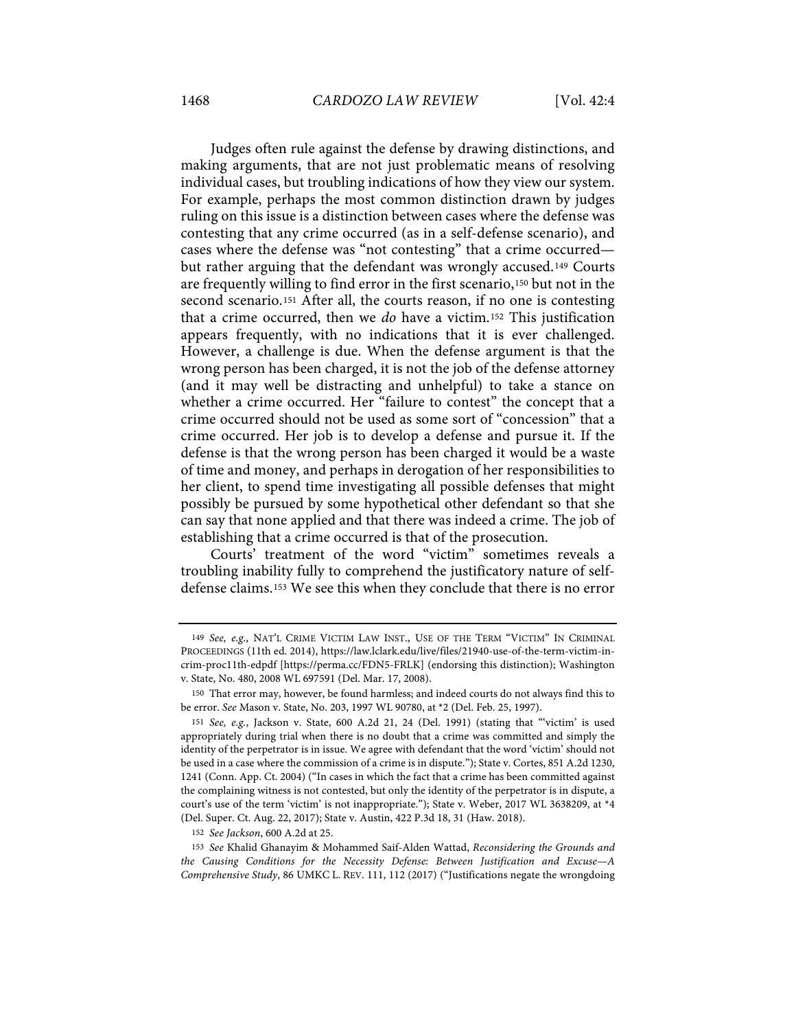Judges often rule against the defense by drawing distinctions, and making arguments, that are not just problematic means of resolving individual cases, but troubling indications of how they view our system. For example, perhaps the most common distinction drawn by judges ruling on this issue is a distinction between cases where the defense was contesting that any crime occurred (as in a self-defense scenario), and cases where the defense was "not contesting" that a crime occurred—but rather arguing that the defendant was wrongly accused.[149] Courts are frequently willing to find error in the first scenario,[150] but not in the second scenario.[151] After all, the courts reason, if no one is contesting that a crime occurred, then we *do* have a victim.[152] This justification appears frequently, with no indications that it is ever challenged. However, a challenge is due. When the defense argument is that the wrong person has been charged, it is not the job of the defense attorney (and it may well be distracting and unhelpful) to take a stance on whether a crime occurred. Her "failure to contest" the concept that a crime occurred should not be used as some sort of "concession" that a crime occurred. Her job is to develop a defense and pursue it. If the defense is that the wrong person has been charged it would be a waste of time and money, and perhaps in derogation of her responsibilities to her client, to spend time investigating all possible defenses that might possibly be pursued by some hypothetical other defendant so that she can say that none applied and that there was indeed a crime. The job of establishing that a crime occurred is that of the prosecution.

Courts' treatment of the word "victim" sometimes reveals a troubling inability fully to comprehend the justificatory nature of self-defense claims.[153] We see this when they conclude that there is no error

---

149 *See, e.g.*, NAT'L CRIME VICTIM LAW INST., USE OF THE TERM "VICTIM" IN CRIMINAL PROCEEDINGS (11th ed. 2014), https://law.lclark.edu/live/files/21940-use-of-the-term-victim-in-crim-proc11th-edpdf [https://perma.cc/FDN5-FRLK] (endorsing this distinction); Washington v. State, No. 480, 2008 WL 697591 (Del. Mar. 17, 2008).

150 That error may, however, be found harmless; and indeed courts do not always find this to be error. *See* Mason v. State, No. 203, 1997 WL 90780, at *2 (Del. Feb. 25, 1997).

151 *See, e.g.*, Jackson v. State, 600 A.2d 21, 24 (Del. 1991) (stating that "'victim' is used appropriately during trial when there is no doubt that a crime was committed and simply the identity of the perpetrator is in issue. We agree with defendant that the word 'victim' should not be used in a case where the commission of a crime is in dispute."); State v. Cortes, 851 A.2d 1230, 1241 (Conn. App. Ct. 2004) ("In cases in which the fact that a crime has been committed against the complaining witness is not contested, but only the identity of the perpetrator is in dispute, a court's use of the term 'victim' is not inappropriate."); State v. Weber, 2017 WL 3638209, at *4 (Del. Super. Ct. Aug. 22, 2017); State v. Austin, 422 P.3d 18, 31 (Haw. 2018).

152 *See Jackson*, 600 A.2d at 25.

153 *See* Khalid Ghanayim & Mohammed Saif-Alden Wattad, *Reconsidering the Grounds and the Causing Conditions for the Necessity Defense: Between Justification and Excuse—A Comprehensive Study*, 86 UMKC L. REV. 111, 112 (2017) ("Justifications negate the wrongdoing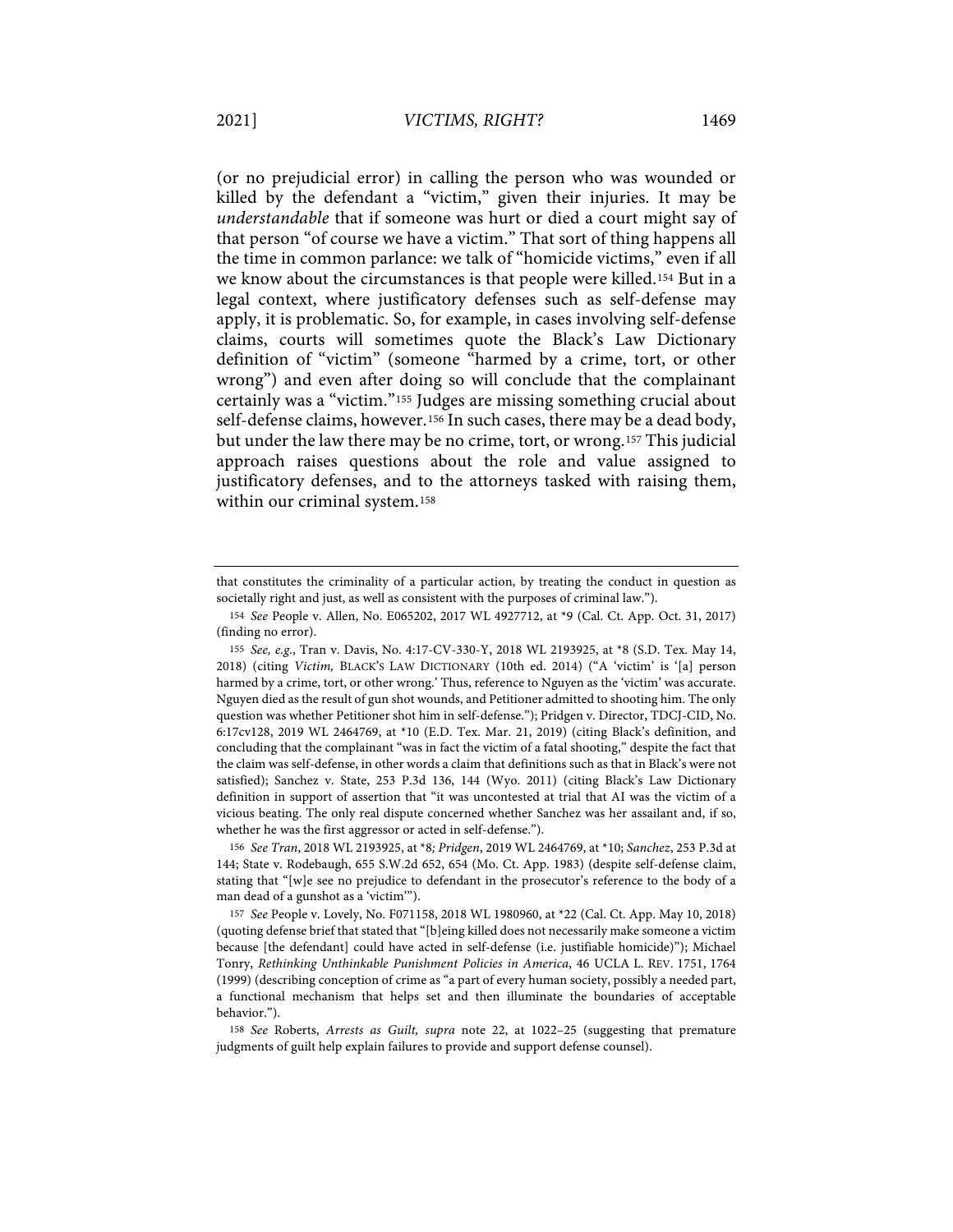(or no prejudicial error) in calling the person who was wounded or killed by the defendant a "victim," given their injuries. It may be *understandable* that if someone was hurt or died a court might say of that person "of course we have a victim." That sort of thing happens all the time in common parlance: we talk of "homicide victims," even if all we know about the circumstances is that people were killed.[154] But in a legal context, where justificatory defenses such as self-defense may apply, it is problematic. So, for example, in cases involving self-defense claims, courts will sometimes quote the Black's Law Dictionary definition of "victim" (someone "harmed by a crime, tort, or other wrong") and even after doing so will conclude that the complainant certainly was a "victim."[155] Judges are missing something crucial about self-defense claims, however.[156] In such cases, there may be a dead body, but under the law there may be no crime, tort, or wrong.[157] This judicial approach raises questions about the role and value assigned to justificatory defenses, and to the attorneys tasked with raising them, within our criminal system.[158]

---

that constitutes the criminality of a particular action, by treating the conduct in question as societally right and just, as well as consistent with the purposes of criminal law.").

154 *See* People v. Allen, No. E065202, 2017 WL 4927712, at \*9 (Cal. Ct. App. Oct. 31, 2017) (finding no error).

155 *See, e.g.*, Tran v. Davis, No. 4:17-CV-330-Y, 2018 WL 2193925, at \*8 (S.D. Tex. May 14, 2018) (citing *Victim,* BLACK'S LAW DICTIONARY (10th ed. 2014) ("A 'victim' is '[a] person harmed by a crime, tort, or other wrong.' Thus, reference to Nguyen as the 'victim' was accurate. Nguyen died as the result of gun shot wounds, and Petitioner admitted to shooting him. The only question was whether Petitioner shot him in self-defense."); Pridgen v. Director, TDCJ-CID, No. 6:17cv128, 2019 WL 2464769, at \*10 (E.D. Tex. Mar. 21, 2019) (citing Black's definition, and concluding that the complainant "was in fact the victim of a fatal shooting," despite the fact that the claim was self-defense, in other words a claim that definitions such as that in Black's were not satisfied); Sanchez v. State, 253 P.3d 136, 144 (Wyo. 2011) (citing Black's Law Dictionary definition in support of assertion that "it was uncontested at trial that AI was the victim of a vicious beating. The only real dispute concerned whether Sanchez was her assailant and, if so, whether he was the first aggressor or acted in self-defense.").

156 *See Tran*, 2018 WL 2193925, at \*8*; Pridgen*, 2019 WL 2464769, at \*10; *Sanchez*, 253 P.3d at 144; State v. Rodebaugh, 655 S.W.2d 652, 654 (Mo. Ct. App. 1983) (despite self-defense claim, stating that "[w]e see no prejudice to defendant in the prosecutor's reference to the body of a man dead of a gunshot as a 'victim'").

157 *See* People v. Lovely, No. F071158, 2018 WL 1980960, at \*22 (Cal. Ct. App. May 10, 2018) (quoting defense brief that stated that "[b]eing killed does not necessarily make someone a victim because [the defendant] could have acted in self-defense (i.e. justifiable homicide)"); Michael Tonry, *Rethinking Unthinkable Punishment Policies in America*, 46 UCLA L. REV. 1751, 1764 (1999) (describing conception of crime as "a part of every human society, possibly a needed part, a functional mechanism that helps set and then illuminate the boundaries of acceptable behavior.").

158 *See* Roberts, *Arrests as Guilt, supra* note 22, at 1022–25 (suggesting that premature judgments of guilt help explain failures to provide and support defense counsel).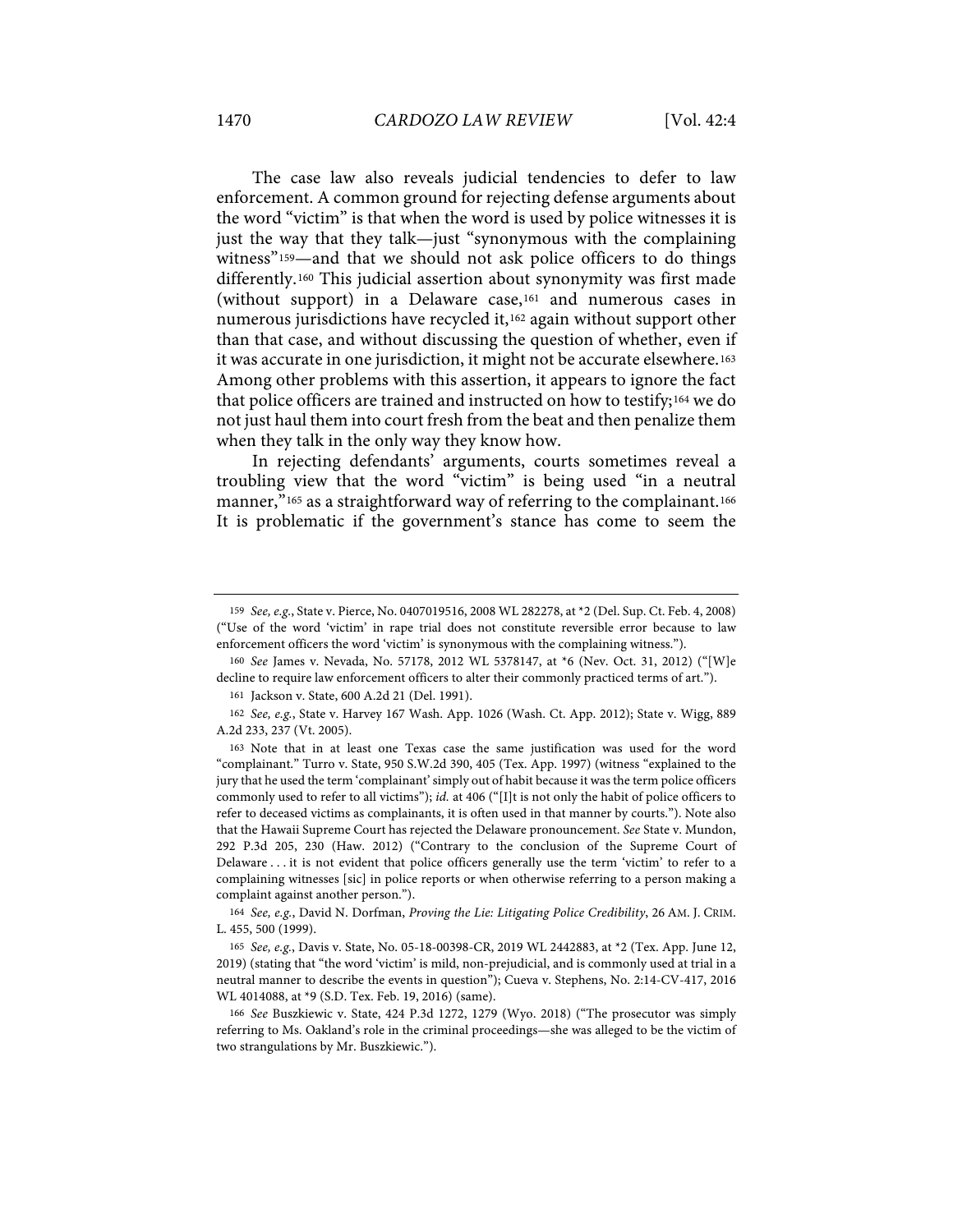The case law also reveals judicial tendencies to defer to law enforcement. A common ground for rejecting defense arguments about the word "victim" is that when the word is used by police witnesses it is just the way that they talk—just "synonymous with the complaining witness"[159]—and that we should not ask police officers to do things differently.[160] This judicial assertion about synonymity was first made (without support) in a Delaware case,[161] and numerous cases in numerous jurisdictions have recycled it,[162] again without support other than that case, and without discussing the question of whether, even if it was accurate in one jurisdiction, it might not be accurate elsewhere.[163] Among other problems with this assertion, it appears to ignore the fact that police officers are trained and instructed on how to testify;[164] we do not just haul them into court fresh from the beat and then penalize them when they talk in the only way they know how.

In rejecting defendants' arguments, courts sometimes reveal a troubling view that the word "victim" is being used "in a neutral manner,"[165] as a straightforward way of referring to the complainant.[166] It is problematic if the government's stance has come to seem the

---

159 *See, e.g.*, State v. Pierce, No. 0407019516, 2008 WL 282278, at *2 (Del. Sup. Ct. Feb. 4, 2008) ("Use of the word 'victim' in rape trial does not constitute reversible error because to law enforcement officers the word 'victim' is synonymous with the complaining witness.").

160 *See* James v. Nevada, No. 57178, 2012 WL 5378147, at *6 (Nev. Oct. 31, 2012) ("[W]e decline to require law enforcement officers to alter their commonly practiced terms of art.").

161 Jackson v. State, 600 A.2d 21 (Del. 1991).

162 *See, e.g.*, State v. Harvey 167 Wash. App. 1026 (Wash. Ct. App. 2012); State v. Wigg, 889 A.2d 233, 237 (Vt. 2005).

163 Note that in at least one Texas case the same justification was used for the word "complainant." Turro v. State, 950 S.W.2d 390, 405 (Tex. App. 1997) (witness "explained to the jury that he used the term 'complainant' simply out of habit because it was the term police officers commonly used to refer to all victims"); *id.* at 406 ("[I]t is not only the habit of police officers to refer to deceased victims as complainants, it is often used in that manner by courts."). Note also that the Hawaii Supreme Court has rejected the Delaware pronouncement. *See* State v. Mundon, 292 P.3d 205, 230 (Haw. 2012) ("Contrary to the conclusion of the Supreme Court of Delaware . . . it is not evident that police officers generally use the term 'victim' to refer to a complaining witnesses [sic] in police reports or when otherwise referring to a person making a complaint against another person.").

164 *See, e.g.*, David N. Dorfman, *Proving the Lie: Litigating Police Credibility*, 26 AM. J. CRIM. L. 455, 500 (1999).

165 *See, e.g.*, Davis v. State, No. 05-18-00398-CR, 2019 WL 2442883, at *2 (Tex. App. June 12, 2019) (stating that "the word 'victim' is mild, non-prejudicial, and is commonly used at trial in a neutral manner to describe the events in question"); Cueva v. Stephens, No. 2:14-CV-417, 2016 WL 4014088, at *9 (S.D. Tex. Feb. 19, 2016) (same).

166 *See* Buszkiewic v. State, 424 P.3d 1272, 1279 (Wyo. 2018) ("The prosecutor was simply referring to Ms. Oakland's role in the criminal proceedings—she was alleged to be the victim of two strangulations by Mr. Buszkiewic.").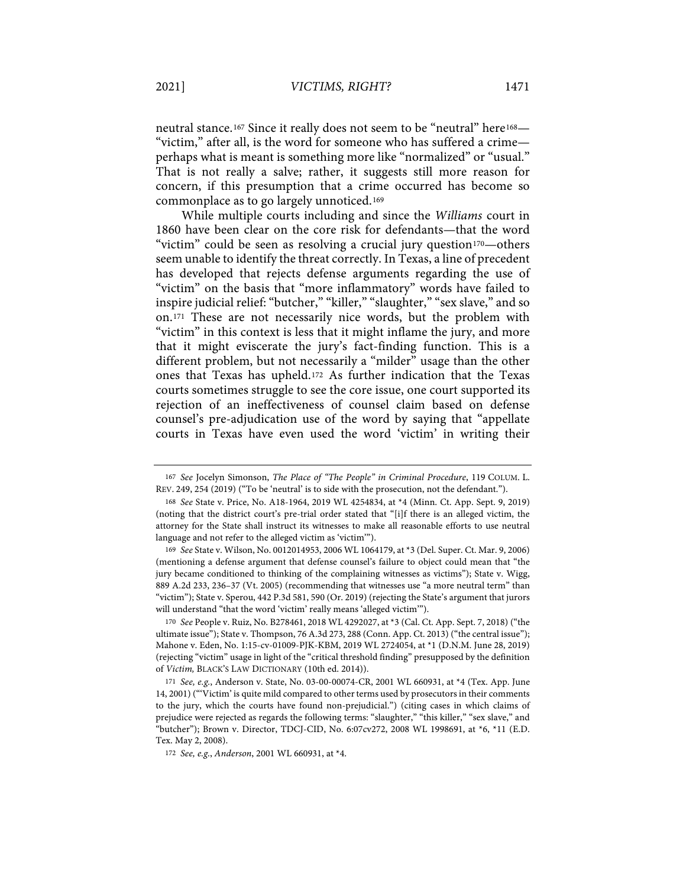neutral stance.[167] Since it really does not seem to be "neutral" here[168]—"victim," after all, is the word for someone who has suffered a crime—perhaps what is meant is something more like "normalized" or "usual." That is not really a salve; rather, it suggests still more reason for concern, if this presumption that a crime occurred has become so commonplace as to go largely unnoticed.[169]

While multiple courts including and since the *Williams* court in 1860 have been clear on the core risk for defendants—that the word "victim" could be seen as resolving a crucial jury question[170]—others seem unable to identify the threat correctly. In Texas, a line of precedent has developed that rejects defense arguments regarding the use of "victim" on the basis that "more inflammatory" words have failed to inspire judicial relief: "butcher," "killer," "slaughter," "sex slave," and so on.[171] These are not necessarily nice words, but the problem with "victim" in this context is less that it might inflame the jury, and more that it might eviscerate the jury's fact-finding function. This is a different problem, but not necessarily a "milder" usage than the other ones that Texas has upheld.[172] As further indication that the Texas courts sometimes struggle to see the core issue, one court supported its rejection of an ineffectiveness of counsel claim based on defense counsel's pre-adjudication use of the word by saying that "appellate courts in Texas have even used the word 'victim' in writing their

---

167 *See* Jocelyn Simonson, *The Place of "The People" in Criminal Procedure*, 119 COLUM. L. REV. 249, 254 (2019) ("To be 'neutral' is to side with the prosecution, not the defendant.").

168 *See* State v. Price, No. A18-1964, 2019 WL 4254834, at *4 (Minn. Ct. App. Sept. 9, 2019) (noting that the district court's pre-trial order stated that "[i]f there is an alleged victim, the attorney for the State shall instruct its witnesses to make all reasonable efforts to use neutral language and not refer to the alleged victim as 'victim'").

169 *See* State v. Wilson, No. 0012014953, 2006 WL 1064179, at *3 (Del. Super. Ct. Mar. 9, 2006) (mentioning a defense argument that defense counsel's failure to object could mean that "the jury became conditioned to thinking of the complaining witnesses as victims"); State v. Wigg, 889 A.2d 233, 236–37 (Vt. 2005) (recommending that witnesses use "a more neutral term" than "victim"); State v. Sperou, 442 P.3d 581, 590 (Or. 2019) (rejecting the State's argument that jurors will understand "that the word 'victim' really means 'alleged victim'").

170 *See* People v. Ruiz, No. B278461, 2018 WL 4292027, at *3 (Cal. Ct. App. Sept. 7, 2018) ("the ultimate issue"); State v. Thompson, 76 A.3d 273, 288 (Conn. App. Ct. 2013) ("the central issue"); Mahone v. Eden, No. 1:15-cv-01009-PJK-KBM, 2019 WL 2724054, at *1 (D.N.M. June 28, 2019) (rejecting "victim" usage in light of the "critical threshold finding" presupposed by the definition of *Victim,* BLACK'S LAW DICTIONARY (10th ed. 2014)).

171 *See, e.g.*, Anderson v. State, No. 03-00-00074-CR, 2001 WL 660931, at *4 (Tex. App. June 14, 2001) ("'Victim' is quite mild compared to other terms used by prosecutors in their comments to the jury, which the courts have found non-prejudicial.") (citing cases in which claims of prejudice were rejected as regards the following terms: "slaughter," "this killer," "sex slave," and "butcher"); Brown v. Director, TDCJ-CID, No. 6:07cv272, 2008 WL 1998691, at *6, *11 (E.D. Tex. May 2, 2008).

172 *See, e.g.*, *Anderson*, 2001 WL 660931, at *4.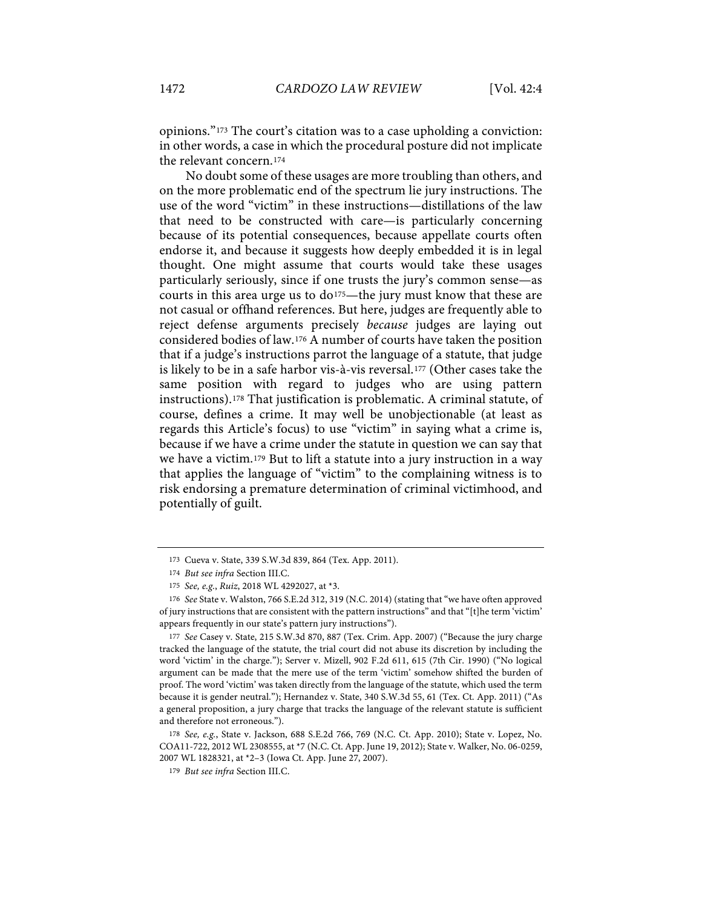opinions."[173] The court's citation was to a case upholding a conviction: in other words, a case in which the procedural posture did not implicate the relevant concern.[174]

No doubt some of these usages are more troubling than others, and on the more problematic end of the spectrum lie jury instructions. The use of the word "victim" in these instructions—distillations of the law that need to be constructed with care—is particularly concerning because of its potential consequences, because appellate courts often endorse it, and because it suggests how deeply embedded it is in legal thought. One might assume that courts would take these usages particularly seriously, since if one trusts the jury's common sense—as courts in this area urge us to do[175]—the jury must know that these are not casual or offhand references. But here, judges are frequently able to reject defense arguments precisely *because* judges are laying out considered bodies of law.[176] A number of courts have taken the position that if a judge's instructions parrot the language of a statute, that judge is likely to be in a safe harbor vis-à-vis reversal.[177] (Other cases take the same position with regard to judges who are using pattern instructions).[178] That justification is problematic. A criminal statute, of course, defines a crime. It may well be unobjectionable (at least as regards this Article's focus) to use "victim" in saying what a crime is, because if we have a crime under the statute in question we can say that we have a victim.[179] But to lift a statute into a jury instruction in a way that applies the language of "victim" to the complaining witness is to risk endorsing a premature determination of criminal victimhood, and potentially of guilt.

---

173 Cueva v. State, 339 S.W.3d 839, 864 (Tex. App. 2011).

174 *But see infra* Section III.C.

175 *See, e.g.*, *Ruiz*, 2018 WL 4292027, at *3.

176 *See* State v. Walston, 766 S.E.2d 312, 319 (N.C. 2014) (stating that "we have often approved of jury instructions that are consistent with the pattern instructions" and that "[t]he term 'victim' appears frequently in our state's pattern jury instructions").

177 *See* Casey v. State, 215 S.W.3d 870, 887 (Tex. Crim. App. 2007) ("Because the jury charge tracked the language of the statute, the trial court did not abuse its discretion by including the word 'victim' in the charge."); Server v. Mizell, 902 F.2d 611, 615 (7th Cir. 1990) ("No logical argument can be made that the mere use of the term 'victim' somehow shifted the burden of proof. The word 'victim' was taken directly from the language of the statute, which used the term because it is gender neutral."); Hernandez v. State, 340 S.W.3d 55, 61 (Tex. Ct. App. 2011) ("As a general proposition, a jury charge that tracks the language of the relevant statute is sufficient and therefore not erroneous.").

178 *See, e.g.*, State v. Jackson, 688 S.E.2d 766, 769 (N.C. Ct. App. 2010); State v. Lopez, No. COA11-722, 2012 WL 2308555, at *7 (N.C. Ct. App. June 19, 2012); State v. Walker, No. 06-0259, 2007 WL 1828321, at *2–3 (Iowa Ct. App. June 27, 2007).

179 *But see infra* Section III.C.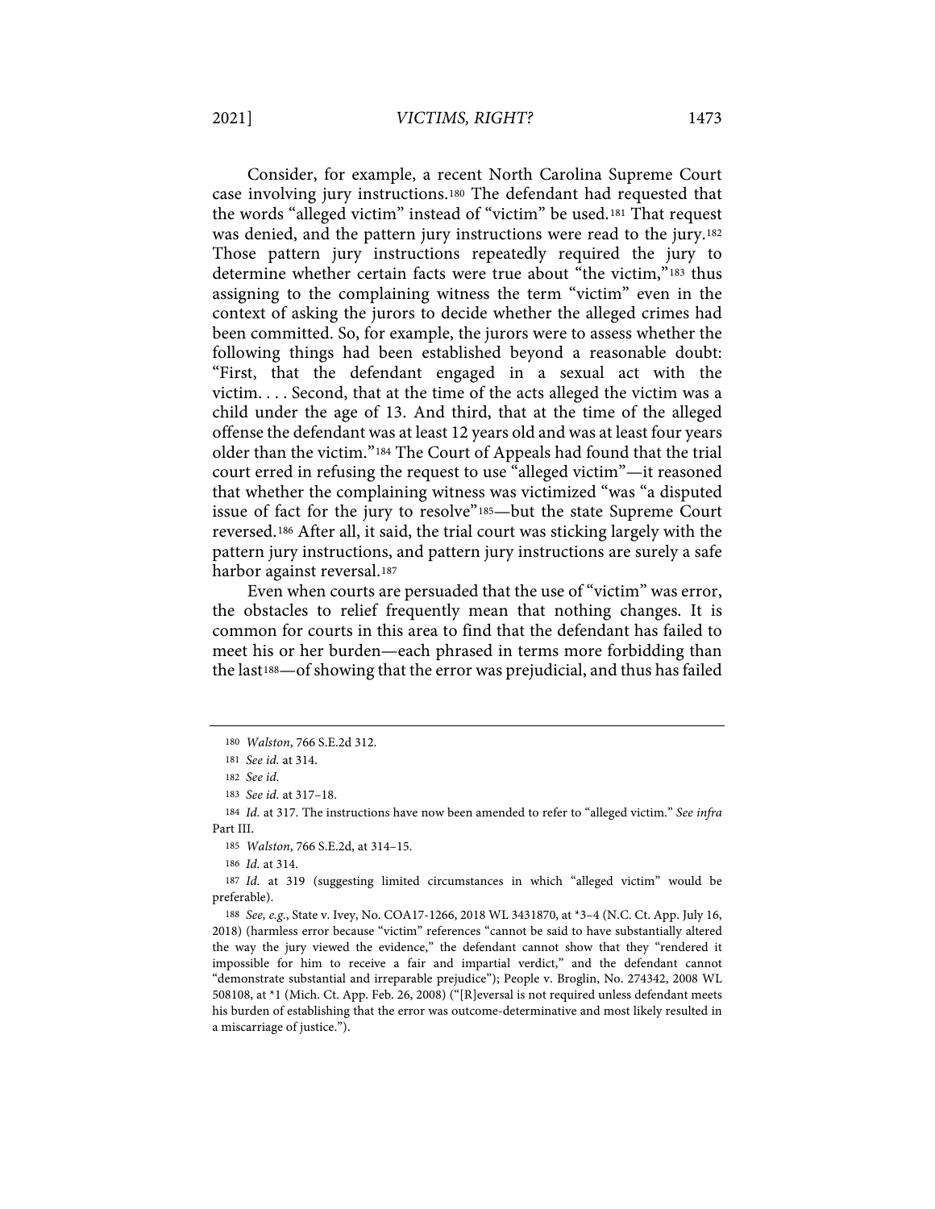Consider, for example, a recent North Carolina Supreme Court case involving jury instructions.[180] The defendant had requested that the words "alleged victim" instead of "victim" be used.[181] That request was denied, and the pattern jury instructions were read to the jury.[182] Those pattern jury instructions repeatedly required the jury to determine whether certain facts were true about "the victim,"[183] thus assigning to the complaining witness the term "victim" even in the context of asking the jurors to decide whether the alleged crimes had been committed. So, for example, the jurors were to assess whether the following things had been established beyond a reasonable doubt: "First, that the defendant engaged in a sexual act with the victim. . . . Second, that at the time of the acts alleged the victim was a child under the age of 13. And third, that at the time of the alleged offense the defendant was at least 12 years old and was at least four years older than the victim."[184] The Court of Appeals had found that the trial court erred in refusing the request to use "alleged victim"—it reasoned that whether the complaining witness was victimized "was "a disputed issue of fact for the jury to resolve"[185]—but the state Supreme Court reversed.[186] After all, it said, the trial court was sticking largely with the pattern jury instructions, and pattern jury instructions are surely a safe harbor against reversal.[187]

Even when courts are persuaded that the use of "victim" was error, the obstacles to relief frequently mean that nothing changes. It is common for courts in this area to find that the defendant has failed to meet his or her burden—each phrased in terms more forbidding than the last[188]—of showing that the error was prejudicial, and thus has failed

---

180 *Walston*, 766 S.E.2d 312.

181 *See id.* at 314.

182 *See id.*

183 *See id.* at 317–18.

184 *Id.* at 317. The instructions have now been amended to refer to "alleged victim." *See infra* Part III.

185 *Walston*, 766 S.E.2d, at 314–15.

186 *Id.* at 314.

187 *Id.* at 319 (suggesting limited circumstances in which "alleged victim" would be preferable).

188 *See, e.g.*, State v. Ivey, No. COA17-1266, 2018 WL 3431870, at *3–4 (N.C. Ct. App. July 16, 2018) (harmless error because "victim" references "cannot be said to have substantially altered the way the jury viewed the evidence," the defendant cannot show that they "rendered it impossible for him to receive a fair and impartial verdict," and the defendant cannot "demonstrate substantial and irreparable prejudice"); People v. Broglin, No. 274342, 2008 WL 508108, at *1 (Mich. Ct. App. Feb. 26, 2008) ("[R]eversal is not required unless defendant meets his burden of establishing that the error was outcome-determinative and most likely resulted in a miscarriage of justice.").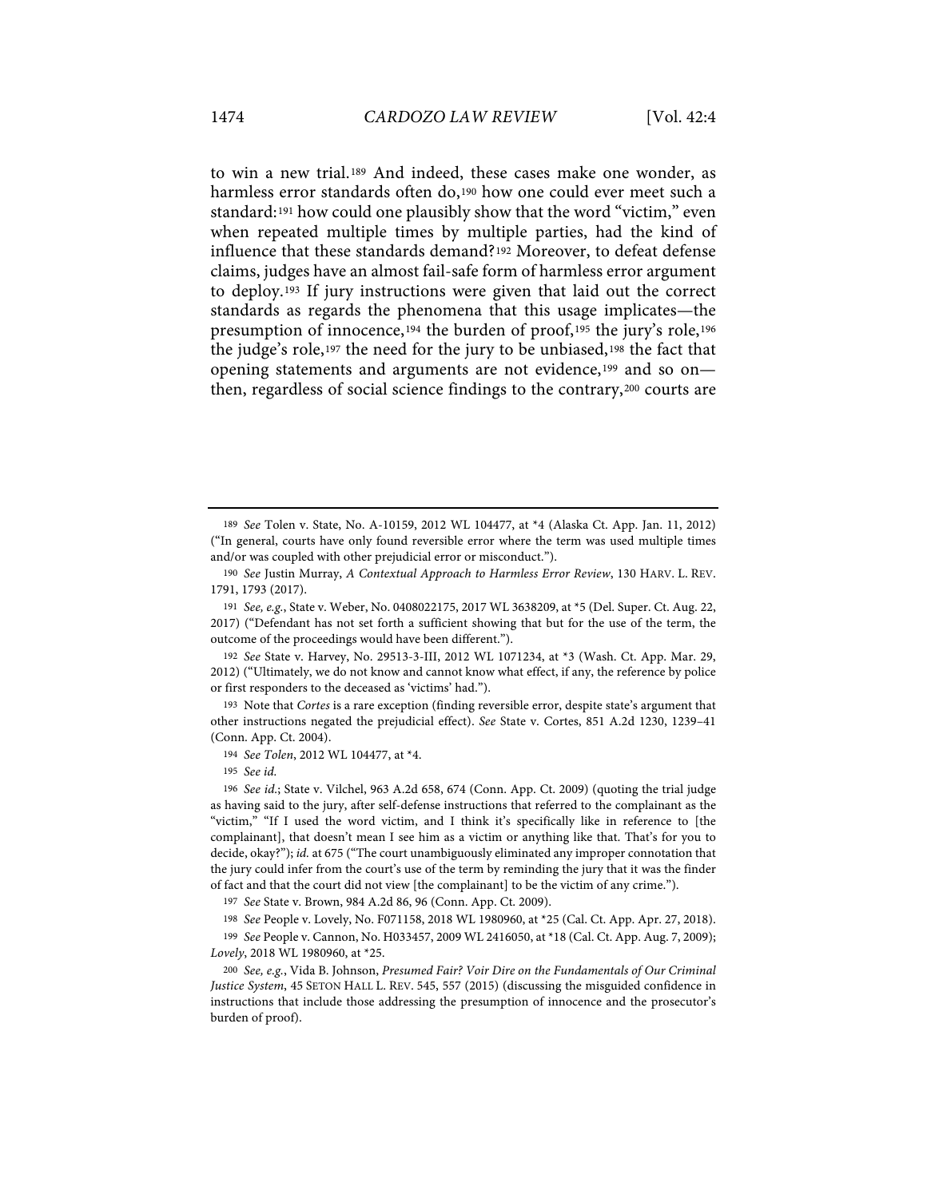to win a new trial.[189] And indeed, these cases make one wonder, as harmless error standards often do,[190] how one could ever meet such a standard:[191] how could one plausibly show that the word "victim," even when repeated multiple times by multiple parties, had the kind of influence that these standards demand?[192] Moreover, to defeat defense claims, judges have an almost fail-safe form of harmless error argument to deploy.[193] If jury instructions were given that laid out the correct standards as regards the phenomena that this usage implicates—the presumption of innocence,[194] the burden of proof,[195] the jury's role,[196] the judge's role,[197] the need for the jury to be unbiased,[198] the fact that opening statements and arguments are not evidence,[199] and so on—then, regardless of social science findings to the contrary,[200] courts are

---

[189] *See* Tolen v. State, No. A-10159, 2012 WL 104477, at *4 (Alaska Ct. App. Jan. 11, 2012) ("In general, courts have only found reversible error where the term was used multiple times and/or was coupled with other prejudicial error or misconduct.").

[190] *See* Justin Murray, *A Contextual Approach to Harmless Error Review*, 130 HARV. L. REV. 1791, 1793 (2017).

[191] *See, e.g.*, State v. Weber, No. 0408022175, 2017 WL 3638209, at *5 (Del. Super. Ct. Aug. 22, 2017) ("Defendant has not set forth a sufficient showing that but for the use of the term, the outcome of the proceedings would have been different.").

[192] *See* State v. Harvey, No. 29513-3-III, 2012 WL 1071234, at *3 (Wash. Ct. App. Mar. 29, 2012) ("Ultimately, we do not know and cannot know what effect, if any, the reference by police or first responders to the deceased as 'victims' had.").

[193] Note that *Cortes* is a rare exception (finding reversible error, despite state's argument that other instructions negated the prejudicial effect). *See* State v. Cortes, 851 A.2d 1230, 1239–41 (Conn. App. Ct. 2004).

[194] *See Tolen*, 2012 WL 104477, at *4.

[195] *See id.*

[196] *See id.*; State v. Vilchel, 963 A.2d 658, 674 (Conn. App. Ct. 2009) (quoting the trial judge as having said to the jury, after self-defense instructions that referred to the complainant as the "victim," "If I used the word victim, and I think it's specifically like in reference to [the complainant], that doesn't mean I see him as a victim or anything like that. That's for you to decide, okay?"); *id.* at 675 ("The court unambiguously eliminated any improper connotation that the jury could infer from the court's use of the term by reminding the jury that it was the finder of fact and that the court did not view [the complainant] to be the victim of any crime.").

[197] *See* State v. Brown, 984 A.2d 86, 96 (Conn. App. Ct. 2009).

[198] *See* People v. Lovely, No. F071158, 2018 WL 1980960, at *25 (Cal. Ct. App. Apr. 27, 2018).

[199] *See* People v. Cannon, No. H033457, 2009 WL 2416050, at *18 (Cal. Ct. App. Aug. 7, 2009); *Lovely*, 2018 WL 1980960, at *25.

[200] *See, e.g.*, Vida B. Johnson, *Presumed Fair? Voir Dire on the Fundamentals of Our Criminal Justice System*, 45 SETON HALL L. REV. 545, 557 (2015) (discussing the misguided confidence in instructions that include those addressing the presumption of innocence and the prosecutor's burden of proof).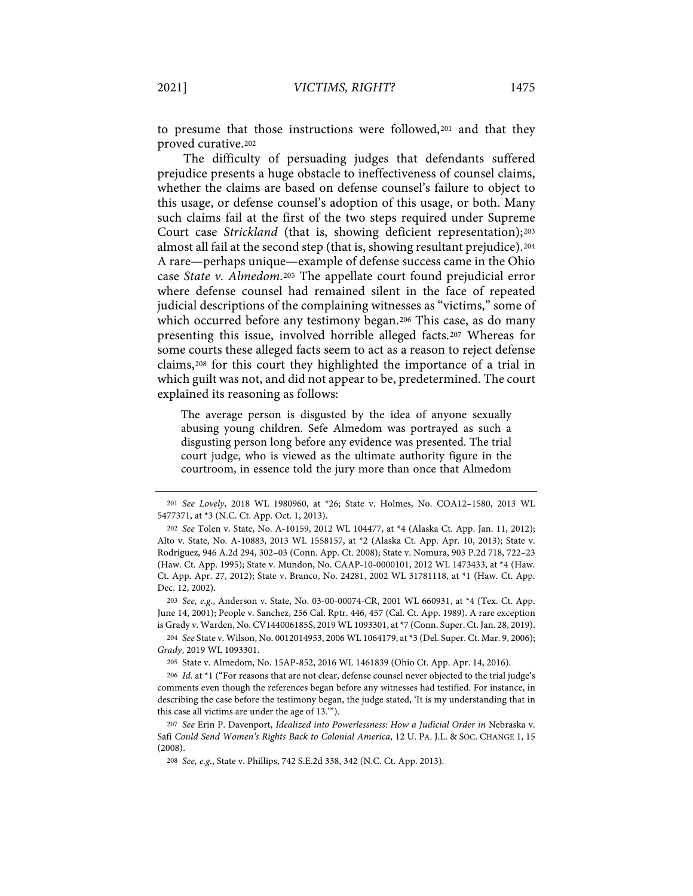to presume that those instructions were followed,[201] and that they proved curative.[202]

The difficulty of persuading judges that defendants suffered prejudice presents a huge obstacle to ineffectiveness of counsel claims, whether the claims are based on defense counsel's failure to object to this usage, or defense counsel's adoption of this usage, or both. Many such claims fail at the first of the two steps required under Supreme Court case *Strickland* (that is, showing deficient representation);[203] almost all fail at the second step (that is, showing resultant prejudice).[204] A rare—perhaps unique—example of defense success came in the Ohio case *State v. Almedom*.[205] The appellate court found prejudicial error where defense counsel had remained silent in the face of repeated judicial descriptions of the complaining witnesses as "victims," some of which occurred before any testimony began.[206] This case, as do many presenting this issue, involved horrible alleged facts.[207] Whereas for some courts these alleged facts seem to act as a reason to reject defense claims,[208] for this court they highlighted the importance of a trial in which guilt was not, and did not appear to be, predetermined. The court explained its reasoning as follows:

> The average person is disgusted by the idea of anyone sexually abusing young children. Sefe Almedom was portrayed as such a disgusting person long before any evidence was presented. The trial court judge, who is viewed as the ultimate authority figure in the courtroom, in essence told the jury more than once that Almedom

---

201 *See Lovely*, 2018 WL 1980960, at *26; State v. Holmes, No. COA12–1580, 2013 WL 5477371, at *3 (N.C. Ct. App. Oct. 1, 2013).

202 *See* Tolen v. State, No. A-10159, 2012 WL 104477, at *4 (Alaska Ct. App. Jan. 11, 2012); Alto v. State, No. A-10883, 2013 WL 1558157, at *2 (Alaska Ct. App. Apr. 10, 2013); State v. Rodriguez, 946 A.2d 294, 302–03 (Conn. App. Ct. 2008); State v. Nomura, 903 P.2d 718, 722–23 (Haw. Ct. App. 1995); State v. Mundon, No. CAAP-10-0000101, 2012 WL 1473433, at *4 (Haw. Ct. App. Apr. 27, 2012); State v. Branco, No. 24281, 2002 WL 31781118, at *1 (Haw. Ct. App. Dec. 12, 2002).

203 *See, e.g.*, Anderson v. State, No. 03-00-00074-CR, 2001 WL 660931, at *4 (Tex. Ct. App. June 14, 2001); People v. Sanchez, 256 Cal. Rptr. 446, 457 (Cal. Ct. App. 1989). A rare exception is Grady v. Warden, No. CV144006185S, 2019 WL 1093301, at *7 (Conn. Super. Ct. Jan. 28, 2019).

204 *See* State v. Wilson, No. 0012014953, 2006 WL 1064179, at *3 (Del. Super. Ct. Mar. 9, 2006); *Grady*, 2019 WL 1093301.

205 State v. Almedom, No. 15AP-852, 2016 WL 1461839 (Ohio Ct. App. Apr. 14, 2016).

206 *Id.* at *1 ("For reasons that are not clear, defense counsel never objected to the trial judge's comments even though the references began before any witnesses had testified. For instance, in describing the case before the testimony began, the judge stated, 'It is my understanding that in this case all victims are under the age of 13.'").

207 *See* Erin P. Davenport, *Idealized into Powerlessness*: *How a Judicial Order in* Nebraska v. Safi *Could Send Women's Rights Back to Colonial America*, 12 U. PA. J.L. & SOC. CHANGE 1, 15 (2008).

208 *See, e.g.*, State v. Phillips, 742 S.E.2d 338, 342 (N.C. Ct. App. 2013).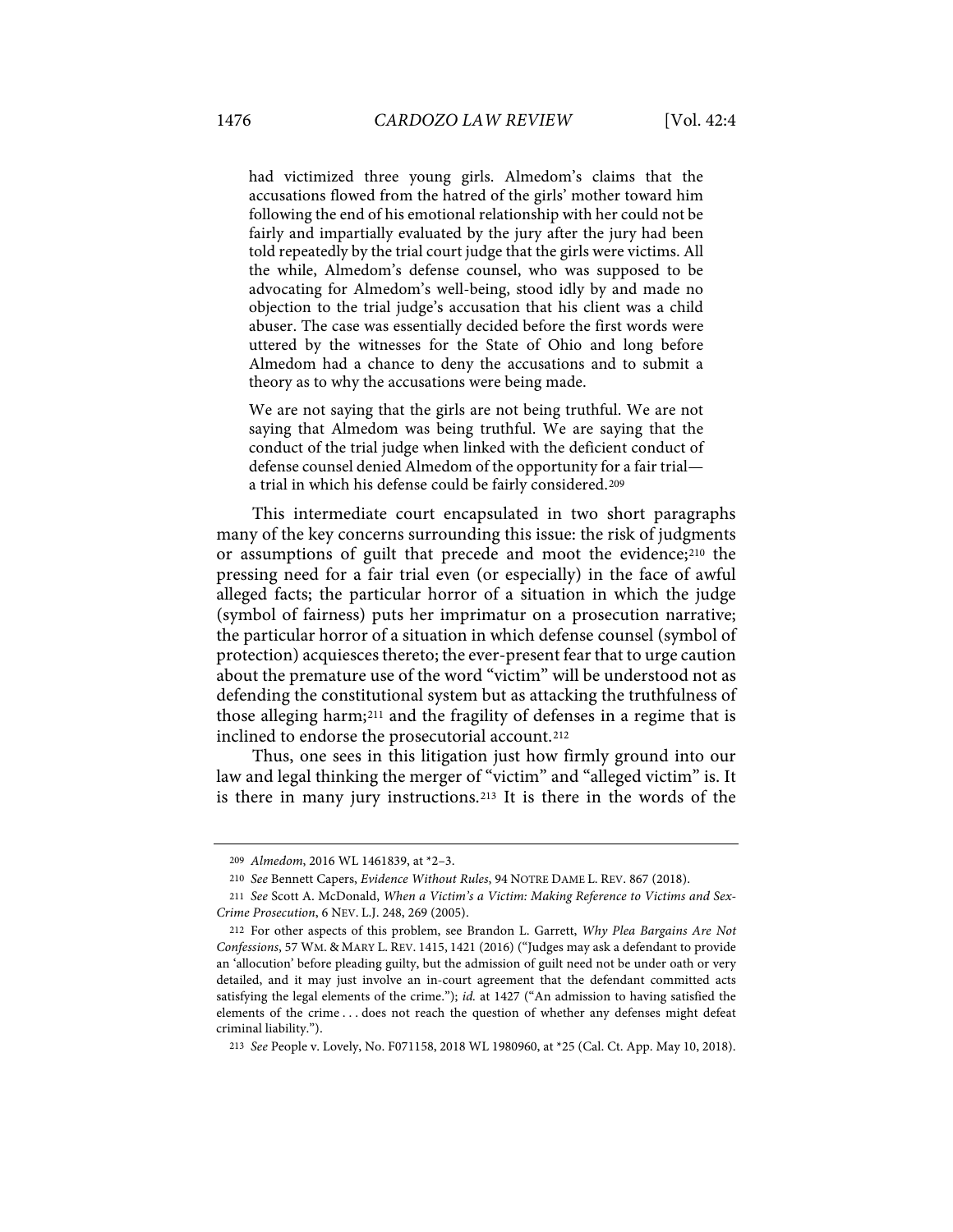> had victimized three young girls. Almedom's claims that the accusations flowed from the hatred of the girls' mother toward him following the end of his emotional relationship with her could not be fairly and impartially evaluated by the jury after the jury had been told repeatedly by the trial court judge that the girls were victims. All the while, Almedom's defense counsel, who was supposed to be advocating for Almedom's well-being, stood idly by and made no objection to the trial judge's accusation that his client was a child abuser. The case was essentially decided before the first words were uttered by the witnesses for the State of Ohio and long before Almedom had a chance to deny the accusations and to submit a theory as to why the accusations were being made.
>
> We are not saying that the girls are not being truthful. We are not saying that Almedom was being truthful. We are saying that the conduct of the trial judge when linked with the deficient conduct of defense counsel denied Almedom of the opportunity for a fair trial—a trial in which his defense could be fairly considered.[209]

This intermediate court encapsulated in two short paragraphs many of the key concerns surrounding this issue: the risk of judgments or assumptions of guilt that precede and moot the evidence;[210] the pressing need for a fair trial even (or especially) in the face of awful alleged facts; the particular horror of a situation in which the judge (symbol of fairness) puts her imprimatur on a prosecution narrative; the particular horror of a situation in which defense counsel (symbol of protection) acquiesces thereto; the ever-present fear that to urge caution about the premature use of the word "victim" will be understood not as defending the constitutional system but as attacking the truthfulness of those alleging harm;[211] and the fragility of defenses in a regime that is inclined to endorse the prosecutorial account.[212]

Thus, one sees in this litigation just how firmly ground into our law and legal thinking the merger of "victim" and "alleged victim" is. It is there in many jury instructions.[213] It is there in the words of the

---

209 *Almedom*, 2016 WL 1461839, at *2–3.

210 *See* Bennett Capers, *Evidence Without Rules*, 94 NOTRE DAME L. REV. 867 (2018).

211 *See* Scott A. McDonald, *When a Victim's a Victim: Making Reference to Victims and Sex-Crime Prosecution*, 6 NEV. L.J. 248, 269 (2005).

212 For other aspects of this problem, see Brandon L. Garrett, *Why Plea Bargains Are Not Confessions*, 57 WM. & MARY L. REV. 1415, 1421 (2016) ("Judges may ask a defendant to provide an 'allocution' before pleading guilty, but the admission of guilt need not be under oath or very detailed, and it may just involve an in-court agreement that the defendant committed acts satisfying the legal elements of the crime."); *id.* at 1427 ("An admission to having satisfied the elements of the crime . . . does not reach the question of whether any defenses might defeat criminal liability.").

213 *See* People v. Lovely, No. F071158, 2018 WL 1980960, at *25 (Cal. Ct. App. May 10, 2018).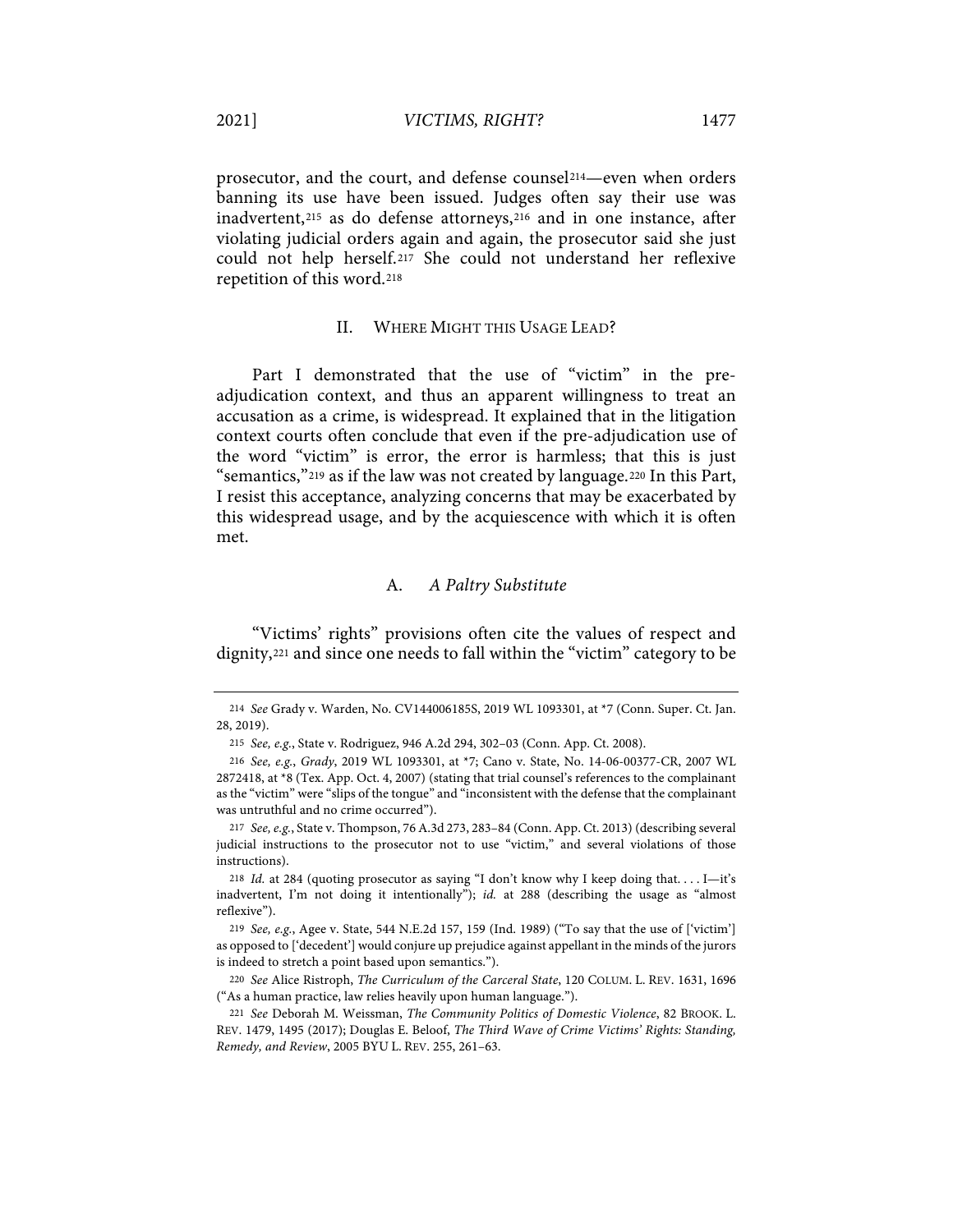prosecutor, and the court, and defense counsel[214]—even when orders banning its use have been issued. Judges often say their use was inadvertent,[215] as do defense attorneys,[216] and in one instance, after violating judicial orders again and again, the prosecutor said she just could not help herself.[217] She could not understand her reflexive repetition of this word.[218]

## II. WHERE MIGHT THIS USAGE LEAD?

Part I demonstrated that the use of "victim" in the pre-adjudication context, and thus an apparent willingness to treat an accusation as a crime, is widespread. It explained that in the litigation context courts often conclude that even if the pre-adjudication use of the word "victim" is error, the error is harmless; that this is just "semantics,"[219] as if the law was not created by language.[220] In this Part, I resist this acceptance, analyzing concerns that may be exacerbated by this widespread usage, and by the acquiescence with which it is often met.

### A. *A Paltry Substitute*

"Victims' rights" provisions often cite the values of respect and dignity,[221] and since one needs to fall within the "victim" category to be

---

214 *See* Grady v. Warden, No. CV144006185S, 2019 WL 1093301, at *7 (Conn. Super. Ct. Jan. 28, 2019).

215 *See, e.g.*, State v. Rodriguez, 946 A.2d 294, 302–03 (Conn. App. Ct. 2008).

216 *See, e.g.*, *Grady*, 2019 WL 1093301, at *7; Cano v. State, No. 14-06-00377-CR, 2007 WL 2872418, at *8 (Tex. App. Oct. 4, 2007) (stating that trial counsel's references to the complainant as the "victim" were "slips of the tongue" and "inconsistent with the defense that the complainant was untruthful and no crime occurred").

217 *See, e.g.*, State v. Thompson, 76 A.3d 273, 283–84 (Conn. App. Ct. 2013) (describing several judicial instructions to the prosecutor not to use "victim," and several violations of those instructions).

218 *Id.* at 284 (quoting prosecutor as saying "I don't know why I keep doing that. . . . I—it's inadvertent, I'm not doing it intentionally"); *id.* at 288 (describing the usage as "almost reflexive").

219 *See, e.g.*, Agee v. State, 544 N.E.2d 157, 159 (Ind. 1989) ("To say that the use of ['victim'] as opposed to ['decedent'] would conjure up prejudice against appellant in the minds of the jurors is indeed to stretch a point based upon semantics.").

220 *See* Alice Ristroph, *The Curriculum of the Carceral State*, 120 COLUM. L. REV. 1631, 1696 ("As a human practice, law relies heavily upon human language.").

221 *See* Deborah M. Weissman, *The Community Politics of Domestic Violence*, 82 BROOK. L. REV. 1479, 1495 (2017); Douglas E. Beloof, *The Third Wave of Crime Victims' Rights: Standing, Remedy, and Review*, 2005 BYU L. REV. 255, 261–63.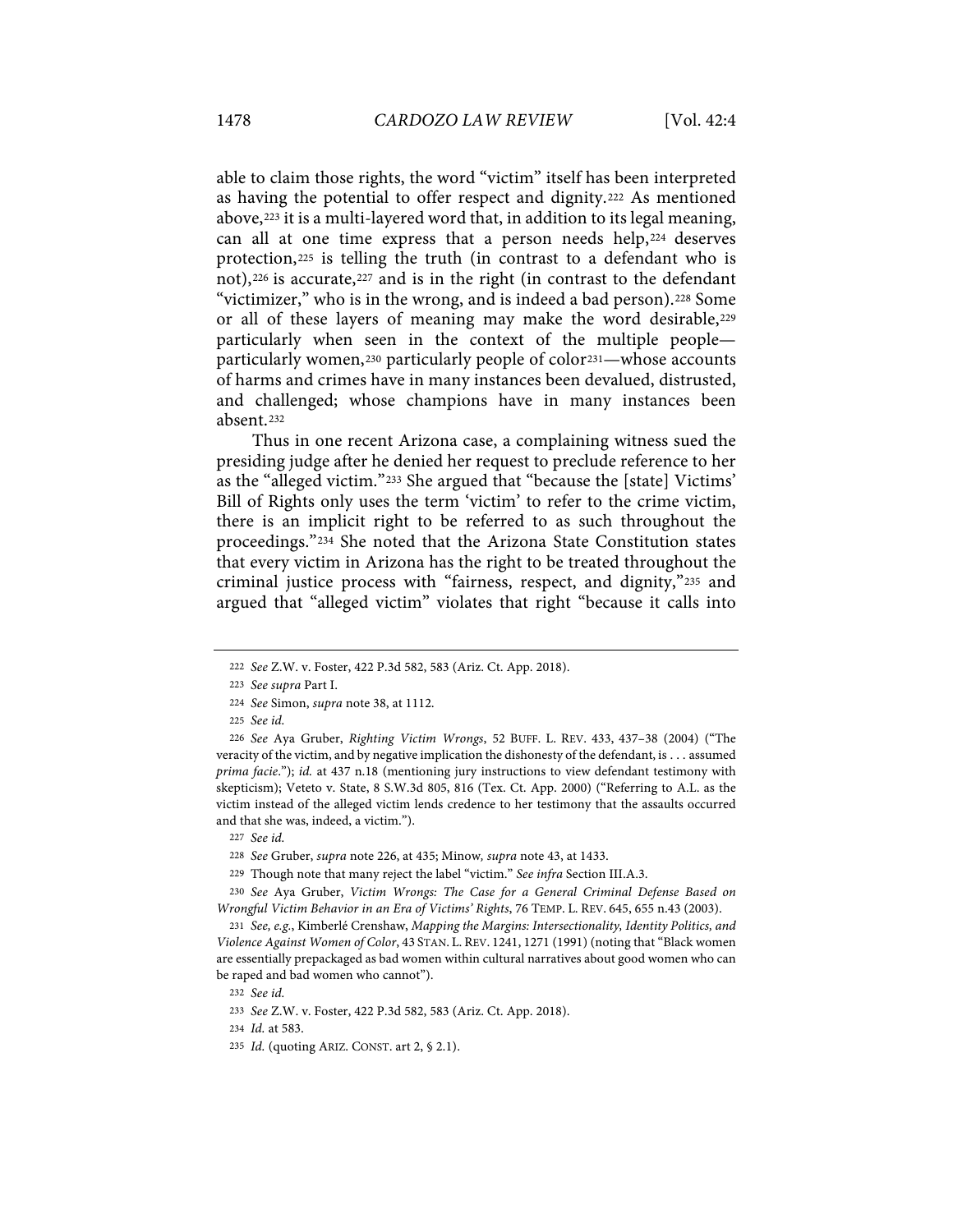able to claim those rights, the word "victim" itself has been interpreted as having the potential to offer respect and dignity.[222] As mentioned above,[223] it is a multi-layered word that, in addition to its legal meaning, can all at one time express that a person needs help,[224] deserves protection,[225] is telling the truth (in contrast to a defendant who is not),[226] is accurate,[227] and is in the right (in contrast to the defendant "victimizer," who is in the wrong, and is indeed a bad person).[228] Some or all of these layers of meaning may make the word desirable,[229] particularly when seen in the context of the multiple people—particularly women,[230] particularly people of color[231]—whose accounts of harms and crimes have in many instances been devalued, distrusted, and challenged; whose champions have in many instances been absent.[232]

Thus in one recent Arizona case, a complaining witness sued the presiding judge after he denied her request to preclude reference to her as the "alleged victim."[233] She argued that "because the [state] Victims' Bill of Rights only uses the term 'victim' to refer to the crime victim, there is an implicit right to be referred to as such throughout the proceedings."[234] She noted that the Arizona State Constitution states that every victim in Arizona has the right to be treated throughout the criminal justice process with "fairness, respect, and dignity,"[235] and argued that "alleged victim" violates that right "because it calls into

---

222 *See* Z.W. v. Foster, 422 P.3d 582, 583 (Ariz. Ct. App. 2018).

223 *See supra* Part I.

224 *See* Simon, *supra* note 38, at 1112.

225 *See id.*

226 *See* Aya Gruber, *Righting Victim Wrongs*, 52 BUFF. L. REV. 433, 437–38 (2004) ("The veracity of the victim, and by negative implication the dishonesty of the defendant, is . . . assumed *prima facie*."); *id.* at 437 n.18 (mentioning jury instructions to view defendant testimony with skepticism); Veteto v. State, 8 S.W.3d 805, 816 (Tex. Ct. App. 2000) ("Referring to A.L. as the victim instead of the alleged victim lends credence to her testimony that the assaults occurred and that she was, indeed, a victim.").

227 *See id.*

228 *See* Gruber, *supra* note 226, at 435; Minow, *supra* note 43, at 1433.

229 Though note that many reject the label "victim." *See infra* Section III.A.3.

230 *See* Aya Gruber, *Victim Wrongs: The Case for a General Criminal Defense Based on Wrongful Victim Behavior in an Era of Victims' Rights*, 76 TEMP. L. REV. 645, 655 n.43 (2003).

231 *See, e.g.*, Kimberlé Crenshaw, *Mapping the Margins: Intersectionality, Identity Politics, and Violence Against Women of Color*, 43 STAN. L. REV. 1241, 1271 (1991) (noting that "Black women are essentially prepackaged as bad women within cultural narratives about good women who can be raped and bad women who cannot").

232 *See id.*

233 *See* Z.W. v. Foster, 422 P.3d 582, 583 (Ariz. Ct. App. 2018).

234 *Id.* at 583.

235 *Id.* (quoting ARIZ. CONST. art 2, § 2.1).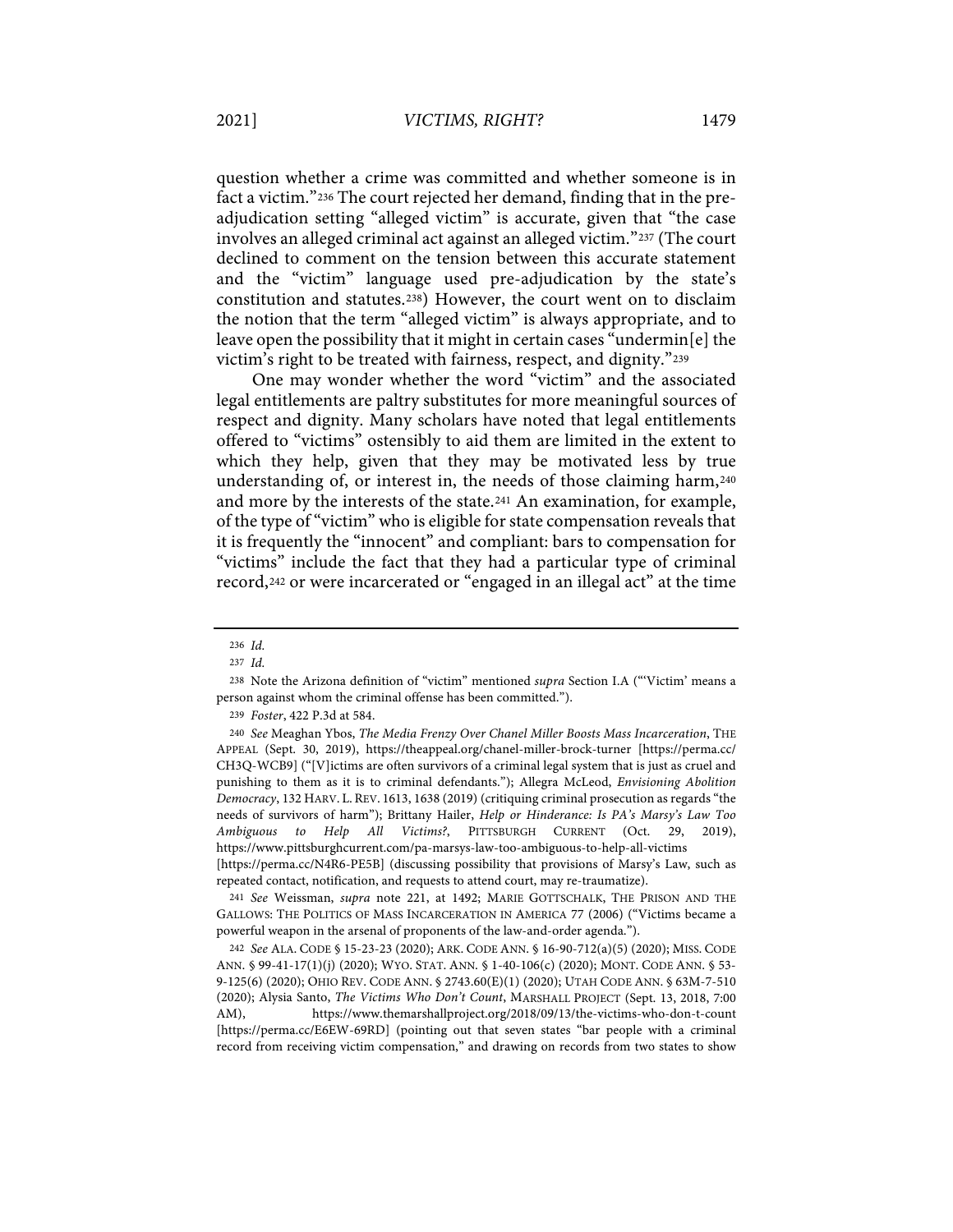question whether a crime was committed and whether someone is in fact a victim."[236] The court rejected her demand, finding that in the pre-adjudication setting "alleged victim" is accurate, given that "the case involves an alleged criminal act against an alleged victim."[237] (The court declined to comment on the tension between this accurate statement and the "victim" language used pre-adjudication by the state's constitution and statutes.[238]) However, the court went on to disclaim the notion that the term "alleged victim" is always appropriate, and to leave open the possibility that it might in certain cases "undermin[e] the victim's right to be treated with fairness, respect, and dignity."[239]

One may wonder whether the word "victim" and the associated legal entitlements are paltry substitutes for more meaningful sources of respect and dignity. Many scholars have noted that legal entitlements offered to "victims" ostensibly to aid them are limited in the extent to which they help, given that they may be motivated less by true understanding of, or interest in, the needs of those claiming harm,[240] and more by the interests of the state.[241] An examination, for example, of the type of "victim" who is eligible for state compensation reveals that it is frequently the "innocent" and compliant: bars to compensation for "victims" include the fact that they had a particular type of criminal record,[242] or were incarcerated or "engaged in an illegal act" at the time

---

236 *Id.*

237 *Id.*

238 Note the Arizona definition of "victim" mentioned *supra* Section I.A ("'Victim' means a person against whom the criminal offense has been committed.").

239 *Foster*, 422 P.3d at 584.

240 *See* Meaghan Ybos, *The Media Frenzy Over Chanel Miller Boosts Mass Incarceration*, THE APPEAL (Sept. 30, 2019), https://theappeal.org/chanel-miller-brock-turner [https://perma.cc/CH3Q-WCB9] ("[V]ictims are often survivors of a criminal legal system that is just as cruel and punishing to them as it is to criminal defendants."); Allegra McLeod, *Envisioning Abolition Democracy*, 132 HARV. L. REV. 1613, 1638 (2019) (critiquing criminal prosecution as regards "the needs of survivors of harm"); Brittany Hailer, *Help or Hinderance: Is PA's Marsy's Law Too Ambiguous to Help All Victims?*, PITTSBURGH CURRENT (Oct. 29, 2019), https://www.pittsburghcurrent.com/pa-marsys-law-too-ambiguous-to-help-all-victims [https://perma.cc/N4R6-PE5B] (discussing possibility that provisions of Marsy's Law, such as repeated contact, notification, and requests to attend court, may re-traumatize).

241 *See* Weissman, *supra* note 221, at 1492; MARIE GOTTSCHALK, THE PRISON AND THE GALLOWS: THE POLITICS OF MASS INCARCERATION IN AMERICA 77 (2006) ("Victims became a powerful weapon in the arsenal of proponents of the law-and-order agenda.").

242 *See* ALA. CODE § 15-23-23 (2020); ARK. CODE ANN. § 16-90-712(a)(5) (2020); MISS. CODE ANN. § 99-41-17(1)(j) (2020); WYO. STAT. ANN. § 1-40-106(c) (2020); MONT. CODE ANN. § 53-9-125(6) (2020); OHIO REV. CODE ANN. § 2743.60(E)(1) (2020); UTAH CODE ANN. § 63M-7-510 (2020); Alysia Santo, *The Victims Who Don't Count*, MARSHALL PROJECT (Sept. 13, 2018, 7:00 AM), https://www.themarshallproject.org/2018/09/13/the-victims-who-don-t-count [https://perma.cc/E6EW-69RD] (pointing out that seven states "bar people with a criminal record from receiving victim compensation," and drawing on records from two states to show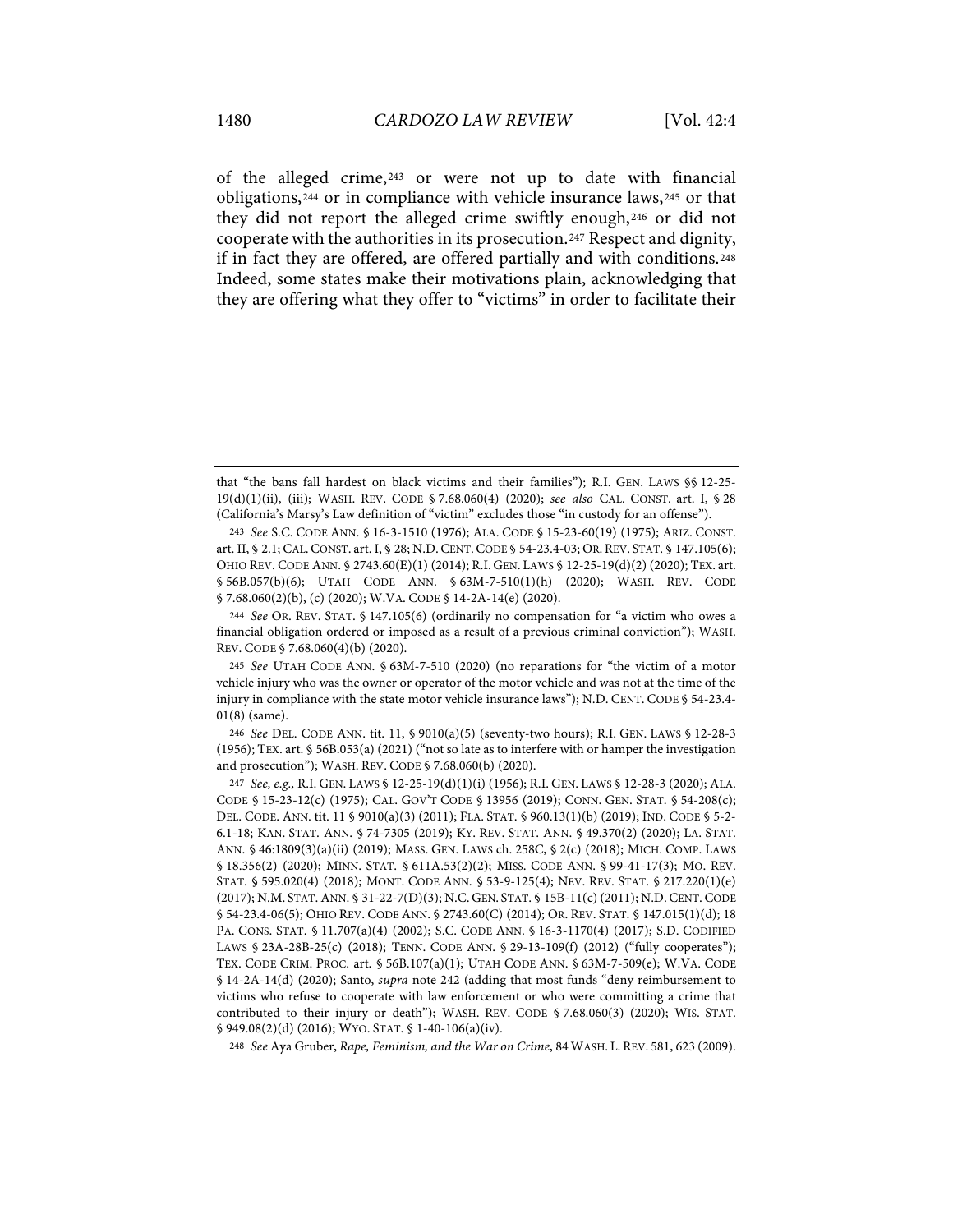of the alleged crime,[243] or were not up to date with financial obligations,[244] or in compliance with vehicle insurance laws,[245] or that they did not report the alleged crime swiftly enough,[246] or did not cooperate with the authorities in its prosecution.[247] Respect and dignity, if in fact they are offered, are offered partially and with conditions.[248] Indeed, some states make their motivations plain, acknowledging that they are offering what they offer to "victims" in order to facilitate their

---

that "the bans fall hardest on black victims and their families"); R.I. GEN. LAWS §§ 12-25-19(d)(1)(ii), (iii); WASH. REV. CODE § 7.68.060(4) (2020); *see also* CAL. CONST. art. I, § 28 (California's Marsy's Law definition of "victim" excludes those "in custody for an offense").

243 *See* S.C. CODE ANN. § 16-3-1510 (1976); ALA. CODE § 15-23-60(19) (1975); ARIZ. CONST. art. II, § 2.1; CAL. CONST. art. I, § 28; N.D. CENT. CODE § 54-23.4-03; OR. REV. STAT. § 147.105(6); OHIO REV. CODE ANN. § 2743.60(E)(1) (2014); R.I. GEN. LAWS § 12-25-19(d)(2) (2020); TEX. art. § 56B.057(b)(6); UTAH CODE ANN. § 63M-7-510(1)(h) (2020); WASH. REV. CODE § 7.68.060(2)(b), (c) (2020); W.VA. CODE § 14-2A-14(e) (2020).

244 *See* OR. REV. STAT. § 147.105(6) (ordinarily no compensation for "a victim who owes a financial obligation ordered or imposed as a result of a previous criminal conviction"); WASH. REV. CODE § 7.68.060(4)(b) (2020).

245 *See* UTAH CODE ANN. § 63M-7-510 (2020) (no reparations for "the victim of a motor vehicle injury who was the owner or operator of the motor vehicle and was not at the time of the injury in compliance with the state motor vehicle insurance laws"); N.D. CENT. CODE § 54-23.4-01(8) (same).

246 *See* DEL. CODE ANN. tit. 11, § 9010(a)(5) (seventy-two hours); R.I. GEN. LAWS § 12-28-3 (1956); TEX. art. § 56B.053(a) (2021) ("not so late as to interfere with or hamper the investigation and prosecution"); WASH. REV. CODE § 7.68.060(b) (2020).

247 *See, e.g.*, R.I. GEN. LAWS § 12-25-19(d)(1)(i) (1956); R.I. GEN. LAWS § 12-28-3 (2020); ALA. CODE § 15-23-12(c) (1975); CAL. GOV'T CODE § 13956 (2019); CONN. GEN. STAT. § 54-208(c); DEL. CODE. ANN. tit. 11 § 9010(a)(3) (2011); FLA. STAT. § 960.13(1)(b) (2019); IND. CODE § 5-2-6.1-18; KAN. STAT. ANN. § 74-7305 (2019); KY. REV. STAT. ANN. § 49.370(2) (2020); LA. STAT. ANN. § 46:1809(3)(a)(ii) (2019); MASS. GEN. LAWS ch. 258C, § 2(c) (2018); MICH. COMP. LAWS § 18.356(2) (2020); MINN. STAT. § 611A.53(2)(2); MISS. CODE ANN. § 99-41-17(3); MO. REV. STAT. § 595.020(4) (2018); MONT. CODE ANN. § 53-9-125(4); NEV. REV. STAT. § 217.220(1)(e) (2017); N.M. STAT. ANN. § 31-22-7(D)(3); N.C. GEN. STAT. § 15B-11(c) (2011); N.D. CENT. CODE § 54-23.4-06(5); OHIO REV. CODE ANN. § 2743.60(C) (2014); OR. REV. STAT. § 147.015(1)(d); 18 PA. CONS. STAT. § 11.707(a)(4) (2002); S.C. CODE ANN. § 16-3-1170(4) (2017); S.D. CODIFIED LAWS § 23A-28B-25(c) (2018); TENN. CODE ANN. § 29-13-109(f) (2012) ("fully cooperates"); TEX. CODE CRIM. PROC. art. § 56B.107(a)(1); UTAH CODE ANN. § 63M-7-509(e); W.VA. CODE § 14-2A-14(d) (2020); Santo, *supra* note 242 (adding that most funds "deny reimbursement to victims who refuse to cooperate with law enforcement or who were committing a crime that contributed to their injury or death"); WASH. REV. CODE § 7.68.060(3) (2020); WIS. STAT. § 949.08(2)(d) (2016); WYO. STAT. § 1-40-106(a)(iv).

248 *See* Aya Gruber, *Rape, Feminism, and the War on Crime*, 84 WASH. L. REV. 581, 623 (2009).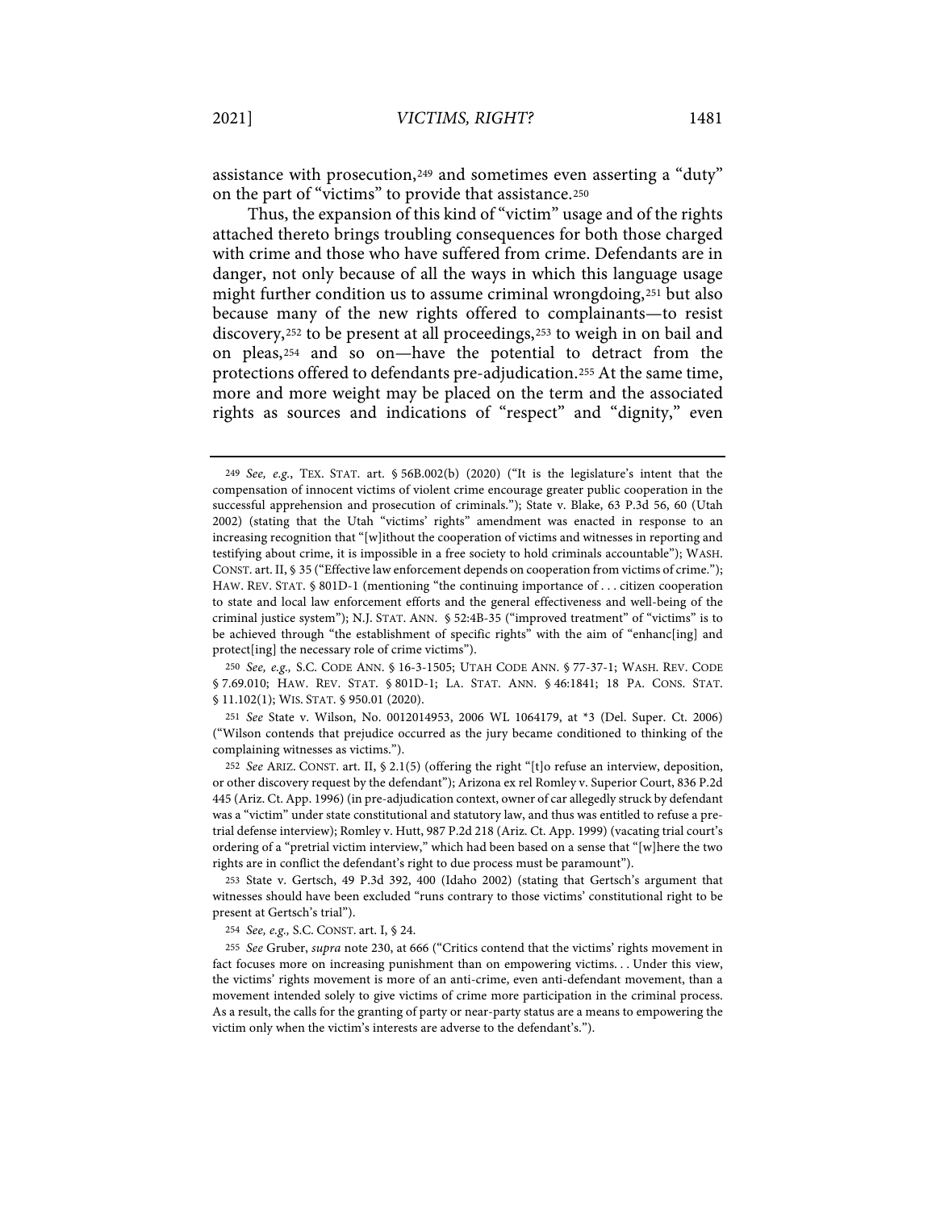assistance with prosecution,[249] and sometimes even asserting a "duty" on the part of "victims" to provide that assistance.[250]

Thus, the expansion of this kind of "victim" usage and of the rights attached thereto brings troubling consequences for both those charged with crime and those who have suffered from crime. Defendants are in danger, not only because of all the ways in which this language usage might further condition us to assume criminal wrongdoing,[251] but also because many of the new rights offered to complainants—to resist discovery,[252] to be present at all proceedings,[253] to weigh in on bail and on pleas,[254] and so on—have the potential to detract from the protections offered to defendants pre-adjudication.[255] At the same time, more and more weight may be placed on the term and the associated rights as sources and indications of "respect" and "dignity," even

---

[249] *See, e.g.*, TEX. STAT. art. § 56B.002(b) (2020) ("It is the legislature's intent that the compensation of innocent victims of violent crime encourage greater public cooperation in the successful apprehension and prosecution of criminals."); State v. Blake, 63 P.3d 56, 60 (Utah 2002) (stating that the Utah "victims' rights" amendment was enacted in response to an increasing recognition that "[w]ithout the cooperation of victims and witnesses in reporting and testifying about crime, it is impossible in a free society to hold criminals accountable"); WASH. CONST. art. II, § 35 ("Effective law enforcement depends on cooperation from victims of crime."); HAW. REV. STAT. § 801D-1 (mentioning "the continuing importance of . . . citizen cooperation to state and local law enforcement efforts and the general effectiveness and well-being of the criminal justice system"); N.J. STAT. ANN. § 52:4B-35 ("improved treatment" of "victims" is to be achieved through "the establishment of specific rights" with the aim of "enhanc[ing] and protect[ing] the necessary role of crime victims").

[250] *See, e.g.,* S.C. CODE ANN. § 16-3-1505; UTAH CODE ANN. § 77-37-1; WASH. REV. CODE § 7.69.010; HAW. REV. STAT. § 801D-1; LA. STAT. ANN. § 46:1841; 18 PA. CONS. STAT. § 11.102(1); WIS. STAT. § 950.01 (2020).

[251] *See* State v. Wilson, No. 0012014953, 2006 WL 1064179, at *3 (Del. Super. Ct. 2006) ("Wilson contends that prejudice occurred as the jury became conditioned to thinking of the complaining witnesses as victims.").

[252] *See* ARIZ. CONST. art. II, § 2.1(5) (offering the right "[t]o refuse an interview, deposition, or other discovery request by the defendant"); Arizona ex rel Romley v. Superior Court, 836 P.2d 445 (Ariz. Ct. App. 1996) (in pre-adjudication context, owner of car allegedly struck by defendant was a "victim" under state constitutional and statutory law, and thus was entitled to refuse a pre-trial defense interview); Romley v. Hutt, 987 P.2d 218 (Ariz. Ct. App. 1999) (vacating trial court's ordering of a "pretrial victim interview," which had been based on a sense that "[w]here the two rights are in conflict the defendant's right to due process must be paramount").

[253] State v. Gertsch, 49 P.3d 392, 400 (Idaho 2002) (stating that Gertsch's argument that witnesses should have been excluded "runs contrary to those victims' constitutional right to be present at Gertsch's trial").

[254] *See, e.g.,* S.C. CONST. art. I, § 24.

[255] *See* Gruber, *supra* note 230, at 666 ("Critics contend that the victims' rights movement in fact focuses more on increasing punishment than on empowering victims. . . Under this view, the victims' rights movement is more of an anti-crime, even anti-defendant movement, than a movement intended solely to give victims of crime more participation in the criminal process. As a result, the calls for the granting of party or near-party status are a means to empowering the victim only when the victim's interests are adverse to the defendant's.").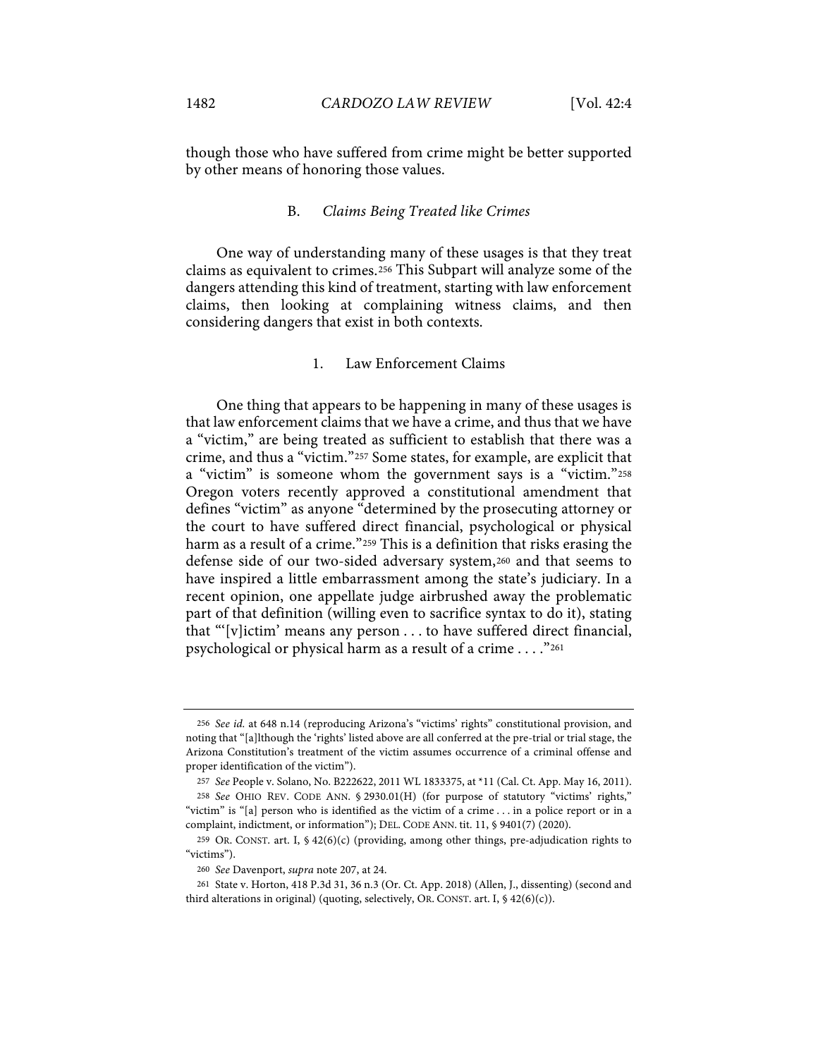though those who have suffered from crime might be better supported by other means of honoring those values.

### B. *Claims Being Treated like Crimes*

One way of understanding many of these usages is that they treat claims as equivalent to crimes.[256] This Subpart will analyze some of the dangers attending this kind of treatment, starting with law enforcement claims, then looking at complaining witness claims, and then considering dangers that exist in both contexts.

#### 1. Law Enforcement Claims

One thing that appears to be happening in many of these usages is that law enforcement claims that we have a crime, and thus that we have a "victim," are being treated as sufficient to establish that there was a crime, and thus a "victim."[257] Some states, for example, are explicit that a "victim" is someone whom the government says is a "victim."[258] Oregon voters recently approved a constitutional amendment that defines "victim" as anyone "determined by the prosecuting attorney or the court to have suffered direct financial, psychological or physical harm as a result of a crime."[259] This is a definition that risks erasing the defense side of our two-sided adversary system,[260] and that seems to have inspired a little embarrassment among the state's judiciary. In a recent opinion, one appellate judge airbrushed away the problematic part of that definition (willing even to sacrifice syntax to do it), stating that "'[v]ictim' means any person . . . to have suffered direct financial, psychological or physical harm as a result of a crime . . . ."[261]

---

256 *See id.* at 648 n.14 (reproducing Arizona's "victims' rights" constitutional provision, and noting that "[a]lthough the 'rights' listed above are all conferred at the pre-trial or trial stage, the Arizona Constitution's treatment of the victim assumes occurrence of a criminal offense and proper identification of the victim").

257 *See* People v. Solano, No. B222622, 2011 WL 1833375, at *11 (Cal. Ct. App. May 16, 2011).

258 *See* OHIO REV. CODE ANN. § 2930.01(H) (for purpose of statutory "victims' rights," "victim" is "[a] person who is identified as the victim of a crime . . . in a police report or in a complaint, indictment, or information"); DEL. CODE ANN. tit. 11, § 9401(7) (2020).

259 OR. CONST. art. I, § 42(6)(c) (providing, among other things, pre-adjudication rights to "victims").

260 *See* Davenport, *supra* note 207, at 24.

261 State v. Horton, 418 P.3d 31, 36 n.3 (Or. Ct. App. 2018) (Allen, J., dissenting) (second and third alterations in original) (quoting, selectively, OR. CONST. art. I, § 42(6)(c)).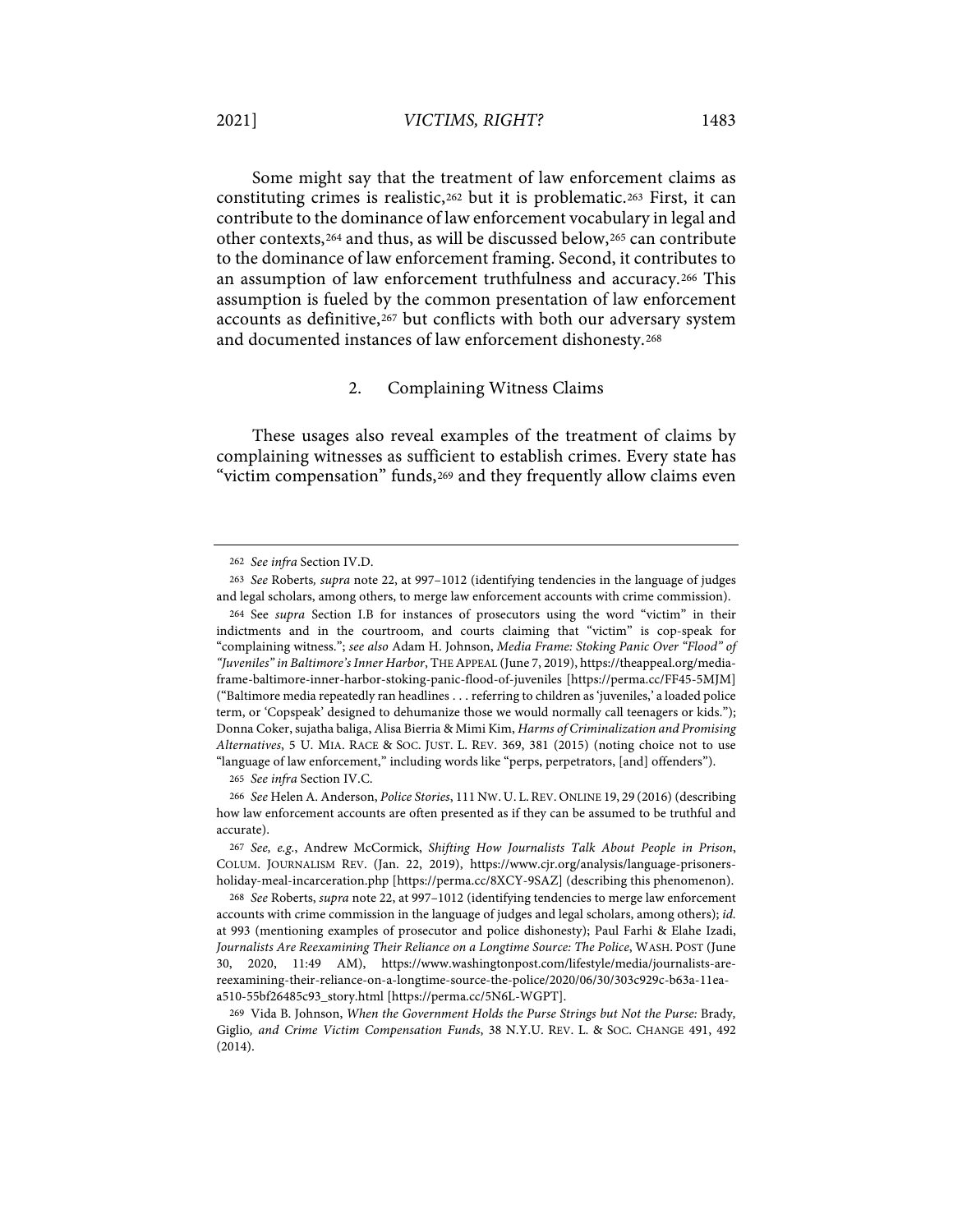Some might say that the treatment of law enforcement claims as constituting crimes is realistic,[262] but it is problematic.[263] First, it can contribute to the dominance of law enforcement vocabulary in legal and other contexts,[264] and thus, as will be discussed below,[265] can contribute to the dominance of law enforcement framing. Second, it contributes to an assumption of law enforcement truthfulness and accuracy.[266] This assumption is fueled by the common presentation of law enforcement accounts as definitive,[267] but conflicts with both our adversary system and documented instances of law enforcement dishonesty.[268]

### 2. Complaining Witness Claims

These usages also reveal examples of the treatment of claims by complaining witnesses as sufficient to establish crimes. Every state has "victim compensation" funds,[269] and they frequently allow claims even

---

262 *See infra* Section IV.D.

263 *See* Roberts*, supra* note 22, at 997–1012 (identifying tendencies in the language of judges and legal scholars, among others, to merge law enforcement accounts with crime commission).

264 See *supra* Section I.B for instances of prosecutors using the word "victim" in their indictments and in the courtroom, and courts claiming that "victim" is cop-speak for "complaining witness."; *see also* Adam H. Johnson, *Media Frame: Stoking Panic Over "Flood" of "Juveniles" in Baltimore's Inner Harbor*, THE APPEAL (June 7, 2019), https://theappeal.org/media-frame-baltimore-inner-harbor-stoking-panic-flood-of-juveniles [https://perma.cc/FF45-5MJM] ("Baltimore media repeatedly ran headlines . . . referring to children as 'juveniles,' a loaded police term, or 'Copspeak' designed to dehumanize those we would normally call teenagers or kids."); Donna Coker, sujatha baliga, Alisa Bierria & Mimi Kim, *Harms of Criminalization and Promising Alternatives*, 5 U. MIA. RACE & SOC. JUST. L. REV. 369, 381 (2015) (noting choice not to use "language of law enforcement," including words like "perps, perpetrators, [and] offenders").

265 *See infra* Section IV.C.

266 *See* Helen A. Anderson, *Police Stories*, 111 NW. U. L. REV. ONLINE 19, 29 (2016) (describing how law enforcement accounts are often presented as if they can be assumed to be truthful and accurate).

267 *See, e.g.*, Andrew McCormick, *Shifting How Journalists Talk About People in Prison*, COLUM. JOURNALISM REV. (Jan. 22, 2019), https://www.cjr.org/analysis/language-prisoners-holiday-meal-incarceration.php [https://perma.cc/8XCY-9SAZ] (describing this phenomenon).

268 *See* Roberts, *supra* note 22, at 997–1012 (identifying tendencies to merge law enforcement accounts with crime commission in the language of judges and legal scholars, among others); *id.* at 993 (mentioning examples of prosecutor and police dishonesty); Paul Farhi & Elahe Izadi, *Journalists Are Reexamining Their Reliance on a Longtime Source: The Police*, WASH. POST (June 30, 2020, 11:49 AM), https://www.washingtonpost.com/lifestyle/media/journalists-are-reexamining-their-reliance-on-a-longtime-source-the-police/2020/06/30/303c929c-b63a-11ea-a510-55bf26485c93_story.html [https://perma.cc/5N6L-WGPT].

269 Vida B. Johnson, *When the Government Holds the Purse Strings but Not the Purse:* Brady*,* Giglio*, and Crime Victim Compensation Funds*, 38 N.Y.U. REV. L. & SOC. CHANGE 491, 492 (2014).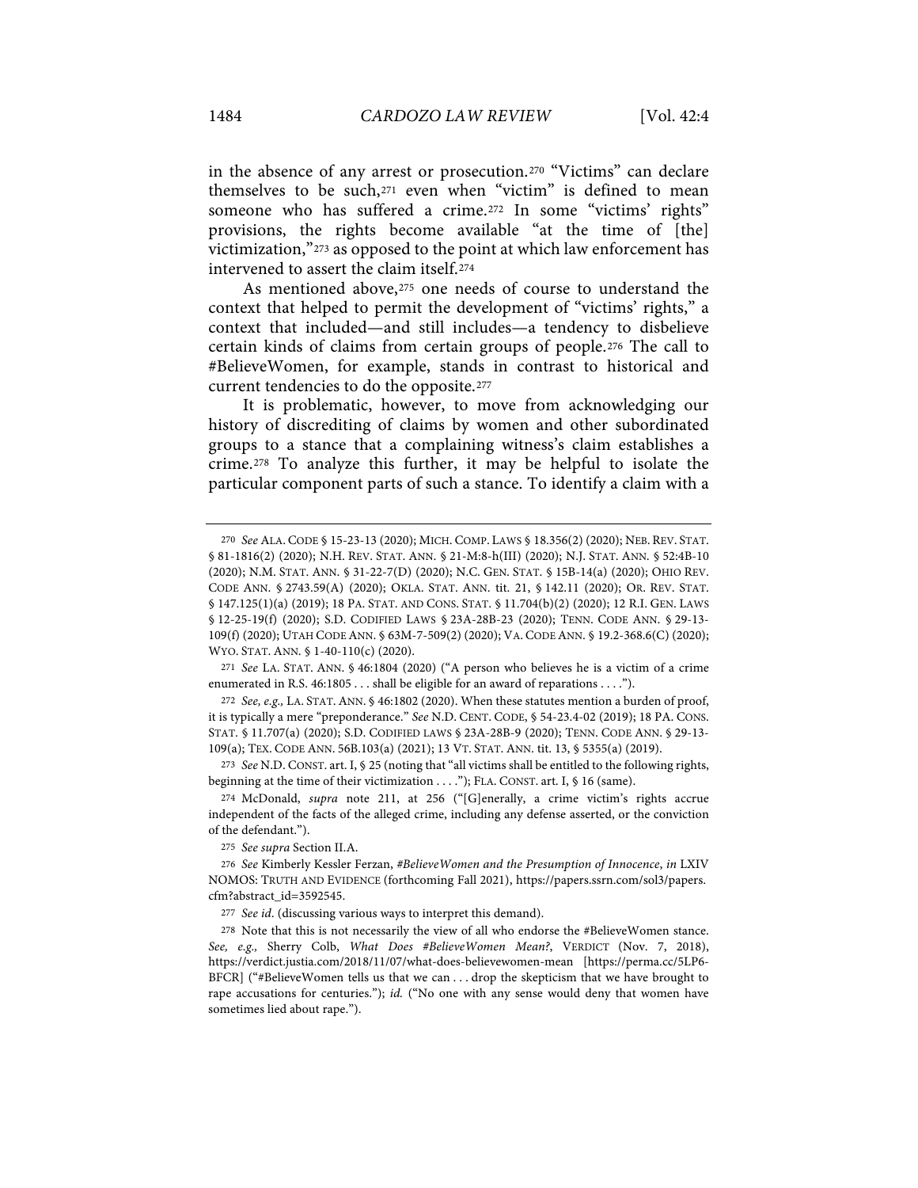in the absence of any arrest or prosecution.[270] "Victims" can declare themselves to be such,[271] even when "victim" is defined to mean someone who has suffered a crime.[272] In some "victims' rights" provisions, the rights become available "at the time of [the] victimization,"[273] as opposed to the point at which law enforcement has intervened to assert the claim itself.[274]

As mentioned above,[275] one needs of course to understand the context that helped to permit the development of "victims' rights," a context that included—and still includes—a tendency to disbelieve certain kinds of claims from certain groups of people.[276] The call to #BelieveWomen, for example, stands in contrast to historical and current tendencies to do the opposite.[277]

It is problematic, however, to move from acknowledging our history of discrediting of claims by women and other subordinated groups to a stance that a complaining witness's claim establishes a crime.[278] To analyze this further, it may be helpful to isolate the particular component parts of such a stance. To identify a claim with a

---

270 *See* ALA. CODE § 15-23-13 (2020); MICH. COMP. LAWS § 18.356(2) (2020); NEB. REV. STAT. § 81-1816(2) (2020); N.H. REV. STAT. ANN. § 21-M:8-h(III) (2020); N.J. STAT. ANN. § 52:4B-10 (2020); N.M. STAT. ANN. § 31-22-7(D) (2020); N.C. GEN. STAT. § 15B-14(a) (2020); OHIO REV. CODE ANN. § 2743.59(A) (2020); OKLA. STAT. ANN. tit. 21, § 142.11 (2020); OR. REV. STAT. § 147.125(1)(a) (2019); 18 PA. STAT. AND CONS. STAT. § 11.704(b)(2) (2020); 12 R.I. GEN. LAWS § 12-25-19(f) (2020); S.D. CODIFIED LAWS § 23A-28B-23 (2020); TENN. CODE ANN. § 29-13-109(f) (2020); UTAH CODE ANN. § 63M-7-509(2) (2020); VA. CODE ANN. § 19.2-368.6(C) (2020); WYO. STAT. ANN. § 1-40-110(c) (2020).

271 *See* LA. STAT. ANN. § 46:1804 (2020) ("A person who believes he is a victim of a crime enumerated in R.S. 46:1805 . . . shall be eligible for an award of reparations . . . .").

272 *See, e.g.,* LA. STAT. ANN. § 46:1802 (2020). When these statutes mention a burden of proof, it is typically a mere "preponderance." *See* N.D. CENT. CODE, § 54-23.4-02 (2019); 18 PA. CONS. STAT. § 11.707(a) (2020); S.D. CODIFIED LAWS § 23A-28B-9 (2020); TENN. CODE ANN. § 29-13-109(a); TEX. CODE ANN. 56B.103(a) (2021); 13 VT. STAT. ANN. tit. 13, § 5355(a) (2019).

273 *See* N.D. CONST. art. I, § 25 (noting that "all victims shall be entitled to the following rights, beginning at the time of their victimization . . . ."); FLA. CONST. art. I, § 16 (same).

274 McDonald, *supra* note 211, at 256 ("[G]enerally, a crime victim's rights accrue independent of the facts of the alleged crime, including any defense asserted, or the conviction of the defendant.").

275 *See supra* Section II.A.

276 *See* Kimberly Kessler Ferzan, *#BelieveWomen and the Presumption of Innocence*, *in* LXIV NOMOS: TRUTH AND EVIDENCE (forthcoming Fall 2021), https://papers.ssrn.com/sol3/papers.cfm?abstract_id=3592545.

277 *See id*. (discussing various ways to interpret this demand).

278 Note that this is not necessarily the view of all who endorse the #BelieveWomen stance. *See, e.g.,* Sherry Colb, *What Does #BelieveWomen Mean?*, VERDICT (Nov. 7, 2018), https://verdict.justia.com/2018/11/07/what-does-believewomen-mean [https://perma.cc/5LP6-BFCR] ("#BelieveWomen tells us that we can . . . drop the skepticism that we have brought to rape accusations for centuries."); *id.* ("No one with any sense would deny that women have sometimes lied about rape.").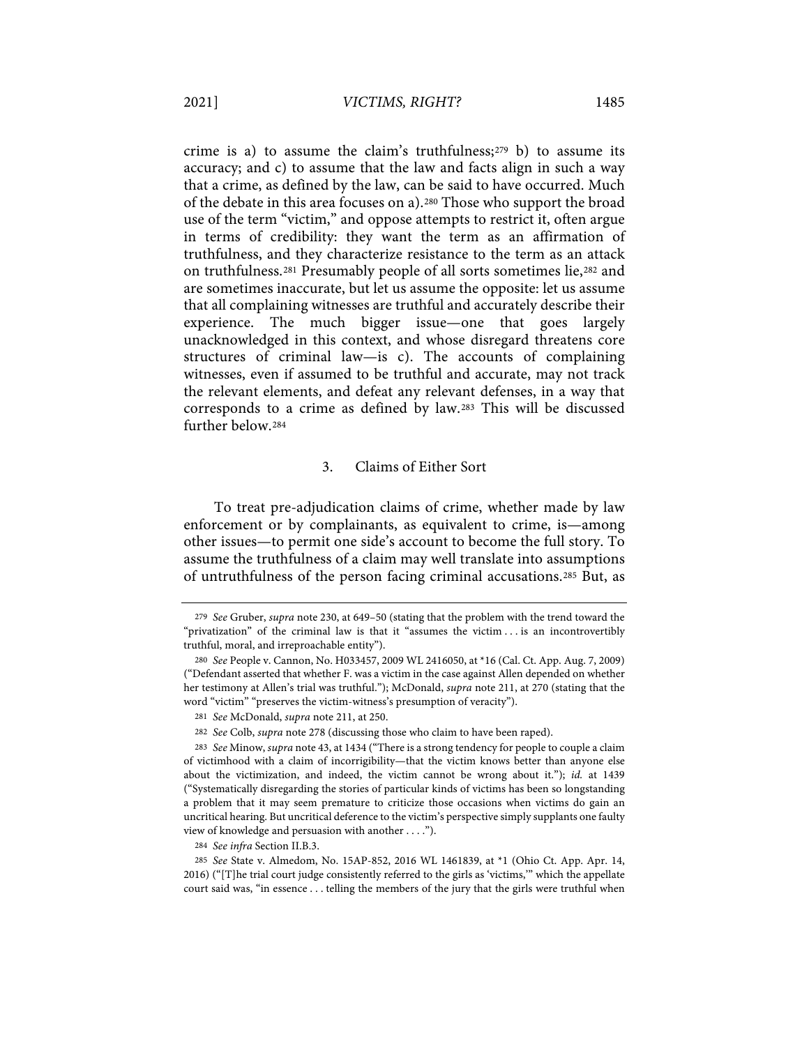crime is a) to assume the claim's truthfulness;[279] b) to assume its accuracy; and c) to assume that the law and facts align in such a way that a crime, as defined by the law, can be said to have occurred. Much of the debate in this area focuses on a).[280] Those who support the broad use of the term "victim," and oppose attempts to restrict it, often argue in terms of credibility: they want the term as an affirmation of truthfulness, and they characterize resistance to the term as an attack on truthfulness.[281] Presumably people of all sorts sometimes lie,[282] and are sometimes inaccurate, but let us assume the opposite: let us assume that all complaining witnesses are truthful and accurately describe their experience. The much bigger issue—one that goes largely unacknowledged in this context, and whose disregard threatens core structures of criminal law—is c). The accounts of complaining witnesses, even if assumed to be truthful and accurate, may not track the relevant elements, and defeat any relevant defenses, in a way that corresponds to a crime as defined by law.[283] This will be discussed further below.[284]

### 3. Claims of Either Sort

To treat pre-adjudication claims of crime, whether made by law enforcement or by complainants, as equivalent to crime, is—among other issues—to permit one side's account to become the full story. To assume the truthfulness of a claim may well translate into assumptions of untruthfulness of the person facing criminal accusations.[285] But, as

---

279 *See* Gruber, *supra* note 230, at 649–50 (stating that the problem with the trend toward the "privatization" of the criminal law is that it "assumes the victim . . . is an incontrovertibly truthful, moral, and irreproachable entity").

280 *See* People v. Cannon, No. H033457, 2009 WL 2416050, at *16 (Cal. Ct. App. Aug. 7, 2009) ("Defendant asserted that whether F. was a victim in the case against Allen depended on whether her testimony at Allen's trial was truthful."); McDonald, *supra* note 211, at 270 (stating that the word "victim" "preserves the victim-witness's presumption of veracity").

281 *See* McDonald, *supra* note 211, at 250.

282 *See* Colb, *supra* note 278 (discussing those who claim to have been raped).

283 *See* Minow, *supra* note 43, at 1434 ("There is a strong tendency for people to couple a claim of victimhood with a claim of incorrigibility—that the victim knows better than anyone else about the victimization, and indeed, the victim cannot be wrong about it."); *id.* at 1439 ("Systematically disregarding the stories of particular kinds of victims has been so longstanding a problem that it may seem premature to criticize those occasions when victims do gain an uncritical hearing. But uncritical deference to the victim's perspective simply supplants one faulty view of knowledge and persuasion with another . . . .").

284 *See infra* Section II.B.3.

285 *See* State v. Almedom, No. 15AP-852, 2016 WL 1461839, at *1 (Ohio Ct. App. Apr. 14, 2016) ("[T]he trial court judge consistently referred to the girls as 'victims,'" which the appellate court said was, "in essence . . . telling the members of the jury that the girls were truthful when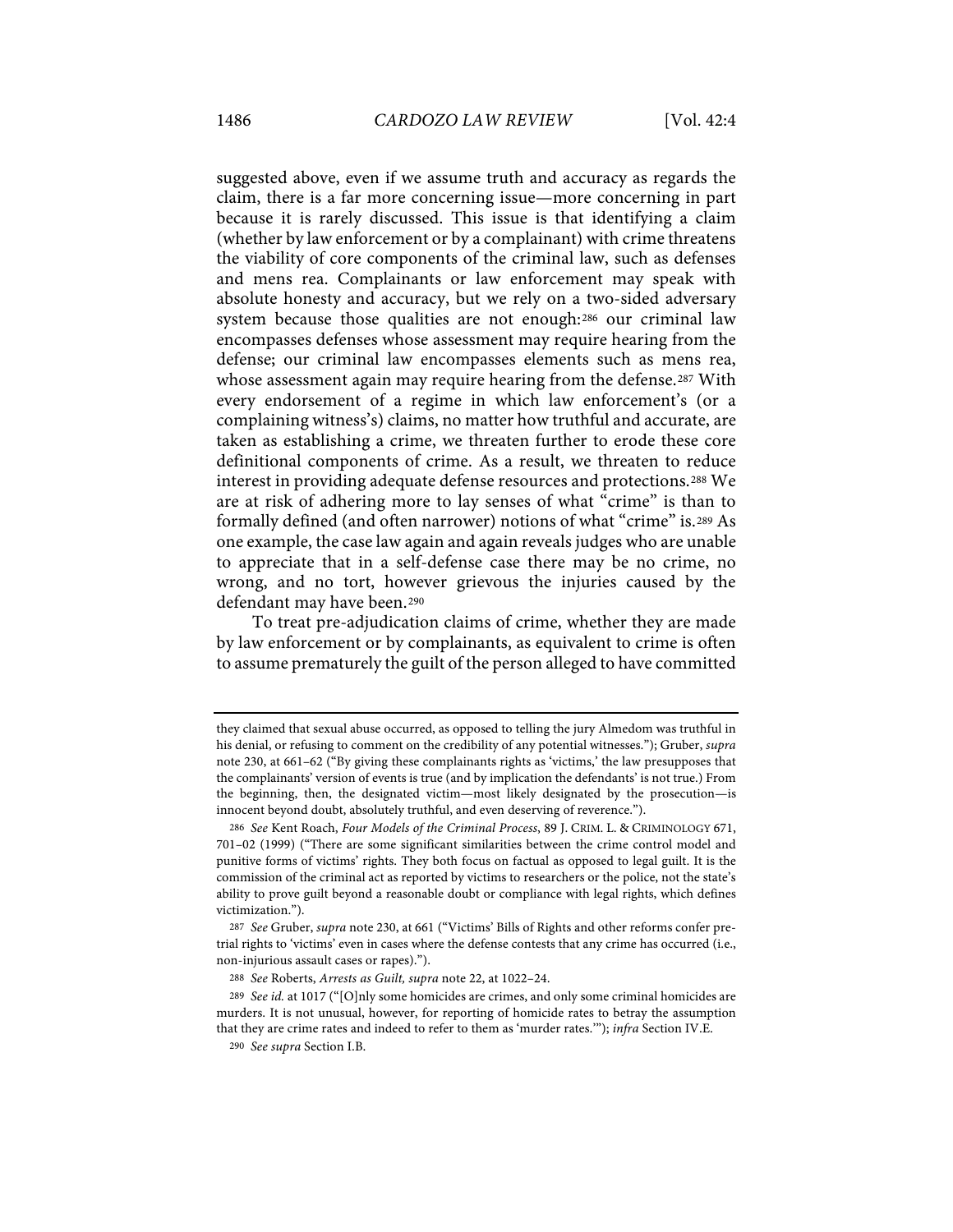suggested above, even if we assume truth and accuracy as regards the claim, there is a far more concerning issue—more concerning in part because it is rarely discussed. This issue is that identifying a claim (whether by law enforcement or by a complainant) with crime threatens the viability of core components of the criminal law, such as defenses and mens rea. Complainants or law enforcement may speak with absolute honesty and accuracy, but we rely on a two-sided adversary system because those qualities are not enough:[286] our criminal law encompasses defenses whose assessment may require hearing from the defense; our criminal law encompasses elements such as mens rea, whose assessment again may require hearing from the defense.[287] With every endorsement of a regime in which law enforcement's (or a complaining witness's) claims, no matter how truthful and accurate, are taken as establishing a crime, we threaten further to erode these core definitional components of crime. As a result, we threaten to reduce interest in providing adequate defense resources and protections.[288] We are at risk of adhering more to lay senses of what "crime" is than to formally defined (and often narrower) notions of what "crime" is.[289] As one example, the case law again and again reveals judges who are unable to appreciate that in a self-defense case there may be no crime, no wrong, and no tort, however grievous the injuries caused by the defendant may have been.[290]

To treat pre-adjudication claims of crime, whether they are made by law enforcement or by complainants, as equivalent to crime is often to assume prematurely the guilt of the person alleged to have committed

---

they claimed that sexual abuse occurred, as opposed to telling the jury Almedom was truthful in his denial, or refusing to comment on the credibility of any potential witnesses."); Gruber, *supra* note 230, at 661–62 ("By giving these complainants rights as 'victims,' the law presupposes that the complainants' version of events is true (and by implication the defendants' is not true.) From the beginning, then, the designated victim—most likely designated by the prosecution—is innocent beyond doubt, absolutely truthful, and even deserving of reverence.").

286 *See* Kent Roach, *Four Models of the Criminal Process*, 89 J. CRIM. L. & CRIMINOLOGY 671, 701–02 (1999) ("There are some significant similarities between the crime control model and punitive forms of victims' rights. They both focus on factual as opposed to legal guilt. It is the commission of the criminal act as reported by victims to researchers or the police, not the state's ability to prove guilt beyond a reasonable doubt or compliance with legal rights, which defines victimization.").

287 *See* Gruber, *supra* note 230, at 661 ("Victims' Bills of Rights and other reforms confer pre-trial rights to 'victims' even in cases where the defense contests that any crime has occurred (i.e., non-injurious assault cases or rapes).").

288 *See* Roberts, *Arrests as Guilt*, *supra* note 22, at 1022–24.

289 *See id.* at 1017 ("[O]nly some homicides are crimes, and only some criminal homicides are murders. It is not unusual, however, for reporting of homicide rates to betray the assumption that they are crime rates and indeed to refer to them as 'murder rates.'"); *infra* Section IV.E.

290 *See supra* Section I.B.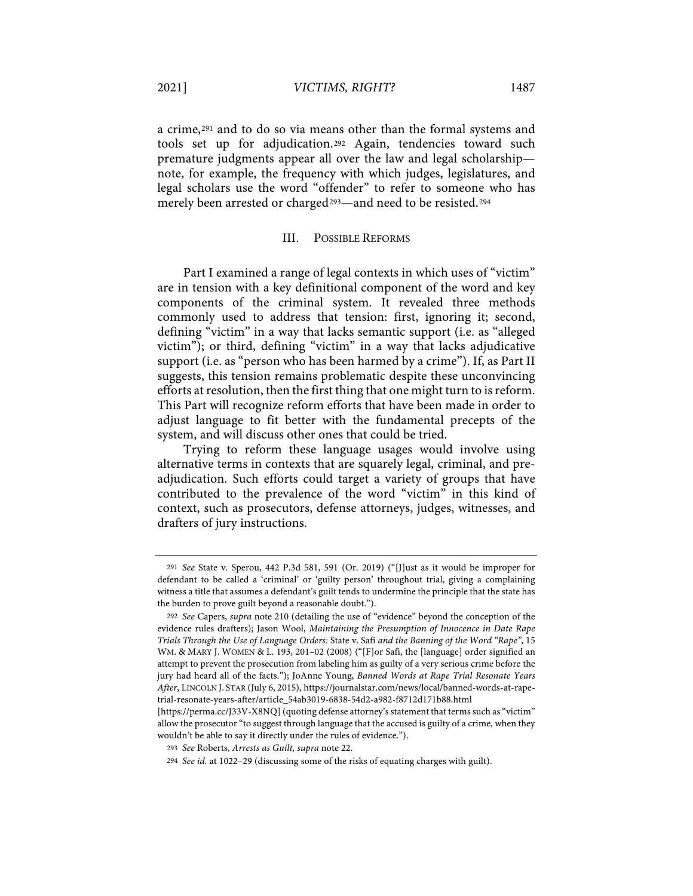a crime,[291] and to do so via means other than the formal systems and tools set up for adjudication.[292] Again, tendencies toward such premature judgments appear all over the law and legal scholarship—note, for example, the frequency with which judges, legislatures, and legal scholars use the word "offender" to refer to someone who has merely been arrested or charged[293]—and need to be resisted.[294]

## III. POSSIBLE REFORMS

Part I examined a range of legal contexts in which uses of "victim" are in tension with a key definitional component of the word and key components of the criminal system. It revealed three methods commonly used to address that tension: first, ignoring it; second, defining "victim" in a way that lacks semantic support (i.e. as "alleged victim"); or third, defining "victim" in a way that lacks adjudicative support (i.e. as "person who has been harmed by a crime"). If, as Part II suggests, this tension remains problematic despite these unconvincing efforts at resolution, then the first thing that one might turn to is reform. This Part will recognize reform efforts that have been made in order to adjust language to fit better with the fundamental precepts of the system, and will discuss other ones that could be tried.

Trying to reform these language usages would involve using alternative terms in contexts that are squarely legal, criminal, and pre-adjudication. Such efforts could target a variety of groups that have contributed to the prevalence of the word "victim" in this kind of context, such as prosecutors, defense attorneys, judges, witnesses, and drafters of jury instructions.

---

291 *See* State v. Sperou, 442 P.3d 581, 591 (Or. 2019) ("[J]ust as it would be improper for defendant to be called a 'criminal' or 'guilty person' throughout trial, giving a complaining witness a title that assumes a defendant's guilt tends to undermine the principle that the state has the burden to prove guilt beyond a reasonable doubt.").

292 *See* Capers, *supra* note 210 (detailing the use of "evidence" beyond the conception of the evidence rules drafters); Jason Wool, *Maintaining the Presumption of Innocence in Date Rape Trials Through the Use of Language Orders:* State v. Safi *and the Banning of the Word "Rape"*, 15 WM. & MARY J. WOMEN & L. 193, 201–02 (2008) ("[F]or Safi, the [language] order signified an attempt to prevent the prosecution from labeling him as guilty of a very serious crime before the jury had heard all of the facts."); JoAnne Young, *Banned Words at Rape Trial Resonate Years After*, LINCOLN J. STAR (July 6, 2015), https://journalstar.com/news/local/banned-words-at-rape-trial-resonate-years-after/article_54ab3019-6838-54d2-a982-f8712d171b88.html [https://perma.cc/J33V-X8NQ] (quoting defense attorney's statement that terms such as "victim" allow the prosecutor "to suggest through language that the accused is guilty of a crime, when they wouldn't be able to say it directly under the rules of evidence.").

293 *See* Roberts, *Arrests as Guilt, supra* note 22.

294 *See id.* at 1022–29 (discussing some of the risks of equating charges with guilt).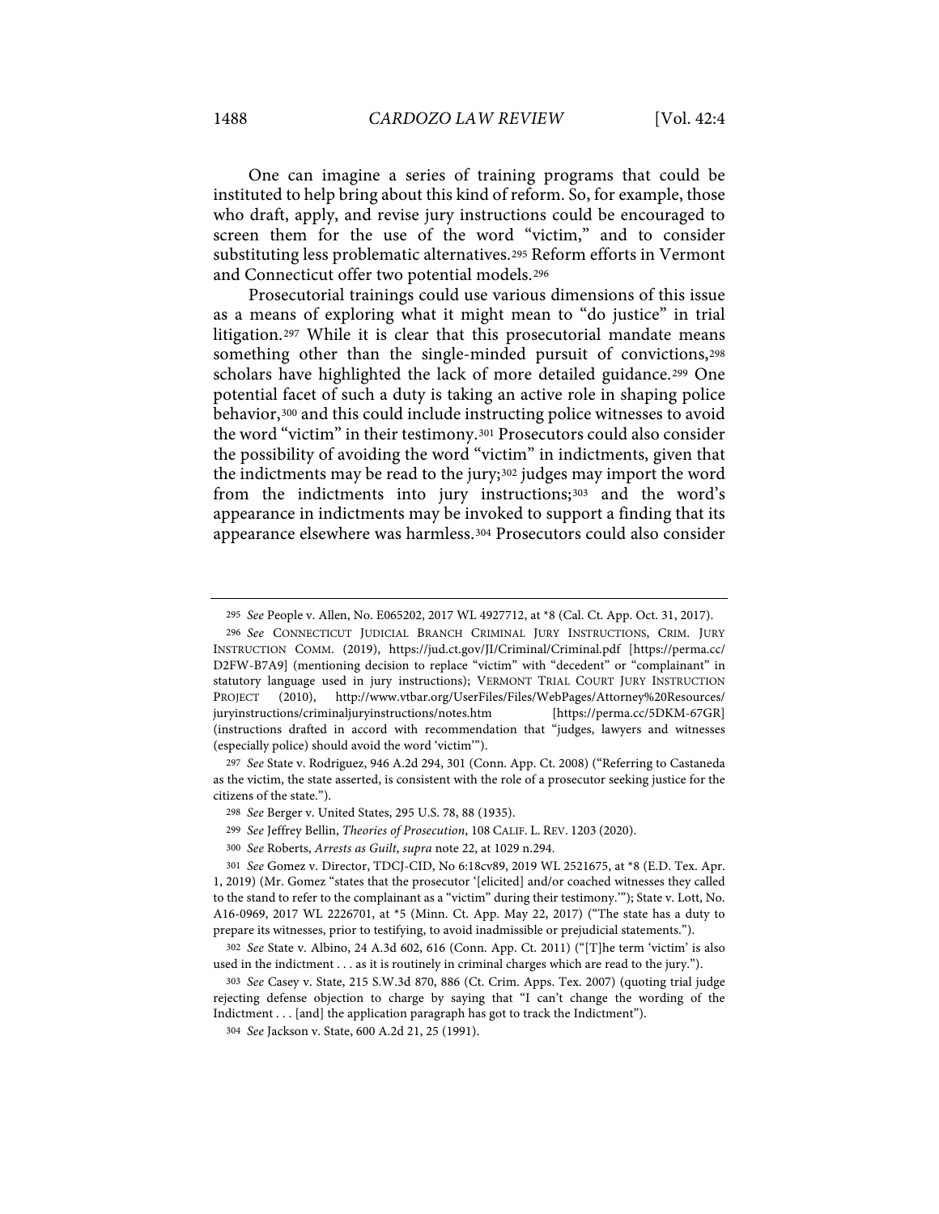One can imagine a series of training programs that could be instituted to help bring about this kind of reform. So, for example, those who draft, apply, and revise jury instructions could be encouraged to screen them for the use of the word "victim," and to consider substituting less problematic alternatives.[295] Reform efforts in Vermont and Connecticut offer two potential models.[296]

Prosecutorial trainings could use various dimensions of this issue as a means of exploring what it might mean to "do justice" in trial litigation.[297] While it is clear that this prosecutorial mandate means something other than the single-minded pursuit of convictions,[298] scholars have highlighted the lack of more detailed guidance.[299] One potential facet of such a duty is taking an active role in shaping police behavior,[300] and this could include instructing police witnesses to avoid the word "victim" in their testimony.[301] Prosecutors could also consider the possibility of avoiding the word "victim" in indictments, given that the indictments may be read to the jury;[302] judges may import the word from the indictments into jury instructions;[303] and the word's appearance in indictments may be invoked to support a finding that its appearance elsewhere was harmless.[304] Prosecutors could also consider

---

[295] *See* People v. Allen, No. E065202, 2017 WL 4927712, at *8 (Cal. Ct. App. Oct. 31, 2017).

[296] *See* CONNECTICUT JUDICIAL BRANCH CRIMINAL JURY INSTRUCTIONS, CRIM. JURY INSTRUCTION COMM. (2019), https://jud.ct.gov/JI/Criminal/Criminal.pdf [https://perma.cc/D2FW-B7A9] (mentioning decision to replace "victim" with "decedent" or "complainant" in statutory language used in jury instructions); VERMONT TRIAL COURT JURY INSTRUCTION PROJECT (2010), http://www.vtbar.org/UserFiles/Files/WebPages/Attorney%20Resources/juryinstructions/criminaljuryinstructions/notes.htm [https://perma.cc/5DKM-67GR] (instructions drafted in accord with recommendation that "judges, lawyers and witnesses (especially police) should avoid the word 'victim'").

[297] *See* State v. Rodriguez, 946 A.2d 294, 301 (Conn. App. Ct. 2008) ("Referring to Castaneda as the victim, the state asserted, is consistent with the role of a prosecutor seeking justice for the citizens of the state.").

[298] *See* Berger v. United States, 295 U.S. 78, 88 (1935).

[299] *See* Jeffrey Bellin, *Theories of Prosecution*, 108 CALIF. L. REV. 1203 (2020).

[300] *See* Roberts, *Arrests as Guilt*, *supra* note 22, at 1029 n.294.

[301] *See* Gomez v. Director, TDCJ-CID, No 6:18cv89, 2019 WL 2521675, at *8 (E.D. Tex. Apr. 1, 2019) (Mr. Gomez "states that the prosecutor '[elicited] and/or coached witnesses they called to the stand to refer to the complainant as a "victim" during their testimony.'"); State v. Lott, No. A16-0969, 2017 WL 2226701, at *5 (Minn. Ct. App. May 22, 2017) ("The state has a duty to prepare its witnesses, prior to testifying, to avoid inadmissible or prejudicial statements.").

[302] *See* State v. Albino, 24 A.3d 602, 616 (Conn. App. Ct. 2011) ("[T]he term 'victim' is also used in the indictment . . . as it is routinely in criminal charges which are read to the jury.").

[303] *See* Casey v. State, 215 S.W.3d 870, 886 (Ct. Crim. Apps. Tex. 2007) (quoting trial judge rejecting defense objection to charge by saying that "I can't change the wording of the Indictment . . . [and] the application paragraph has got to track the Indictment").

[304] *See* Jackson v. State, 600 A.2d 21, 25 (1991).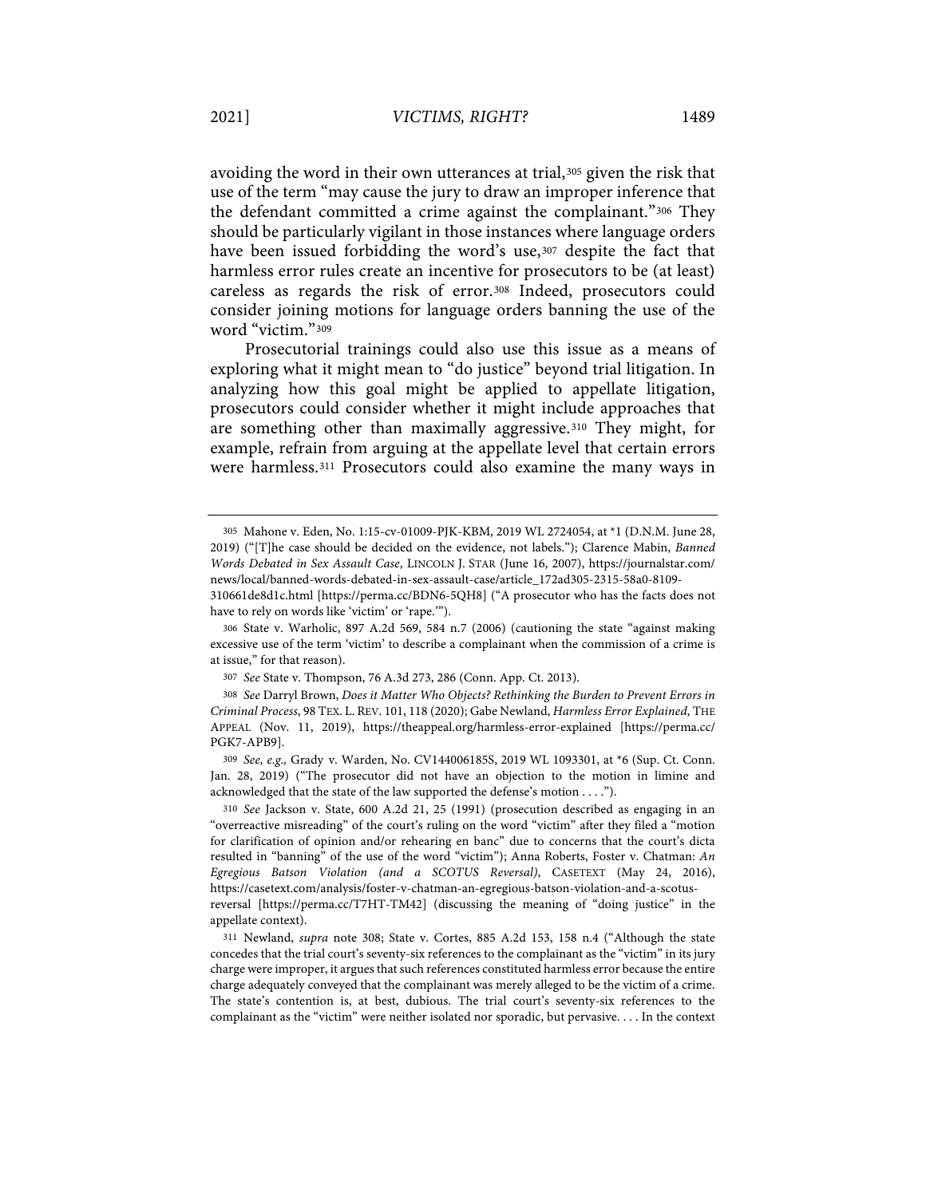avoiding the word in their own utterances at trial,[305] given the risk that use of the term "may cause the jury to draw an improper inference that the defendant committed a crime against the complainant."[306] They should be particularly vigilant in those instances where language orders have been issued forbidding the word's use,[307] despite the fact that harmless error rules create an incentive for prosecutors to be (at least) careless as regards the risk of error.[308] Indeed, prosecutors could consider joining motions for language orders banning the use of the word "victim."[309]

Prosecutorial trainings could also use this issue as a means of exploring what it might mean to "do justice" beyond trial litigation. In analyzing how this goal might be applied to appellate litigation, prosecutors could consider whether it might include approaches that are something other than maximally aggressive.[310] They might, for example, refrain from arguing at the appellate level that certain errors were harmless.[311] Prosecutors could also examine the many ways in

---

305 Mahone v. Eden, No. 1:15-cv-01009-PJK-KBM, 2019 WL 2724054, at *1 (D.N.M. June 28, 2019) ("[T]he case should be decided on the evidence, not labels."); Clarence Mabin, *Banned Words Debated in Sex Assault Case*, LINCOLN J. STAR (June 16, 2007), https://journalstar.com/news/local/banned-words-debated-in-sex-assault-case/article_172ad305-2315-58a0-8109-310661de8d1c.html [https://perma.cc/BDN6-5QH8] ("A prosecutor who has the facts does not have to rely on words like 'victim' or 'rape.'").

306 State v. Warholic, 897 A.2d 569, 584 n.7 (2006) (cautioning the state "against making excessive use of the term 'victim' to describe a complainant when the commission of a crime is at issue," for that reason).

307 *See* State v. Thompson, 76 A.3d 273, 286 (Conn. App. Ct. 2013).

308 *See* Darryl Brown, *Does it Matter Who Objects? Rethinking the Burden to Prevent Errors in Criminal Process*, 98 TEX. L. REV. 101, 118 (2020); Gabe Newland, *Harmless Error Explained*, THE APPEAL (Nov. 11, 2019), https://theappeal.org/harmless-error-explained [https://perma.cc/PGK7-APB9].

309 *See, e.g.,* Grady v. Warden, No. CV144006185S, 2019 WL 1093301, at *6 (Sup. Ct. Conn. Jan. 28, 2019) ("The prosecutor did not have an objection to the motion in limine and acknowledged that the state of the law supported the defense's motion . . . .").

310 *See* Jackson v. State, 600 A.2d 21, 25 (1991) (prosecution described as engaging in an "overreactive misreading" of the court's ruling on the word "victim" after they filed a "motion for clarification of opinion and/or rehearing en banc" due to concerns that the court's dicta resulted in "banning" of the use of the word "victim"); Anna Roberts, Foster v. Chatman: *An Egregious Batson Violation (and a SCOTUS Reversal)*, CASETEXT (May 24, 2016), https://casetext.com/analysis/foster-v-chatman-an-egregious-batson-violation-and-a-scotus-reversal [https://perma.cc/T7HT-TM42] (discussing the meaning of "doing justice" in the appellate context).

311 Newland, *supra* note 308; State v. Cortes, 885 A.2d 153, 158 n.4 ("Although the state concedes that the trial court's seventy-six references to the complainant as the "victim" in its jury charge were improper, it argues that such references constituted harmless error because the entire charge adequately conveyed that the complainant was merely alleged to be the victim of a crime. The state's contention is, at best, dubious. The trial court's seventy-six references to the complainant as the "victim" were neither isolated nor sporadic, but pervasive. . . . In the context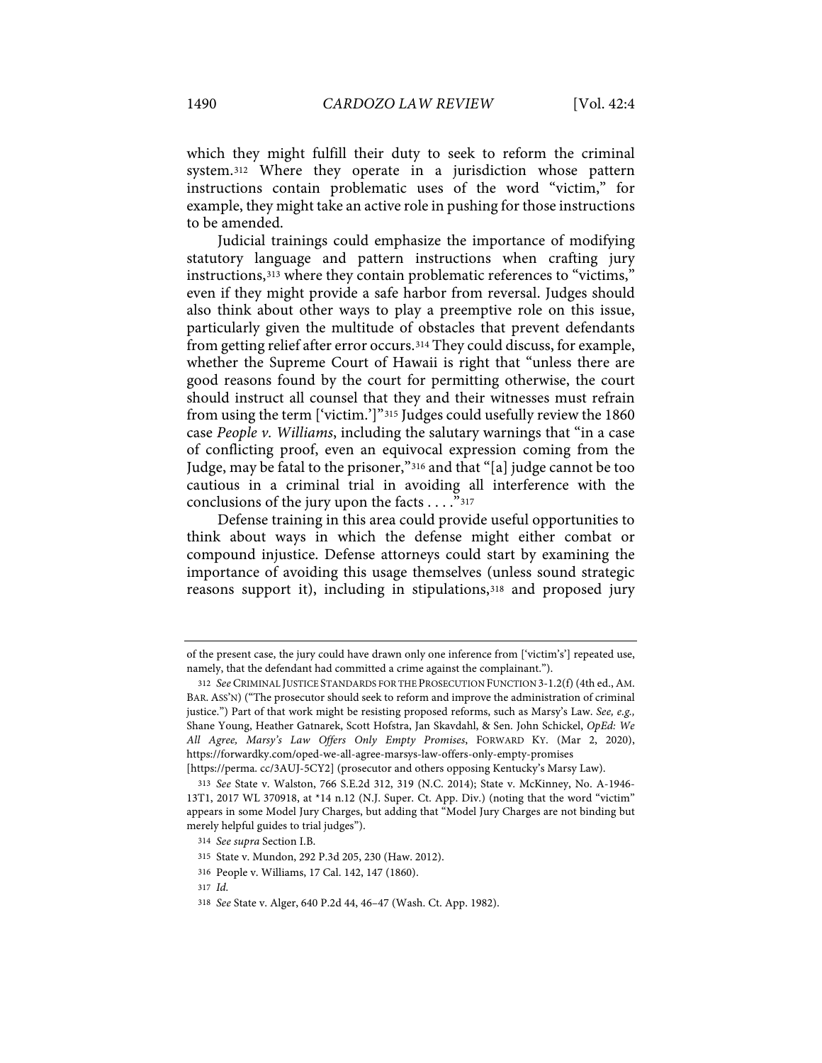which they might fulfill their duty to seek to reform the criminal system.[312] Where they operate in a jurisdiction whose pattern instructions contain problematic uses of the word "victim," for example, they might take an active role in pushing for those instructions to be amended.

Judicial trainings could emphasize the importance of modifying statutory language and pattern instructions when crafting jury instructions,[313] where they contain problematic references to "victims," even if they might provide a safe harbor from reversal. Judges should also think about other ways to play a preemptive role on this issue, particularly given the multitude of obstacles that prevent defendants from getting relief after error occurs.[314] They could discuss, for example, whether the Supreme Court of Hawaii is right that "unless there are good reasons found by the court for permitting otherwise, the court should instruct all counsel that they and their witnesses must refrain from using the term ['victim.']"[315] Judges could usefully review the 1860 case *People v. Williams*, including the salutary warnings that "in a case of conflicting proof, even an equivocal expression coming from the Judge, may be fatal to the prisoner,"[316] and that "[a] judge cannot be too cautious in a criminal trial in avoiding all interference with the conclusions of the jury upon the facts . . . ."[317]

Defense training in this area could provide useful opportunities to think about ways in which the defense might either combat or compound injustice. Defense attorneys could start by examining the importance of avoiding this usage themselves (unless sound strategic reasons support it), including in stipulations,[318] and proposed jury

---

of the present case, the jury could have drawn only one inference from ['victim's'] repeated use, namely, that the defendant had committed a crime against the complainant.").

312 *See* CRIMINAL JUSTICE STANDARDS FOR THE PROSECUTION FUNCTION 3-1.2(f) (4th ed., AM. BAR. ASS'N) ("The prosecutor should seek to reform and improve the administration of criminal justice.") Part of that work might be resisting proposed reforms, such as Marsy's Law. *See, e.g.,* Shane Young, Heather Gatnarek, Scott Hofstra, Jan Skavdahl, & Sen. John Schickel, *OpEd: We All Agree, Marsy's Law Offers Only Empty Promises*, FORWARD KY. (Mar 2, 2020), https://forwardky.com/oped-we-all-agree-marsys-law-offers-only-empty-promises [https://perma. cc/3AUJ-5CY2] (prosecutor and others opposing Kentucky's Marsy Law).

313 *See* State v. Walston, 766 S.E.2d 312, 319 (N.C. 2014); State v. McKinney, No. A-1946-13T1, 2017 WL 370918, at \*14 n.12 (N.J. Super. Ct. App. Div.) (noting that the word "victim" appears in some Model Jury Charges, but adding that "Model Jury Charges are not binding but merely helpful guides to trial judges").

314 *See supra* Section I.B.

315 State v. Mundon, 292 P.3d 205, 230 (Haw. 2012).

316 People v. Williams, 17 Cal. 142, 147 (1860).

317 *Id.*

318 *See* State v. Alger, 640 P.2d 44, 46–47 (Wash. Ct. App. 1982).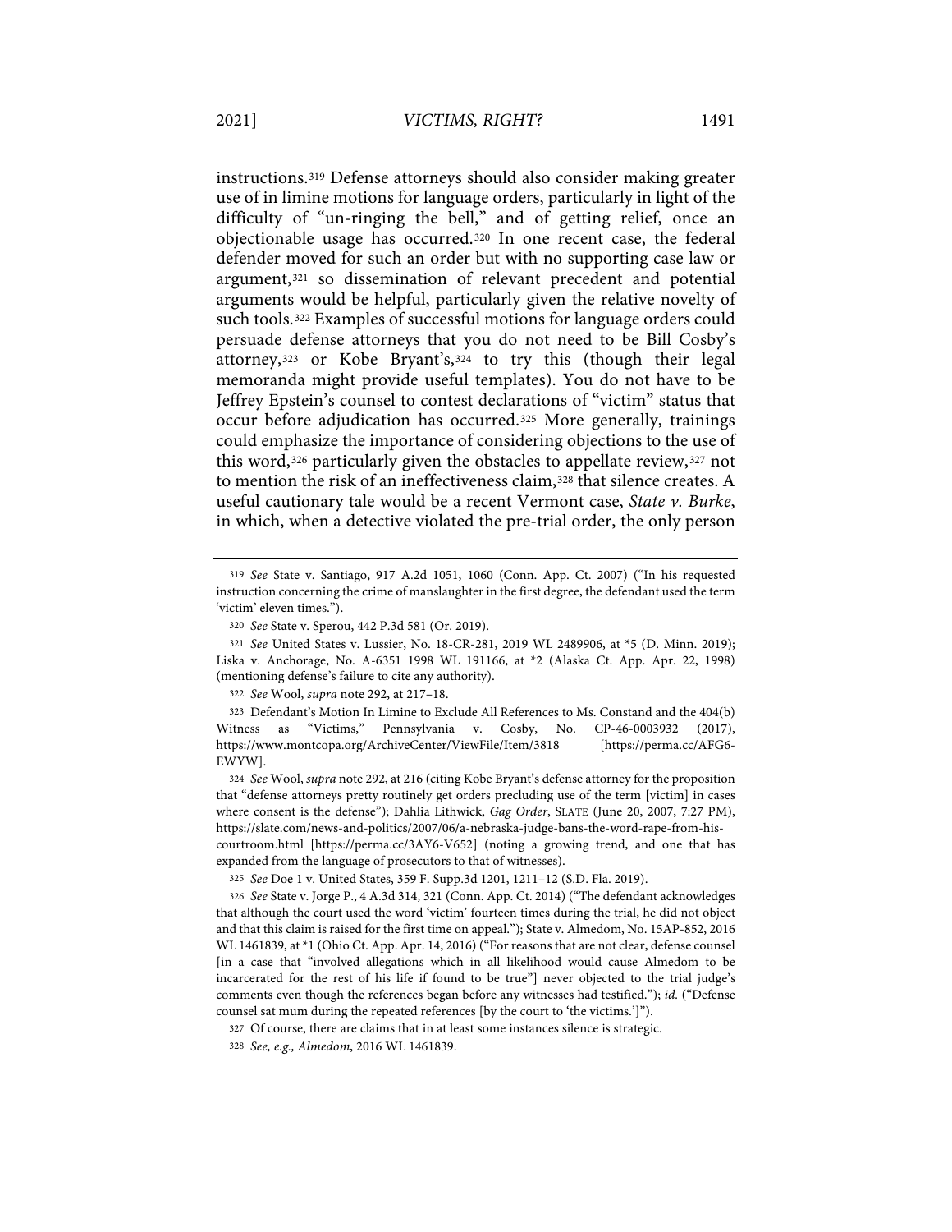instructions.[319] Defense attorneys should also consider making greater use of in limine motions for language orders, particularly in light of the difficulty of "un-ringing the bell," and of getting relief, once an objectionable usage has occurred.[320] In one recent case, the federal defender moved for such an order but with no supporting case law or argument,[321] so dissemination of relevant precedent and potential arguments would be helpful, particularly given the relative novelty of such tools.[322] Examples of successful motions for language orders could persuade defense attorneys that you do not need to be Bill Cosby's attorney,[323] or Kobe Bryant's,[324] to try this (though their legal memoranda might provide useful templates). You do not have to be Jeffrey Epstein's counsel to contest declarations of "victim" status that occur before adjudication has occurred.[325] More generally, trainings could emphasize the importance of considering objections to the use of this word,[326] particularly given the obstacles to appellate review,[327] not to mention the risk of an ineffectiveness claim,[328] that silence creates. A useful cautionary tale would be a recent Vermont case, *State v. Burke*, in which, when a detective violated the pre-trial order, the only person

---

319 *See* State v. Santiago, 917 A.2d 1051, 1060 (Conn. App. Ct. 2007) ("In his requested instruction concerning the crime of manslaughter in the first degree, the defendant used the term 'victim' eleven times.").

320 *See* State v. Sperou, 442 P.3d 581 (Or. 2019).

321 *See* United States v. Lussier, No. 18-CR-281, 2019 WL 2489906, at *5 (D. Minn. 2019); Liska v. Anchorage, No. A-6351 1998 WL 191166, at *2 (Alaska Ct. App. Apr. 22, 1998) (mentioning defense's failure to cite any authority).

322 *See* Wool, *supra* note 292, at 217–18.

323 Defendant's Motion In Limine to Exclude All References to Ms. Constand and the 404(b) Witness as "Victims," Pennsylvania v. Cosby, No. CP-46-0003932 (2017), https://www.montcopa.org/ArchiveCenter/ViewFile/Item/3818 [https://perma.cc/AFG6-EWYW].

324 *See* Wool, *supra* note 292, at 216 (citing Kobe Bryant's defense attorney for the proposition that "defense attorneys pretty routinely get orders precluding use of the term [victim] in cases where consent is the defense"); Dahlia Lithwick, *Gag Order*, SLATE (June 20, 2007, 7:27 PM), https://slate.com/news-and-politics/2007/06/a-nebraska-judge-bans-the-word-rape-from-his-courtroom.html [https://perma.cc/3AY6-V652] (noting a growing trend, and one that has expanded from the language of prosecutors to that of witnesses).

325 *See* Doe 1 v. United States, 359 F. Supp.3d 1201, 1211–12 (S.D. Fla. 2019).

326 *See* State v. Jorge P., 4 A.3d 314, 321 (Conn. App. Ct. 2014) ("The defendant acknowledges that although the court used the word 'victim' fourteen times during the trial, he did not object and that this claim is raised for the first time on appeal."); State v. Almedom, No. 15AP-852, 2016 WL 1461839, at *1 (Ohio Ct. App. Apr. 14, 2016) ("For reasons that are not clear, defense counsel [in a case that "involved allegations which in all likelihood would cause Almedom to be incarcerated for the rest of his life if found to be true"] never objected to the trial judge's comments even though the references began before any witnesses had testified."); *id.* ("Defense counsel sat mum during the repeated references [by the court to 'the victims.']").

327 Of course, there are claims that in at least some instances silence is strategic.

328 *See, e.g., Almedom*, 2016 WL 1461839.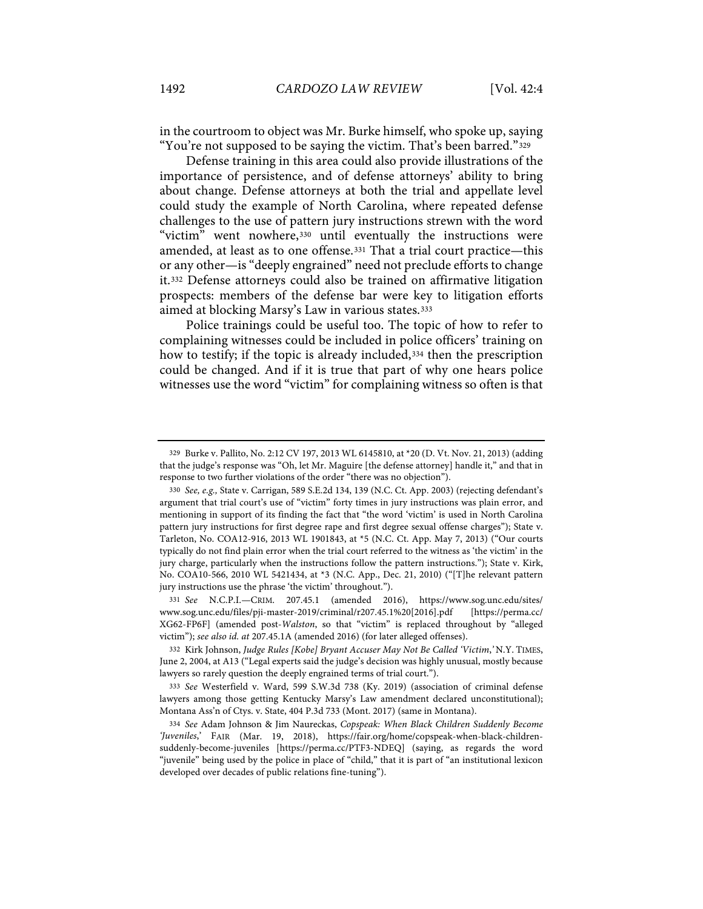in the courtroom to object was Mr. Burke himself, who spoke up, saying "You're not supposed to be saying the victim. That's been barred."[329]

Defense training in this area could also provide illustrations of the importance of persistence, and of defense attorneys' ability to bring about change. Defense attorneys at both the trial and appellate level could study the example of North Carolina, where repeated defense challenges to the use of pattern jury instructions strewn with the word "victim" went nowhere,[330] until eventually the instructions were amended, at least as to one offense.[331] That a trial court practice—this or any other—is "deeply engrained" need not preclude efforts to change it.[332] Defense attorneys could also be trained on affirmative litigation prospects: members of the defense bar were key to litigation efforts aimed at blocking Marsy's Law in various states.[333]

Police trainings could be useful too. The topic of how to refer to complaining witnesses could be included in police officers' training on how to testify; if the topic is already included,[334] then the prescription could be changed. And if it is true that part of why one hears police witnesses use the word "victim" for complaining witness so often is that

---

329 Burke v. Pallito, No. 2:12 CV 197, 2013 WL 6145810, at *20 (D. Vt. Nov. 21, 2013) (adding that the judge's response was "Oh, let Mr. Maguire [the defense attorney] handle it," and that in response to two further violations of the order "there was no objection").

330 *See, e.g.,* State v. Carrigan, 589 S.E.2d 134, 139 (N.C. Ct. App. 2003) (rejecting defendant's argument that trial court's use of "victim" forty times in jury instructions was plain error, and mentioning in support of its finding the fact that "the word 'victim' is used in North Carolina pattern jury instructions for first degree rape and first degree sexual offense charges"); State v. Tarleton, No. COA12-916, 2013 WL 1901843, at *5 (N.C. Ct. App. May 7, 2013) ("Our courts typically do not find plain error when the trial court referred to the witness as 'the victim' in the jury charge, particularly when the instructions follow the pattern instructions."); State v. Kirk, No. COA10-566, 2010 WL 5421434, at *3 (N.C. App., Dec. 21, 2010) ("[T]he relevant pattern jury instructions use the phrase 'the victim' throughout.").

331 *See* N.C.P.I.—CRIM. 207.45.1 (amended 2016), https://www.sog.unc.edu/sites/www.sog.unc.edu/files/pji-master-2019/criminal/r207.45.1%20[2016].pdf [https://perma.cc/XG62-FP6F] (amended post-*Walston*, so that "victim" is replaced throughout by "alleged victim"); *see also id. at* 207.45.1A (amended 2016) (for later alleged offenses).

332 Kirk Johnson, *Judge Rules [Kobe] Bryant Accuser May Not Be Called 'Victim,'* N.Y. TIMES, June 2, 2004, at A13 ("Legal experts said the judge's decision was highly unusual, mostly because lawyers so rarely question the deeply engrained terms of trial court.").

333 *See* Westerfield v. Ward, 599 S.W.3d 738 (Ky. 2019) (association of criminal defense lawyers among those getting Kentucky Marsy's Law amendment declared unconstitutional); Montana Ass'n of Ctys. v. State, 404 P.3d 733 (Mont. 2017) (same in Montana).

334 *See* Adam Johnson & Jim Naureckas, *Copspeak: When Black Children Suddenly Become 'Juveniles,'* FAIR (Mar. 19, 2018), https://fair.org/home/copspeak-when-black-children-suddenly-become-juveniles [https://perma.cc/PTF3-NDEQ] (saying, as regards the word "juvenile" being used by the police in place of "child," that it is part of "an institutional lexicon developed over decades of public relations fine-tuning").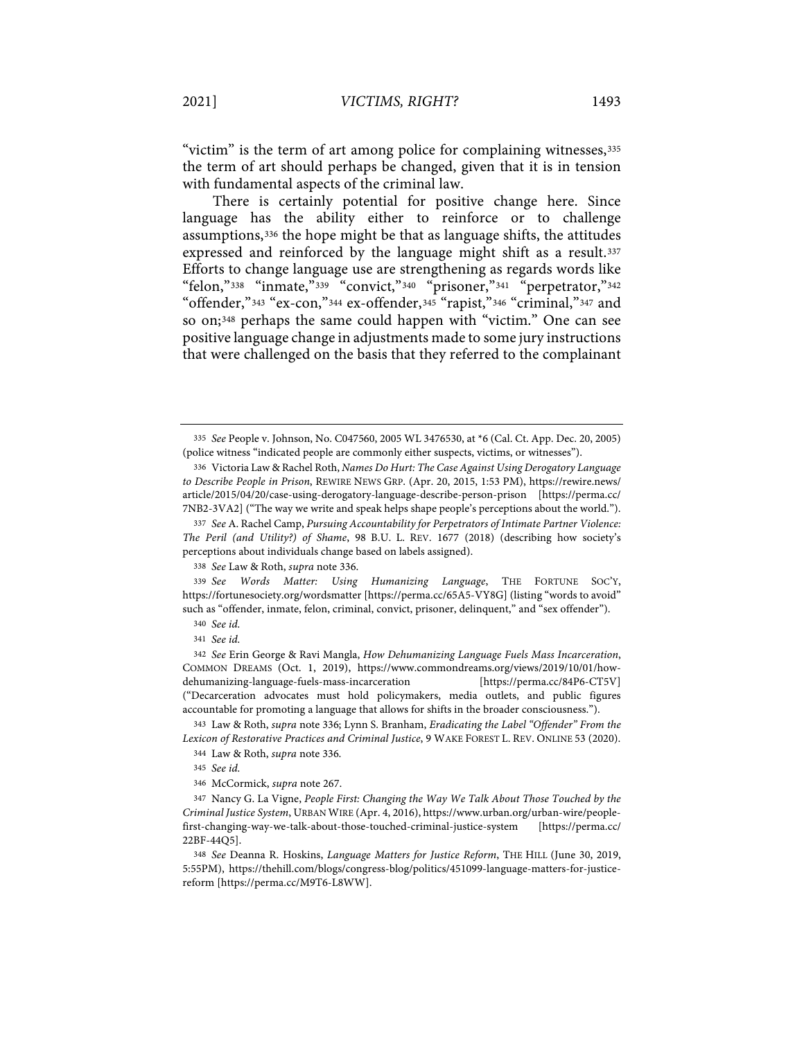"victim" is the term of art among police for complaining witnesses,[335] the term of art should perhaps be changed, given that it is in tension with fundamental aspects of the criminal law.

There is certainly potential for positive change here. Since language has the ability either to reinforce or to challenge assumptions,[336] the hope might be that as language shifts, the attitudes expressed and reinforced by the language might shift as a result.[337] Efforts to change language use are strengthening as regards words like "felon,"[338] "inmate,"[339] "convict,"[340] "prisoner,"[341] "perpetrator,"[342] "offender,"[343] "ex-con,"[344] ex-offender,[345] "rapist,"[346] "criminal,"[347] and so on;[348] perhaps the same could happen with "victim." One can see positive language change in adjustments made to some jury instructions that were challenged on the basis that they referred to the complainant

---

335 *See* People v. Johnson, No. C047560, 2005 WL 3476530, at *6 (Cal. Ct. App. Dec. 20, 2005) (police witness "indicated people are commonly either suspects, victims, or witnesses").

336 Victoria Law & Rachel Roth, *Names Do Hurt: The Case Against Using Derogatory Language to Describe People in Prison*, REWIRE NEWS GRP. (Apr. 20, 2015, 1:53 PM), https://rewire.news/article/2015/04/20/case-using-derogatory-language-describe-person-prison [https://perma.cc/7NB2-3VA2] ("The way we write and speak helps shape people's perceptions about the world.").

337 *See* A. Rachel Camp, *Pursuing Accountability for Perpetrators of Intimate Partner Violence: The Peril (and Utility?) of Shame*, 98 B.U. L. REV. 1677 (2018) (describing how society's perceptions about individuals change based on labels assigned).

338 *See* Law & Roth, *supra* note 336.

339 *See Words Matter: Using Humanizing Language*, THE FORTUNE SOC'Y, https://fortunesociety.org/wordsmatter [https://perma.cc/65A5-VY8G] (listing "words to avoid" such as "offender, inmate, felon, criminal, convict, prisoner, delinquent," and "sex offender").

340 *See id.*

341 *See id.*

342 *See* Erin George & Ravi Mangla, *How Dehumanizing Language Fuels Mass Incarceration*, COMMON DREAMS (Oct. 1, 2019), https://www.commondreams.org/views/2019/10/01/how-dehumanizing-language-fuels-mass-incarceration [https://perma.cc/84P6-CT5V] ("Decarceration advocates must hold policymakers, media outlets, and public figures accountable for promoting a language that allows for shifts in the broader consciousness.").

343 Law & Roth, *supra* note 336; Lynn S. Branham, *Eradicating the Label "Offender" From the Lexicon of Restorative Practices and Criminal Justice*, 9 WAKE FOREST L. REV. ONLINE 53 (2020).

344 Law & Roth, *supra* note 336.

345 *See id.*

346 McCormick, *supra* note 267.

347 Nancy G. La Vigne, *People First: Changing the Way We Talk About Those Touched by the Criminal Justice System*, URBAN WIRE (Apr. 4, 2016), https://www.urban.org/urban-wire/people-first-changing-way-we-talk-about-those-touched-criminal-justice-system [https://perma.cc/22BF-44Q5].

348 *See* Deanna R. Hoskins, *Language Matters for Justice Reform*, THE HILL (June 30, 2019, 5:55PM), https://thehill.com/blogs/congress-blog/politics/451099-language-matters-for-justice-reform [https://perma.cc/M9T6-L8WW].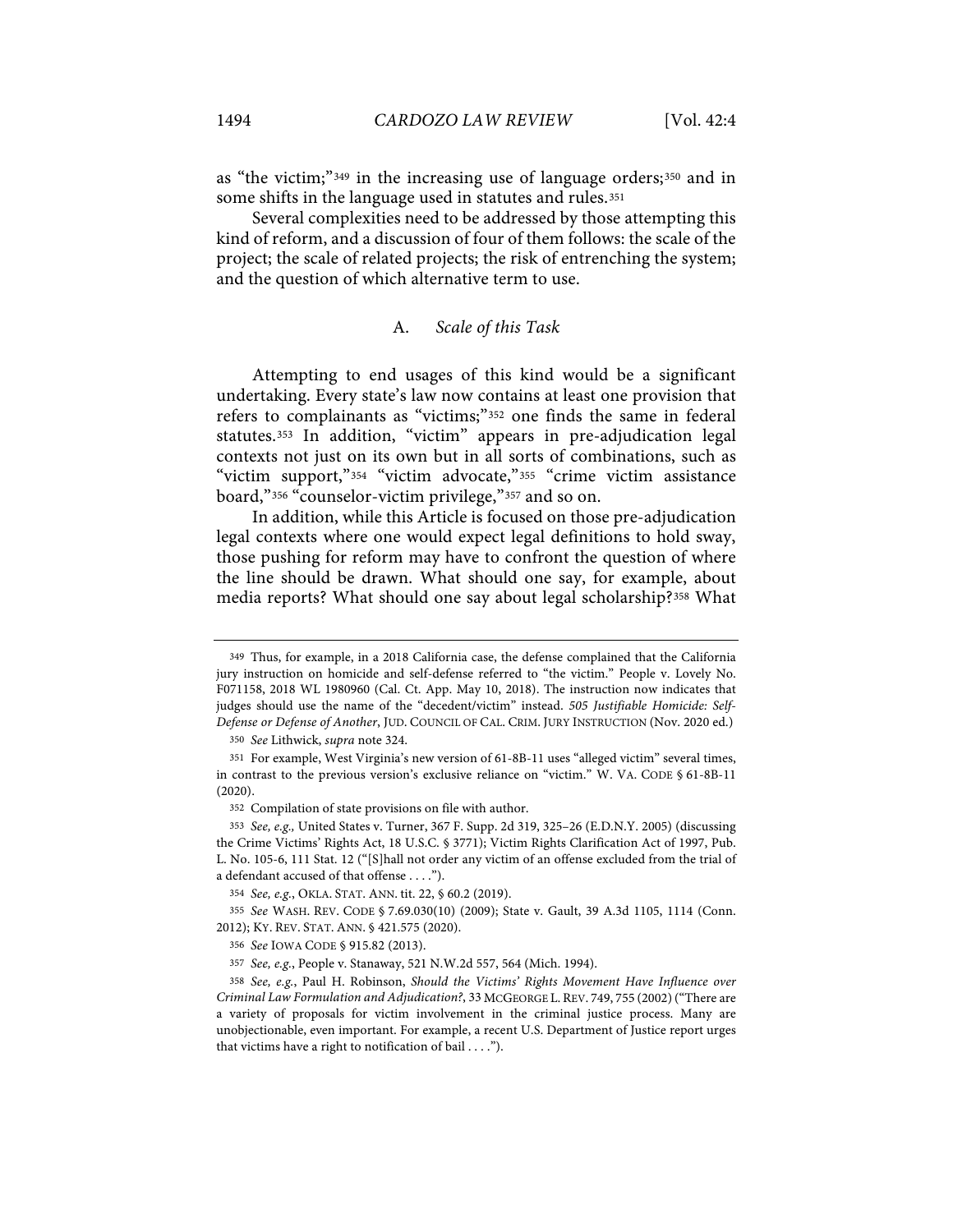as "the victim;"[349] in the increasing use of language orders;[350] and in some shifts in the language used in statutes and rules.[351]

Several complexities need to be addressed by those attempting this kind of reform, and a discussion of four of them follows: the scale of the project; the scale of related projects; the risk of entrenching the system; and the question of which alternative term to use.

### A. *Scale of this Task*

Attempting to end usages of this kind would be a significant undertaking. Every state's law now contains at least one provision that refers to complainants as "victims;"[352] one finds the same in federal statutes.[353] In addition, "victim" appears in pre-adjudication legal contexts not just on its own but in all sorts of combinations, such as "victim support,"[354] "victim advocate,"[355] "crime victim assistance board,"[356] "counselor-victim privilege,"[357] and so on.

In addition, while this Article is focused on those pre-adjudication legal contexts where one would expect legal definitions to hold sway, those pushing for reform may have to confront the question of where the line should be drawn. What should one say, for example, about media reports? What should one say about legal scholarship?[358] What

---

349 Thus, for example, in a 2018 California case, the defense complained that the California jury instruction on homicide and self-defense referred to "the victim." People v. Lovely No. F071158, 2018 WL 1980960 (Cal. Ct. App. May 10, 2018). The instruction now indicates that judges should use the name of the "decedent/victim" instead. *505 Justifiable Homicide: Self-Defense or Defense of Another*, JUD. COUNCIL OF CAL. CRIM. JURY INSTRUCTION (Nov. 2020 ed.)

350 *See* Lithwick, *supra* note 324.

351 For example, West Virginia's new version of 61-8B-11 uses "alleged victim" several times, in contrast to the previous version's exclusive reliance on "victim." W. VA. CODE § 61-8B-11 (2020).

352 Compilation of state provisions on file with author.

353 *See, e.g.*, United States v. Turner, 367 F. Supp. 2d 319, 325–26 (E.D.N.Y. 2005) (discussing the Crime Victims' Rights Act, 18 U.S.C. § 3771); Victim Rights Clarification Act of 1997, Pub. L. No. 105-6, 111 Stat. 12 ("[S]hall not order any victim of an offense excluded from the trial of a defendant accused of that offense . . . .").

354 *See, e.g.*, OKLA. STAT. ANN. tit. 22, § 60.2 (2019).

355 *See* WASH. REV. CODE § 7.69.030(10) (2009); State v. Gault, 39 A.3d 1105, 1114 (Conn. 2012); KY. REV. STAT. ANN. § 421.575 (2020).

356 *See* IOWA CODE § 915.82 (2013).

357 *See, e.g.*, People v. Stanaway, 521 N.W.2d 557, 564 (Mich. 1994).

358 *See, e.g.*, Paul H. Robinson, *Should the Victims' Rights Movement Have Influence over Criminal Law Formulation and Adjudication?*, 33 MCGEORGE L. REV. 749, 755 (2002) ("There are a variety of proposals for victim involvement in the criminal justice process. Many are unobjectionable, even important. For example, a recent U.S. Department of Justice report urges that victims have a right to notification of bail . . . .").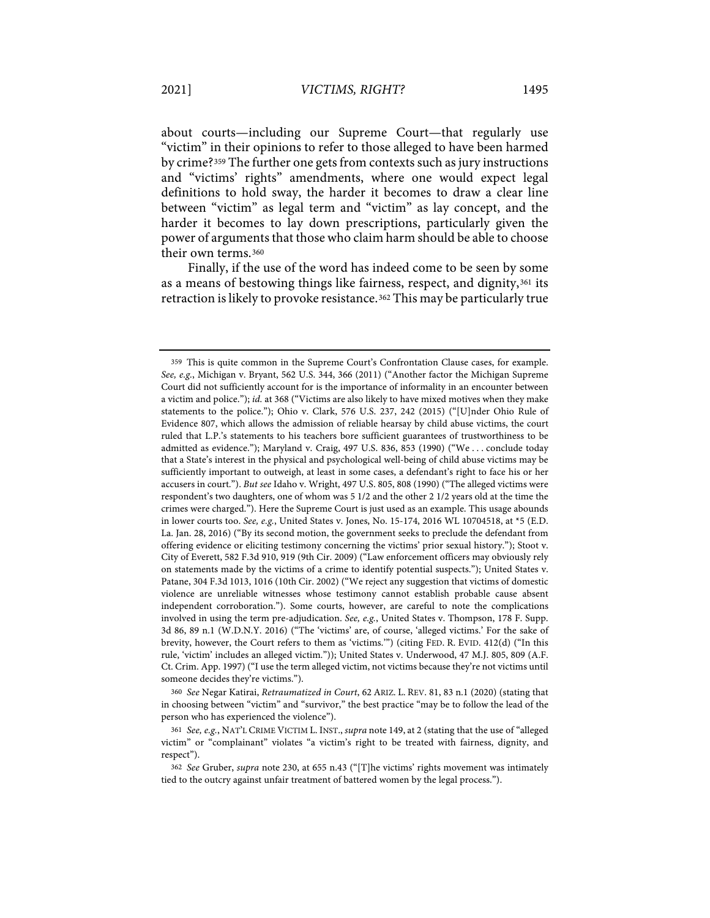about courts—including our Supreme Court—that regularly use "victim" in their opinions to refer to those alleged to have been harmed by crime?[359] The further one gets from contexts such as jury instructions and "victims' rights" amendments, where one would expect legal definitions to hold sway, the harder it becomes to draw a clear line between "victim" as legal term and "victim" as lay concept, and the harder it becomes to lay down prescriptions, particularly given the power of arguments that those who claim harm should be able to choose their own terms.[360]

Finally, if the use of the word has indeed come to be seen by some as a means of bestowing things like fairness, respect, and dignity,[361] its retraction is likely to provoke resistance.[362] This may be particularly true

---

359 This is quite common in the Supreme Court's Confrontation Clause cases, for example. *See, e.g.*, Michigan v. Bryant, 562 U.S. 344, 366 (2011) ("Another factor the Michigan Supreme Court did not sufficiently account for is the importance of informality in an encounter between a victim and police."); *id.* at 368 ("Victims are also likely to have mixed motives when they make statements to the police."); Ohio v. Clark, 576 U.S. 237, 242 (2015) ("[U]nder Ohio Rule of Evidence 807, which allows the admission of reliable hearsay by child abuse victims, the court ruled that L.P.'s statements to his teachers bore sufficient guarantees of trustworthiness to be admitted as evidence."); Maryland v. Craig, 497 U.S. 836, 853 (1990) ("We . . . conclude today that a State's interest in the physical and psychological well-being of child abuse victims may be sufficiently important to outweigh, at least in some cases, a defendant's right to face his or her accusers in court."). *But see* Idaho v. Wright, 497 U.S. 805, 808 (1990) ("The alleged victims were respondent's two daughters, one of whom was 5 1/2 and the other 2 1/2 years old at the time the crimes were charged."). Here the Supreme Court is just used as an example. This usage abounds in lower courts too. *See, e.g.*, United States v. Jones, No. 15-174, 2016 WL 10704518, at *5 (E.D. La. Jan. 28, 2016) ("By its second motion, the government seeks to preclude the defendant from offering evidence or eliciting testimony concerning the victims' prior sexual history."); Stoot v. City of Everett, 582 F.3d 910, 919 (9th Cir. 2009) ("Law enforcement officers may obviously rely on statements made by the victims of a crime to identify potential suspects."); United States v. Patane, 304 F.3d 1013, 1016 (10th Cir. 2002) ("We reject any suggestion that victims of domestic violence are unreliable witnesses whose testimony cannot establish probable cause absent independent corroboration."). Some courts, however, are careful to note the complications involved in using the term pre-adjudication. *See, e.g.*, United States v. Thompson, 178 F. Supp. 3d 86, 89 n.1 (W.D.N.Y. 2016) ("The 'victims' are, of course, 'alleged victims.' For the sake of brevity, however, the Court refers to them as 'victims.'") (citing FED. R. EVID. 412(d) ("In this rule, 'victim' includes an alleged victim.")); United States v. Underwood, 47 M.J. 805, 809 (A.F. Ct. Crim. App. 1997) ("I use the term alleged victim, not victims because they're not victims until someone decides they're victims.").

360 *See* Negar Katirai, *Retraumatized in Court*, 62 ARIZ. L. REV. 81, 83 n.1 (2020) (stating that in choosing between "victim" and "survivor," the best practice "may be to follow the lead of the person who has experienced the violence").

361 *See, e.g.*, NAT'L CRIME VICTIM L. INST., *supra* note 149, at 2 (stating that the use of "alleged victim" or "complainant" violates "a victim's right to be treated with fairness, dignity, and respect").

362 *See* Gruber, *supra* note 230, at 655 n.43 ("[T]he victims' rights movement was intimately tied to the outcry against unfair treatment of battered women by the legal process.").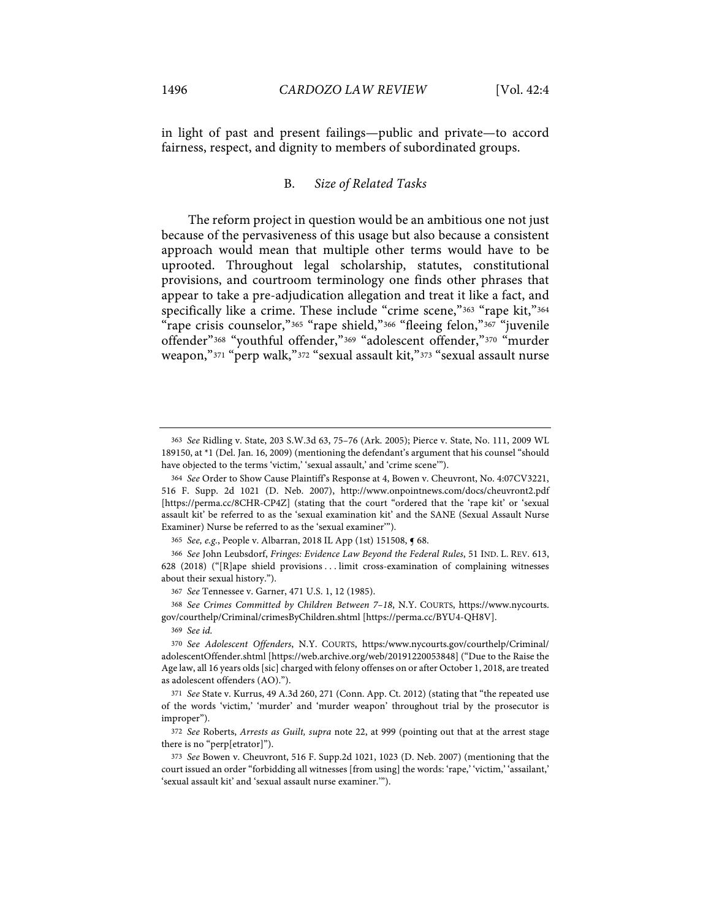in light of past and present failings—public and private—to accord fairness, respect, and dignity to members of subordinated groups.

### B. *Size of Related Tasks*

The reform project in question would be an ambitious one not just because of the pervasiveness of this usage but also because a consistent approach would mean that multiple other terms would have to be uprooted. Throughout legal scholarship, statutes, constitutional provisions, and courtroom terminology one finds other phrases that appear to take a pre-adjudication allegation and treat it like a fact, and specifically like a crime. These include "crime scene,"[363] "rape kit,"[364] "rape crisis counselor,"[365] "rape shield,"[366] "fleeing felon,"[367] "juvenile offender"[368] "youthful offender,"[369] "adolescent offender,"[370] "murder weapon,"[371] "perp walk,"[372] "sexual assault kit,"[373] "sexual assault nurse

---

363 *See* Ridling v. State, 203 S.W.3d 63, 75–76 (Ark. 2005); Pierce v. State, No. 111, 2009 WL 189150, at *1 (Del. Jan. 16, 2009) (mentioning the defendant's argument that his counsel "should have objected to the terms 'victim,' 'sexual assault,' and 'crime scene'").

364 *See* Order to Show Cause Plaintiff's Response at 4, Bowen v. Cheuvront, No. 4:07CV3221, 516 F. Supp. 2d 1021 (D. Neb. 2007), http://www.onpointnews.com/docs/cheuvront2.pdf [https://perma.cc/8CHR-CP4Z] (stating that the court "ordered that the 'rape kit' or 'sexual assault kit' be referred to as the 'sexual examination kit' and the SANE (Sexual Assault Nurse Examiner) Nurse be referred to as the 'sexual examiner'").

365 *See, e.g.*, People v. Albarran, 2018 IL App (1st) 151508, ¶ 68.

366 *See* John Leubsdorf, *Fringes: Evidence Law Beyond the Federal Rules*, 51 IND. L. REV. 613, 628 (2018) ("[R]ape shield provisions . . . limit cross-examination of complaining witnesses about their sexual history.").

367 *See* Tennessee v. Garner, 471 U.S. 1, 12 (1985).

368 *See Crimes Committed by Children Between 7–18*, N.Y. COURTS, https://www.nycourts.gov/courthelp/Criminal/crimesByChildren.shtml [https://perma.cc/BYU4-QH8V].

369 *See id.*

370 *See Adolescent Offenders*, N.Y. COURTS, https:/www.nycourts.gov/courthelp/Criminal/adolescentOffender.shtml [https://web.archive.org/web/20191220053848] ("Due to the Raise the Age law, all 16 years olds [sic] charged with felony offenses on or after October 1, 2018, are treated as adolescent offenders (AO).").

371 *See* State v. Kurrus, 49 A.3d 260, 271 (Conn. App. Ct. 2012) (stating that "the repeated use of the words 'victim,' 'murder' and 'murder weapon' throughout trial by the prosecutor is improper").

372 *See* Roberts, *Arrests as Guilt*, *supra* note 22, at 999 (pointing out that at the arrest stage there is no "perp[etrator]").

373 *See* Bowen v. Cheuvront, 516 F. Supp.2d 1021, 1023 (D. Neb. 2007) (mentioning that the court issued an order "forbidding all witnesses [from using] the words: 'rape,' 'victim,' 'assailant,' 'sexual assault kit' and 'sexual assault nurse examiner.'").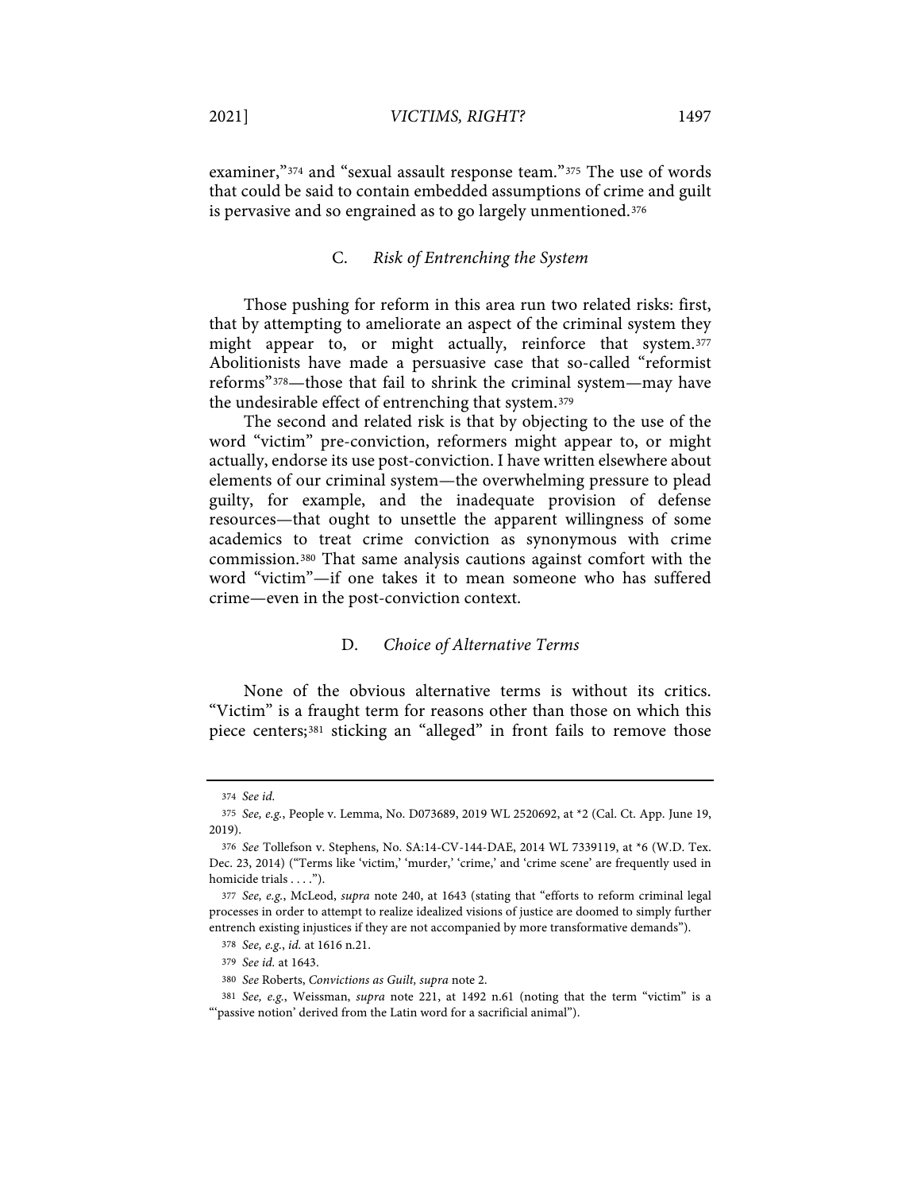examiner,"[374] and "sexual assault response team."[375] The use of words that could be said to contain embedded assumptions of crime and guilt is pervasive and so engrained as to go largely unmentioned.[376]

### C. *Risk of Entrenching the System*

Those pushing for reform in this area run two related risks: first, that by attempting to ameliorate an aspect of the criminal system they might appear to, or might actually, reinforce that system.[377] Abolitionists have made a persuasive case that so-called "reformist reforms"[378]—those that fail to shrink the criminal system—may have the undesirable effect of entrenching that system.[379]

The second and related risk is that by objecting to the use of the word "victim" pre-conviction, reformers might appear to, or might actually, endorse its use post-conviction. I have written elsewhere about elements of our criminal system—the overwhelming pressure to plead guilty, for example, and the inadequate provision of defense resources—that ought to unsettle the apparent willingness of some academics to treat crime conviction as synonymous with crime commission.[380] That same analysis cautions against comfort with the word "victim"—if one takes it to mean someone who has suffered crime—even in the post-conviction context.

### D. *Choice of Alternative Terms*

None of the obvious alternative terms is without its critics. "Victim" is a fraught term for reasons other than those on which this piece centers;[381] sticking an "alleged" in front fails to remove those

---

374 *See id.*

375 *See, e.g.*, People v. Lemma, No. D073689, 2019 WL 2520692, at *2 (Cal. Ct. App. June 19, 2019).

376 *See* Tollefson v. Stephens, No. SA:14-CV-144-DAE, 2014 WL 7339119, at *6 (W.D. Tex. Dec. 23, 2014) ("Terms like 'victim,' 'murder,' 'crime,' and 'crime scene' are frequently used in homicide trials . . . .").

377 *See, e.g.*, McLeod, *supra* note 240, at 1643 (stating that "efforts to reform criminal legal processes in order to attempt to realize idealized visions of justice are doomed to simply further entrench existing injustices if they are not accompanied by more transformative demands").

378 *See, e.g.*, *id.* at 1616 n.21.

379 *See id.* at 1643.

380 *See* Roberts, *Convictions as Guilt*, *supra* note 2.

381 *See, e.g.*, Weissman, *supra* note 221, at 1492 n.61 (noting that the term "victim" is a "'passive notion' derived from the Latin word for a sacrificial animal").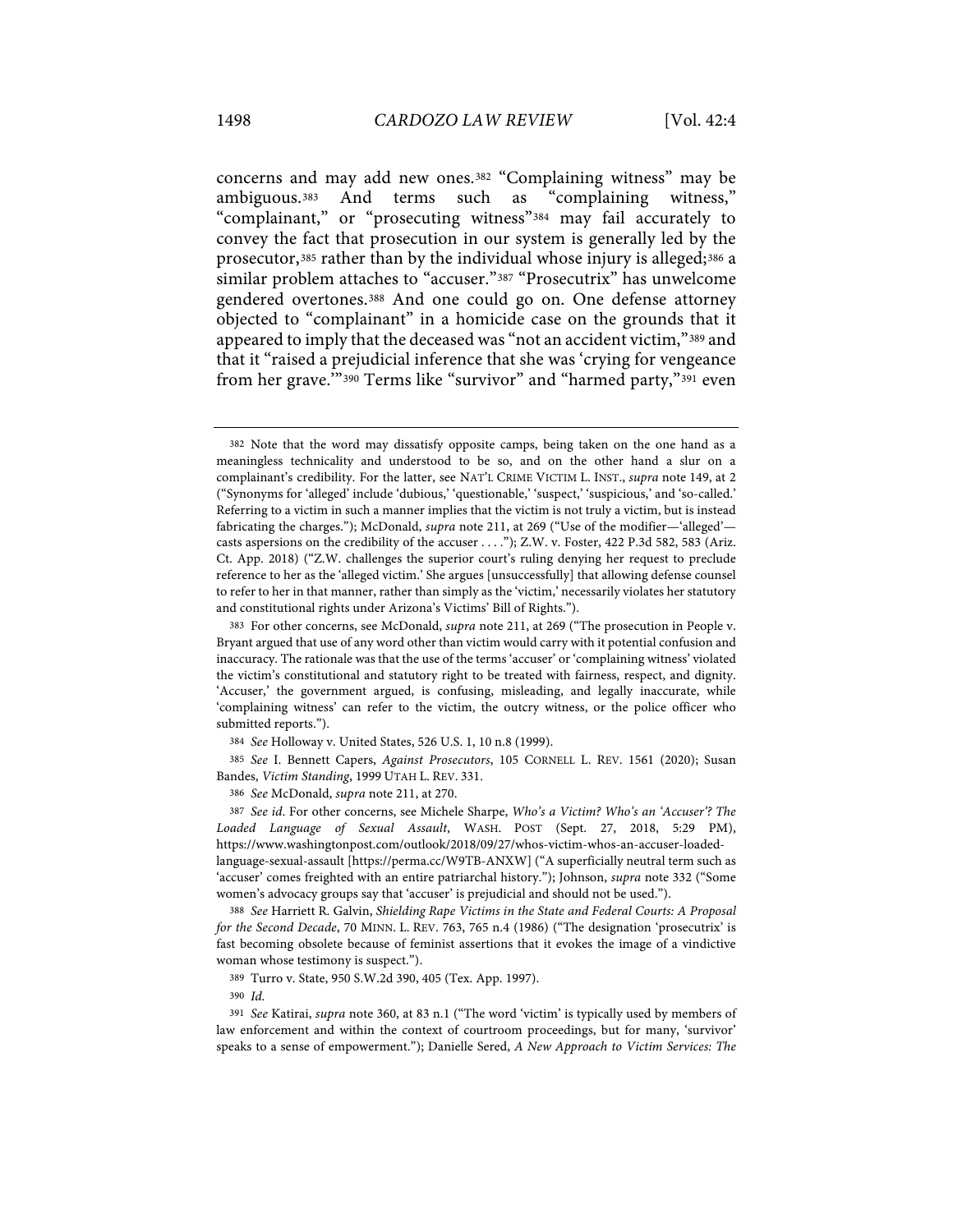concerns and may add new ones.[382] "Complaining witness" may be ambiguous.[383] And terms such as "complaining witness," "complainant," or "prosecuting witness"[384] may fail accurately to convey the fact that prosecution in our system is generally led by the prosecutor,[385] rather than by the individual whose injury is alleged;[386] a similar problem attaches to "accuser."[387] "Prosecutrix" has unwelcome gendered overtones.[388] And one could go on. One defense attorney objected to "complainant" in a homicide case on the grounds that it appeared to imply that the deceased was "not an accident victim,"[389] and that it "raised a prejudicial inference that she was 'crying for vengeance from her grave.'"[390] Terms like "survivor" and "harmed party,"[391] even

---

382 Note that the word may dissatisfy opposite camps, being taken on the one hand as a meaningless technicality and understood to be so, and on the other hand a slur on a complainant's credibility. For the latter, see NAT'L CRIME VICTIM L. INST., *supra* note 149, at 2 ("Synonyms for 'alleged' include 'dubious,' 'questionable,' 'suspect,' 'suspicious,' and 'so-called.' Referring to a victim in such a manner implies that the victim is not truly a victim, but is instead fabricating the charges."); McDonald, *supra* note 211, at 269 ("Use of the modifier—'alleged'—casts aspersions on the credibility of the accuser . . . ."); Z.W. v. Foster, 422 P.3d 582, 583 (Ariz. Ct. App. 2018) ("Z.W. challenges the superior court's ruling denying her request to preclude reference to her as the 'alleged victim.' She argues [unsuccessfully] that allowing defense counsel to refer to her in that manner, rather than simply as the 'victim,' necessarily violates her statutory and constitutional rights under Arizona's Victims' Bill of Rights.").

383 For other concerns, see McDonald, *supra* note 211, at 269 ("The prosecution in People v. Bryant argued that use of any word other than victim would carry with it potential confusion and inaccuracy. The rationale was that the use of the terms 'accuser' or 'complaining witness' violated the victim's constitutional and statutory right to be treated with fairness, respect, and dignity. 'Accuser,' the government argued, is confusing, misleading, and legally inaccurate, while 'complaining witness' can refer to the victim, the outcry witness, or the police officer who submitted reports.").

384 *See* Holloway v. United States, 526 U.S. 1, 10 n.8 (1999).

385 *See* I. Bennett Capers, *Against Prosecutors*, 105 CORNELL L. REV. 1561 (2020); Susan Bandes, *Victim Standing*, 1999 UTAH L. REV. 331.

386 *See* McDonald, *supra* note 211, at 270.

387 *See id*. For other concerns, see Michele Sharpe, *Who's a Victim? Who's an 'Accuser'? The Loaded Language of Sexual Assault*, WASH. POST (Sept. 27, 2018, 5:29 PM), https://www.washingtonpost.com/outlook/2018/09/27/whos-victim-whos-an-accuser-loaded-language-sexual-assault [https://perma.cc/W9TB-ANXW] ("A superficially neutral term such as 'accuser' comes freighted with an entire patriarchal history."); Johnson, *supra* note 332 ("Some women's advocacy groups say that 'accuser' is prejudicial and should not be used.").

388 *See* Harriett R. Galvin, *Shielding Rape Victims in the State and Federal Courts: A Proposal for the Second Decade*, 70 MINN. L. REV. 763, 765 n.4 (1986) ("The designation 'prosecutrix' is fast becoming obsolete because of feminist assertions that it evokes the image of a vindictive woman whose testimony is suspect.").

389 Turro v. State, 950 S.W.2d 390, 405 (Tex. App. 1997).

390 *Id.*

391 *See* Katirai, *supra* note 360, at 83 n.1 ("The word 'victim' is typically used by members of law enforcement and within the context of courtroom proceedings, but for many, 'survivor' speaks to a sense of empowerment."); Danielle Sered, *A New Approach to Victim Services: The*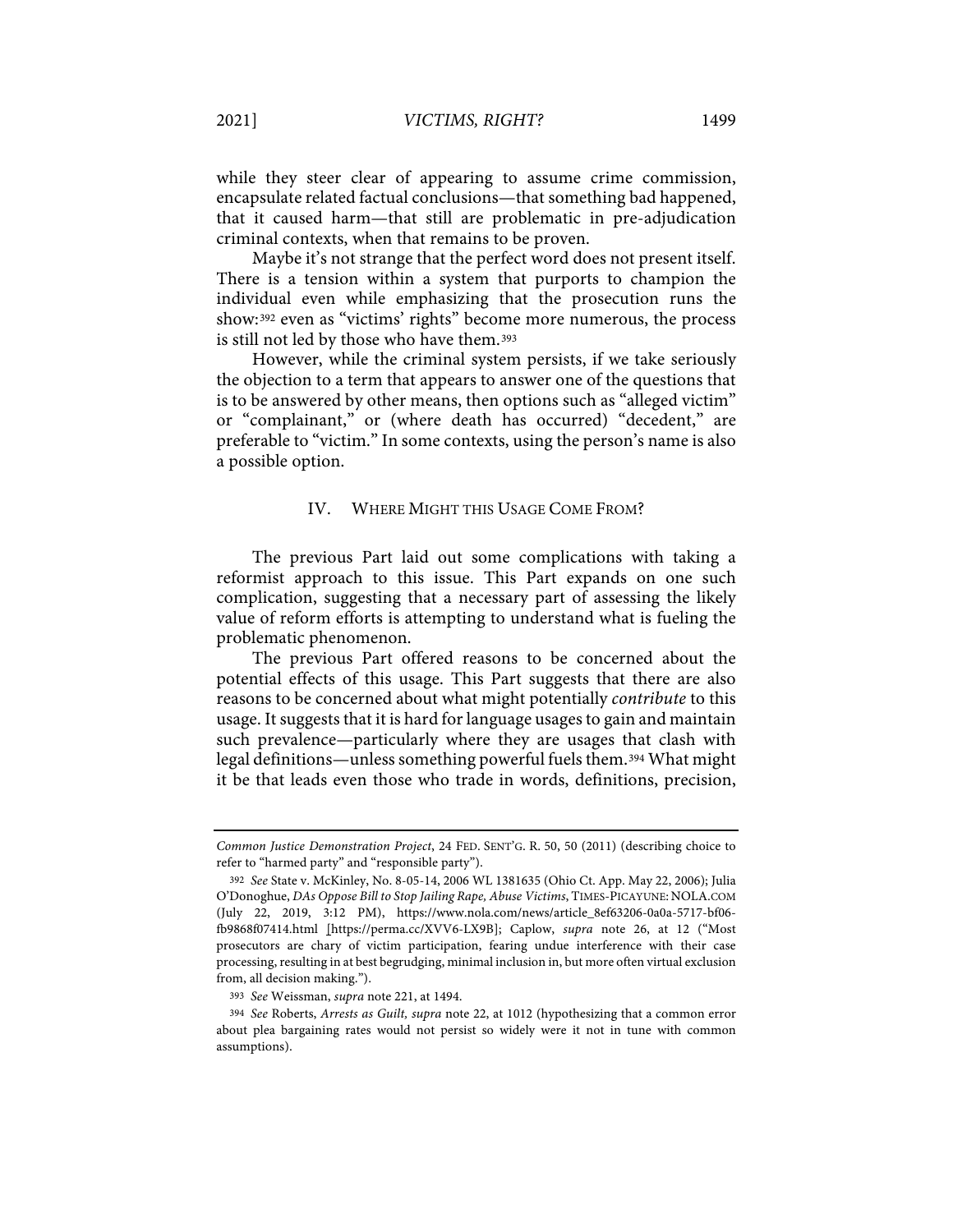while they steer clear of appearing to assume crime commission, encapsulate related factual conclusions—that something bad happened, that it caused harm—that still are problematic in pre-adjudication criminal contexts, when that remains to be proven.

Maybe it's not strange that the perfect word does not present itself. There is a tension within a system that purports to champion the individual even while emphasizing that the prosecution runs the show:[392] even as "victims' rights" become more numerous, the process is still not led by those who have them.[393]

However, while the criminal system persists, if we take seriously the objection to a term that appears to answer one of the questions that is to be answered by other means, then options such as "alleged victim" or "complainant," or (where death has occurred) "decedent," are preferable to "victim." In some contexts, using the person's name is also a possible option.

## IV. Where Might this Usage Come From?

The previous Part laid out some complications with taking a reformist approach to this issue. This Part expands on one such complication, suggesting that a necessary part of assessing the likely value of reform efforts is attempting to understand what is fueling the problematic phenomenon.

The previous Part offered reasons to be concerned about the potential effects of this usage. This Part suggests that there are also reasons to be concerned about what might potentially *contribute* to this usage. It suggests that it is hard for language usages to gain and maintain such prevalence—particularly where they are usages that clash with legal definitions—unless something powerful fuels them.[394] What might it be that leads even those who trade in words, definitions, precision,

---

*Common Justice Demonstration Project*, 24 Fed. Sent'g. R. 50, 50 (2011) (describing choice to refer to "harmed party" and "responsible party").

[392] *See* State v. McKinley, No. 8-05-14, 2006 WL 1381635 (Ohio Ct. App. May 22, 2006); Julia O'Donoghue, *DAs Oppose Bill to Stop Jailing Rape, Abuse Victims*, Times-Picayune: NOLA.com (July 22, 2019, 3:12 PM), https://www.nola.com/news/article_8ef63206-0a0a-5717-bf06-fb9868f07414.html [https://perma.cc/XVV6-LX9B]; Caplow, *supra* note 26, at 12 ("Most prosecutors are chary of victim participation, fearing undue interference with their case processing, resulting in at best begrudging, minimal inclusion in, but more often virtual exclusion from, all decision making.").

[393] *See* Weissman, *supra* note 221, at 1494.

[394] *See* Roberts, *Arrests as Guilt, supra* note 22, at 1012 (hypothesizing that a common error about plea bargaining rates would not persist so widely were it not in tune with common assumptions).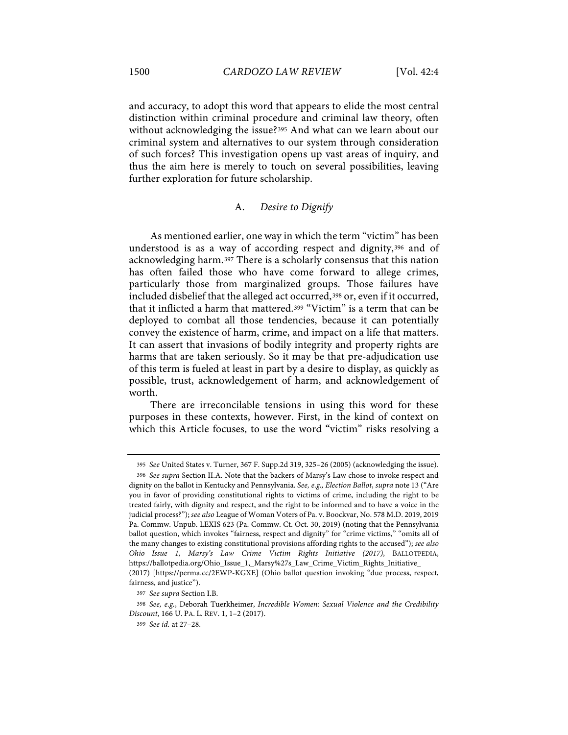and accuracy, to adopt this word that appears to elide the most central distinction within criminal procedure and criminal law theory, often without acknowledging the issue?[395] And what can we learn about our criminal system and alternatives to our system through consideration of such forces? This investigation opens up vast areas of inquiry, and thus the aim here is merely to touch on several possibilities, leaving further exploration for future scholarship.

### A. *Desire to Dignify*

As mentioned earlier, one way in which the term "victim" has been understood is as a way of according respect and dignity,[396] and of acknowledging harm.[397] There is a scholarly consensus that this nation has often failed those who have come forward to allege crimes, particularly those from marginalized groups. Those failures have included disbelief that the alleged act occurred,[398] or, even if it occurred, that it inflicted a harm that mattered.[399] "Victim" is a term that can be deployed to combat all those tendencies, because it can potentially convey the existence of harm, crime, and impact on a life that matters. It can assert that invasions of bodily integrity and property rights are harms that are taken seriously. So it may be that pre-adjudication use of this term is fueled at least in part by a desire to display, as quickly as possible, trust, acknowledgement of harm, and acknowledgement of worth.

There are irreconcilable tensions in using this word for these purposes in these contexts, however. First, in the kind of context on which this Article focuses, to use the word "victim" risks resolving a

---

[395] *See* United States v. Turner, 367 F. Supp.2d 319, 325–26 (2005) (acknowledging the issue).

[396] *See supra* Section II.A. Note that the backers of Marsy's Law chose to invoke respect and dignity on the ballot in Kentucky and Pennsylvania. *See, e.g.*, *Election Ballot*, *supra* note 13 ("Are you in favor of providing constitutional rights to victims of crime, including the right to be treated fairly, with dignity and respect, and the right to be informed and to have a voice in the judicial process?"); *see also* League of Woman Voters of Pa. v. Boockvar, No. 578 M.D. 2019, 2019 Pa. Commw. Unpub. LEXIS 623 (Pa. Commw. Ct. Oct. 30, 2019) (noting that the Pennsylvania ballot question, which invokes "fairness, respect and dignity" for "crime victims," "omits all of the many changes to existing constitutional provisions affording rights to the accused"); *see also* *Ohio Issue 1, Marsy's Law Crime Victim Rights Initiative (2017)*, BALLOTPEDIA, https://ballotpedia.org/Ohio_Issue_1,_Marsy%27s_Law_Crime_Victim_Rights_Initiative_(2017) [https://perma.cc/2EWP-KGXE] (Ohio ballot question invoking "due process, respect, fairness, and justice").

[397] *See supra* Section I.B.

[398] *See, e.g.*, Deborah Tuerkheimer, *Incredible Women: Sexual Violence and the Credibility Discount*, 166 U. PA. L. REV. 1, 1–2 (2017).

[399] *See id.* at 27–28.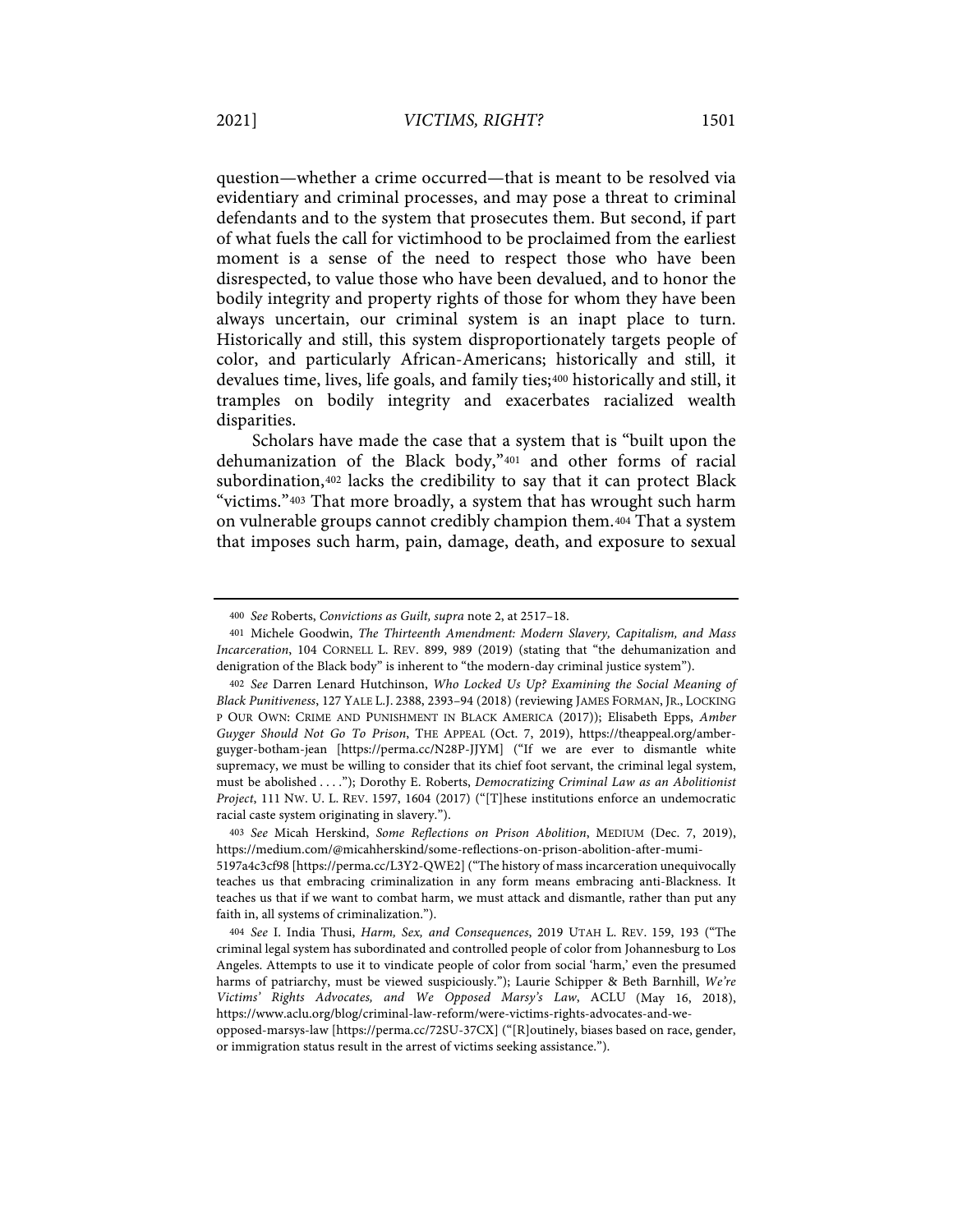question—whether a crime occurred—that is meant to be resolved via evidentiary and criminal processes, and may pose a threat to criminal defendants and to the system that prosecutes them. But second, if part of what fuels the call for victimhood to be proclaimed from the earliest moment is a sense of the need to respect those who have been disrespected, to value those who have been devalued, and to honor the bodily integrity and property rights of those for whom they have been always uncertain, our criminal system is an inapt place to turn. Historically and still, this system disproportionately targets people of color, and particularly African-Americans; historically and still, it devalues time, lives, life goals, and family ties;[400] historically and still, it tramples on bodily integrity and exacerbates racialized wealth disparities.

Scholars have made the case that a system that is "built upon the dehumanization of the Black body,"[401] and other forms of racial subordination,[402] lacks the credibility to say that it can protect Black "victims."[403] That more broadly, a system that has wrought such harm on vulnerable groups cannot credibly champion them.[404] That a system that imposes such harm, pain, damage, death, and exposure to sexual

---

[400] *See* Roberts, *Convictions as Guilt*, *supra* note 2, at 2517–18.

[401] Michele Goodwin, *The Thirteenth Amendment: Modern Slavery, Capitalism, and Mass Incarceration*, 104 CORNELL L. REV. 899, 989 (2019) (stating that "the dehumanization and denigration of the Black body" is inherent to "the modern-day criminal justice system").

[402] *See* Darren Lenard Hutchinson, *Who Locked Us Up? Examining the Social Meaning of Black Punitiveness*, 127 YALE L.J. 2388, 2393–94 (2018) (reviewing JAMES FORMAN, JR., LOCKING P OUR OWN: CRIME AND PUNISHMENT IN BLACK AMERICA (2017)); Elisabeth Epps, *Amber Guyger Should Not Go To Prison*, THE APPEAL (Oct. 7, 2019), https://theappeal.org/amber-guyger-botham-jean [https://perma.cc/N28P-JJYM] ("If we are ever to dismantle white supremacy, we must be willing to consider that its chief foot servant, the criminal legal system, must be abolished . . . ."); Dorothy E. Roberts, *Democratizing Criminal Law as an Abolitionist Project*, 111 NW. U. L. REV. 1597, 1604 (2017) ("[T]hese institutions enforce an undemocratic racial caste system originating in slavery.").

[403] *See* Micah Herskind, *Some Reflections on Prison Abolition*, MEDIUM (Dec. 7, 2019), https://medium.com/@micahherskind/some-reflections-on-prison-abolition-after-mumi-5197a4c3cf98 [https://perma.cc/L3Y2-QWE2] ("The history of mass incarceration unequivocally teaches us that embracing criminalization in any form means embracing anti-Blackness. It teaches us that if we want to combat harm, we must attack and dismantle, rather than put any faith in, all systems of criminalization.").

[404] *See* I. India Thusi, *Harm, Sex, and Consequences*, 2019 UTAH L. REV. 159, 193 ("The criminal legal system has subordinated and controlled people of color from Johannesburg to Los Angeles. Attempts to use it to vindicate people of color from social 'harm,' even the presumed harms of patriarchy, must be viewed suspiciously."); Laurie Schipper & Beth Barnhill, *We're Victims' Rights Advocates, and We Opposed Marsy's Law*, ACLU (May 16, 2018), https://www.aclu.org/blog/criminal-law-reform/were-victims-rights-advocates-and-we-opposed-marsys-law [https://perma.cc/72SU-37CX] ("[R]outinely, biases based on race, gender, or immigration status result in the arrest of victims seeking assistance.").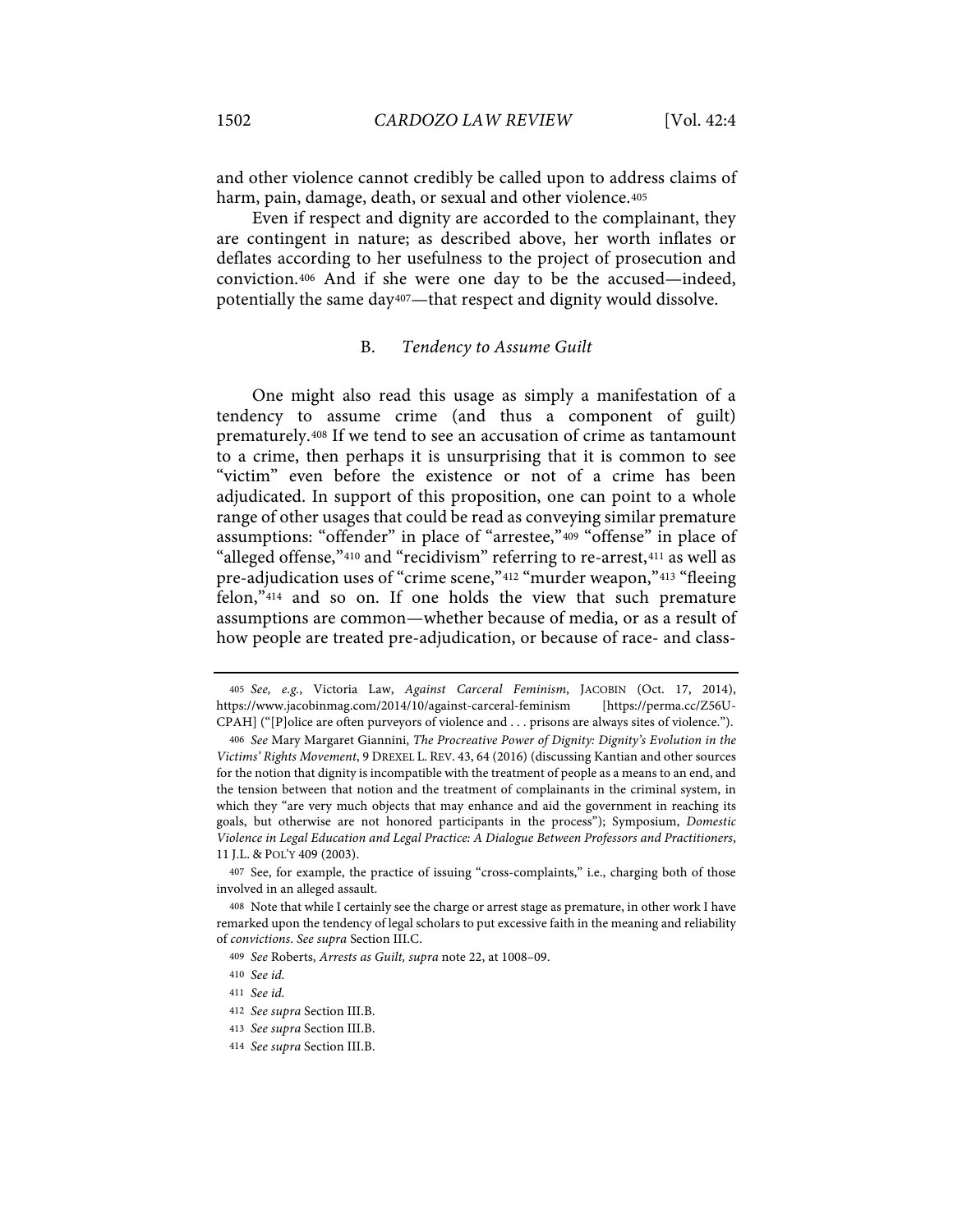and other violence cannot credibly be called upon to address claims of harm, pain, damage, death, or sexual and other violence.[405]

Even if respect and dignity are accorded to the complainant, they are contingent in nature; as described above, her worth inflates or deflates according to her usefulness to the project of prosecution and conviction.[406] And if she were one day to be the accused—indeed, potentially the same day[407]—that respect and dignity would dissolve.

### B. *Tendency to Assume Guilt*

One might also read this usage as simply a manifestation of a tendency to assume crime (and thus a component of guilt) prematurely.[408] If we tend to see an accusation of crime as tantamount to a crime, then perhaps it is unsurprising that it is common to see "victim" even before the existence or not of a crime has been adjudicated. In support of this proposition, one can point to a whole range of other usages that could be read as conveying similar premature assumptions: "offender" in place of "arrestee,"[409] "offense" in place of "alleged offense,"[410] and "recidivism" referring to re-arrest,[411] as well as pre-adjudication uses of "crime scene,"[412] "murder weapon,"[413] "fleeing felon,"[414] and so on. If one holds the view that such premature assumptions are common—whether because of media, or as a result of how people are treated pre-adjudication, or because of race- and class-

---

[405] *See, e.g.*, Victoria Law, *Against Carceral Feminism*, JACOBIN (Oct. 17, 2014), https://www.jacobinmag.com/2014/10/against-carceral-feminism [https://perma.cc/Z56U-CPAH] ("[P]olice are often purveyors of violence and . . . prisons are always sites of violence.").

[406] *See* Mary Margaret Giannini, *The Procreative Power of Dignity: Dignity's Evolution in the Victims' Rights Movement*, 9 DREXEL L. REV. 43, 64 (2016) (discussing Kantian and other sources for the notion that dignity is incompatible with the treatment of people as a means to an end, and the tension between that notion and the treatment of complainants in the criminal system, in which they "are very much objects that may enhance and aid the government in reaching its goals, but otherwise are not honored participants in the process"); Symposium, *Domestic Violence in Legal Education and Legal Practice: A Dialogue Between Professors and Practitioners*, 11 J.L. & POL'Y 409 (2003).

[407] See, for example, the practice of issuing "cross-complaints," i.e., charging both of those involved in an alleged assault.

[408] Note that while I certainly see the charge or arrest stage as premature, in other work I have remarked upon the tendency of legal scholars to put excessive faith in the meaning and reliability of *convictions*. *See supra* Section III.C.

[409] *See* Roberts, *Arrests as Guilt, supra* note 22, at 1008–09.

[410] *See id.*

[411] *See id.*

[412] *See supra* Section III.B.

[413] *See supra* Section III.B.

[414] *See supra* Section III.B.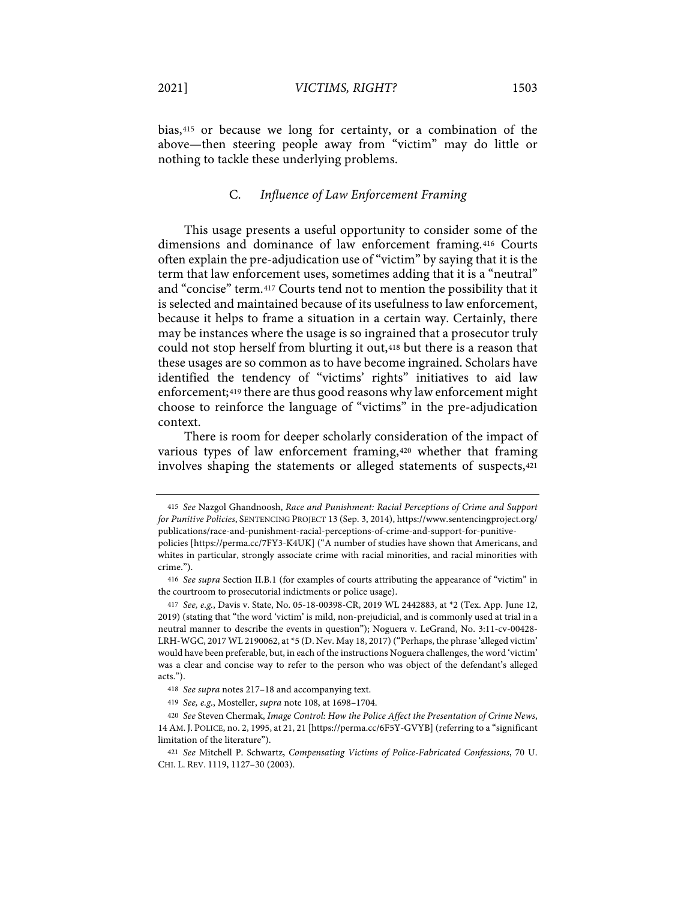bias,[415] or because we long for certainty, or a combination of the above—then steering people away from "victim" may do little or nothing to tackle these underlying problems.

### C. *Influence of Law Enforcement Framing*

This usage presents a useful opportunity to consider some of the dimensions and dominance of law enforcement framing.[416] Courts often explain the pre-adjudication use of "victim" by saying that it is the term that law enforcement uses, sometimes adding that it is a "neutral" and "concise" term.[417] Courts tend not to mention the possibility that it is selected and maintained because of its usefulness to law enforcement, because it helps to frame a situation in a certain way. Certainly, there may be instances where the usage is so ingrained that a prosecutor truly could not stop herself from blurting it out,[418] but there is a reason that these usages are so common as to have become ingrained. Scholars have identified the tendency of "victims' rights" initiatives to aid law enforcement;[419] there are thus good reasons why law enforcement might choose to reinforce the language of "victims" in the pre-adjudication context.

There is room for deeper scholarly consideration of the impact of various types of law enforcement framing,[420] whether that framing involves shaping the statements or alleged statements of suspects,[421]

---

415 *See* Nazgol Ghandnoosh, *Race and Punishment: Racial Perceptions of Crime and Support for Punitive Policies*, SENTENCING PROJECT 13 (Sep. 3, 2014), https://www.sentencingproject.org/publications/race-and-punishment-racial-perceptions-of-crime-and-support-for-punitive-policies [https://perma.cc/7FY3-K4UK] ("A number of studies have shown that Americans, and whites in particular, strongly associate crime with racial minorities, and racial minorities with crime.").

416 *See supra* Section II.B.1 (for examples of courts attributing the appearance of "victim" in the courtroom to prosecutorial indictments or police usage).

417 *See, e.g.*, Davis v. State, No. 05-18-00398-CR, 2019 WL 2442883, at *2 (Tex. App. June 12, 2019) (stating that "the word 'victim' is mild, non-prejudicial, and is commonly used at trial in a neutral manner to describe the events in question"); Noguera v. LeGrand, No. 3:11-cv-00428-LRH-WGC, 2017 WL 2190062, at *5 (D. Nev. May 18, 2017) ("Perhaps, the phrase 'alleged victim' would have been preferable, but, in each of the instructions Noguera challenges, the word 'victim' was a clear and concise way to refer to the person who was object of the defendant's alleged acts.").

418 *See supra* notes 217–18 and accompanying text.

419 *See, e.g.*, Mosteller, *supra* note 108, at 1698–1704.

420 *See* Steven Chermak, *Image Control: How the Police Affect the Presentation of Crime News*, 14 AM. J. POLICE, no. 2, 1995, at 21, 21 [https://perma.cc/6F5Y-GVYB] (referring to a "significant limitation of the literature").

421 *See* Mitchell P. Schwartz, *Compensating Victims of Police-Fabricated Confessions*, 70 U. CHI. L. REV. 1119, 1127–30 (2003).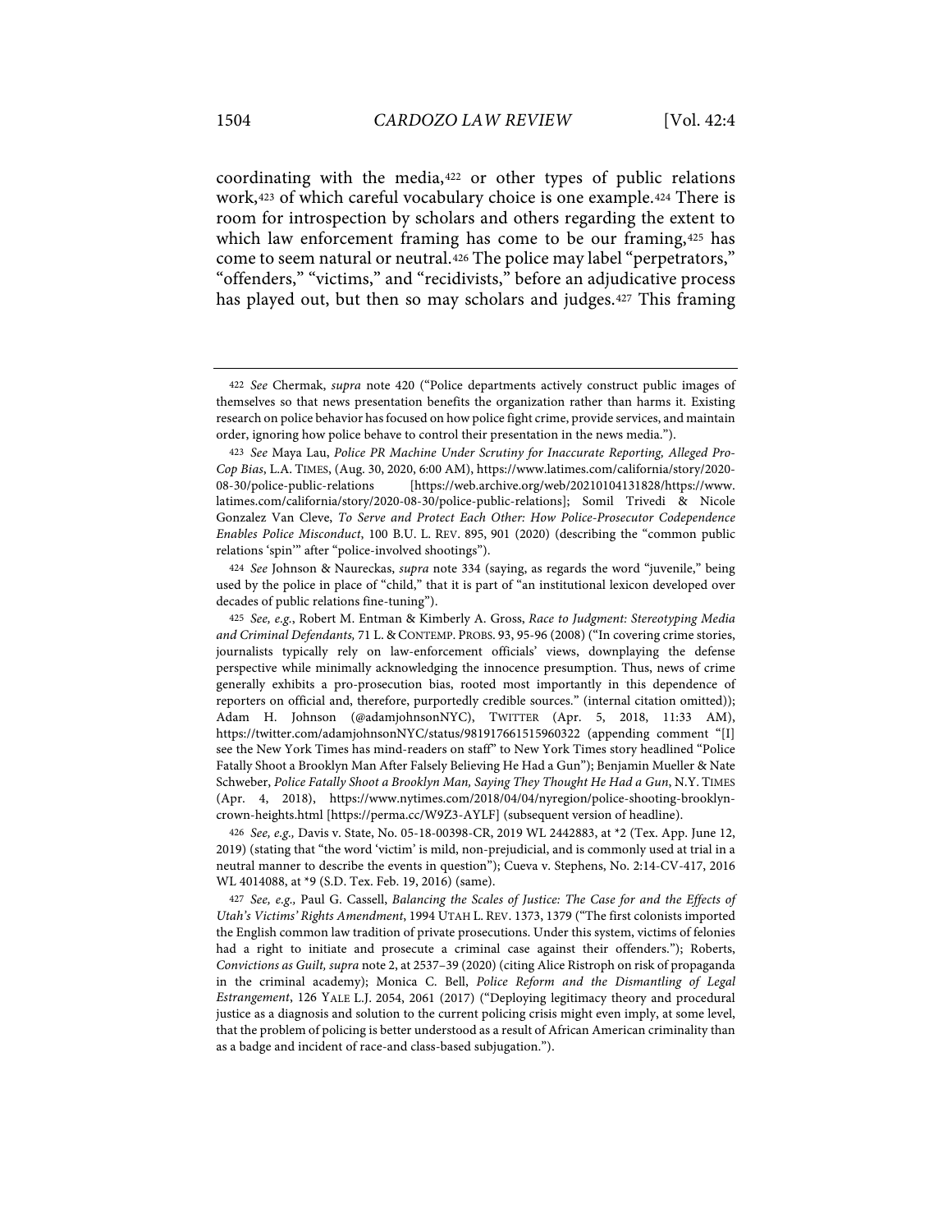coordinating with the media,[422] or other types of public relations work,[423] of which careful vocabulary choice is one example.[424] There is room for introspection by scholars and others regarding the extent to which law enforcement framing has come to be our framing,[425] has come to seem natural or neutral.[426] The police may label "perpetrators," "offenders," "victims," and "recidivists," before an adjudicative process has played out, but then so may scholars and judges.[427] This framing

---

[422] *See* Chermak, *supra* note 420 ("Police departments actively construct public images of themselves so that news presentation benefits the organization rather than harms it. Existing research on police behavior has focused on how police fight crime, provide services, and maintain order, ignoring how police behave to control their presentation in the news media.").

[423] *See* Maya Lau, *Police PR Machine Under Scrutiny for Inaccurate Reporting, Alleged Pro-Cop Bias*, L.A. TIMES, (Aug. 30, 2020, 6:00 AM), https://www.latimes.com/california/story/2020-08-30/police-public-relations [https://web.archive.org/web/20210104131828/https://www.latimes.com/california/story/2020-08-30/police-public-relations]; Somil Trivedi & Nicole Gonzalez Van Cleve, *To Serve and Protect Each Other: How Police-Prosecutor Codependence Enables Police Misconduct*, 100 B.U. L. REV. 895, 901 (2020) (describing the "common public relations 'spin'" after "police-involved shootings").

[424] *See* Johnson & Naureckas, *supra* note 334 (saying, as regards the word "juvenile," being used by the police in place of "child," that it is part of "an institutional lexicon developed over decades of public relations fine-tuning").

[425] *See, e.g.*, Robert M. Entman & Kimberly A. Gross, *Race to Judgment: Stereotyping Media and Criminal Defendants,* 71 L. & CONTEMP. PROBS. 93, 95-96 (2008) ("In covering crime stories, journalists typically rely on law-enforcement officials' views, downplaying the defense perspective while minimally acknowledging the innocence presumption. Thus, news of crime generally exhibits a pro-prosecution bias, rooted most importantly in this dependence of reporters on official and, therefore, purportedly credible sources." (internal citation omitted)); Adam H. Johnson (@adamjohnsonNYC), TWITTER (Apr. 5, 2018, 11:33 AM), https://twitter.com/adamjohnsonNYC/status/981917661515960322 (appending comment "[I] see the New York Times has mind-readers on staff" to New York Times story headlined "Police Fatally Shoot a Brooklyn Man After Falsely Believing He Had a Gun"); Benjamin Mueller & Nate Schweber, *Police Fatally Shoot a Brooklyn Man, Saying They Thought He Had a Gun*, N.Y. TIMES (Apr. 4, 2018), https://www.nytimes.com/2018/04/04/nyregion/police-shooting-brooklyn-crown-heights.html [https://perma.cc/W9Z3-AYLF] (subsequent version of headline).

[426] *See, e.g.,* Davis v. State, No. 05-18-00398-CR, 2019 WL 2442883, at *2 (Tex. App. June 12, 2019) (stating that "the word 'victim' is mild, non-prejudicial, and is commonly used at trial in a neutral manner to describe the events in question"); Cueva v. Stephens, No. 2:14-CV-417, 2016 WL 4014088, at *9 (S.D. Tex. Feb. 19, 2016) (same).

[427] *See, e.g.,* Paul G. Cassell, *Balancing the Scales of Justice: The Case for and the Effects of Utah's Victims' Rights Amendment*, 1994 UTAH L. REV. 1373, 1379 ("The first colonists imported the English common law tradition of private prosecutions. Under this system, victims of felonies had a right to initiate and prosecute a criminal case against their offenders."); Roberts, *Convictions as Guilt, supra* note 2, at 2537–39 (2020) (citing Alice Ristroph on risk of propaganda in the criminal academy); Monica C. Bell, *Police Reform and the Dismantling of Legal Estrangement*, 126 YALE L.J. 2054, 2061 (2017) ("Deploying legitimacy theory and procedural justice as a diagnosis and solution to the current policing crisis might even imply, at some level, that the problem of policing is better understood as a result of African American criminality than as a badge and incident of race-and class-based subjugation.").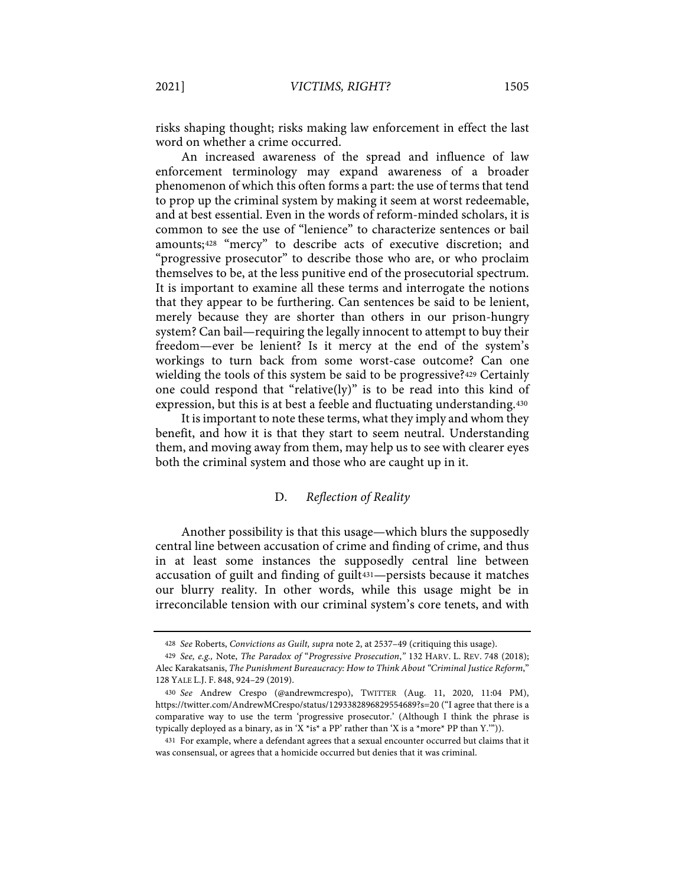risks shaping thought; risks making law enforcement in effect the last word on whether a crime occurred.

An increased awareness of the spread and influence of law enforcement terminology may expand awareness of a broader phenomenon of which this often forms a part: the use of terms that tend to prop up the criminal system by making it seem at worst redeemable, and at best essential. Even in the words of reform-minded scholars, it is common to see the use of "lenience" to characterize sentences or bail amounts;[428] "mercy" to describe acts of executive discretion; and "progressive prosecutor" to describe those who are, or who proclaim themselves to be, at the less punitive end of the prosecutorial spectrum. It is important to examine all these terms and interrogate the notions that they appear to be furthering. Can sentences be said to be lenient, merely because they are shorter than others in our prison-hungry system? Can bail—requiring the legally innocent to attempt to buy their freedom—ever be lenient? Is it mercy at the end of the system's workings to turn back from some worst-case outcome? Can one wielding the tools of this system be said to be progressive?[429] Certainly one could respond that "relative(ly)" is to be read into this kind of expression, but this is at best a feeble and fluctuating understanding.[430]

It is important to note these terms, what they imply and whom they benefit, and how it is that they start to seem neutral. Understanding them, and moving away from them, may help us to see with clearer eyes both the criminal system and those who are caught up in it.

### D. *Reflection of Reality*

Another possibility is that this usage—which blurs the supposedly central line between accusation of crime and finding of crime, and thus in at least some instances the supposedly central line between accusation of guilt and finding of guilt[431]—persists because it matches our blurry reality. In other words, while this usage might be in irreconcilable tension with our criminal system's core tenets, and with

---

[428] *See* Roberts, *Convictions as Guilt*, *supra* note 2, at 2537–49 (critiquing this usage).

[429] *See, e.g.*, Note, *The Paradox of "Progressive Prosecution*,*"* 132 HARV. L. REV. 748 (2018); Alec Karakatsanis, *The Punishment Bureaucracy: How to Think About "Criminal Justice Reform*," 128 YALE L.J. F. 848, 924–29 (2019).

[430] *See* Andrew Crespo (@andrewmcrespo), TWITTER (Aug. 11, 2020, 11:04 PM), https://twitter.com/AndrewMCrespo/status/1293382896829554689?s=20 ("I agree that there is a comparative way to use the term 'progressive prosecutor.' (Although I think the phrase is typically deployed as a binary, as in 'X *is* a PP' rather than 'X is a *more* PP than Y.'")).

[431] For example, where a defendant agrees that a sexual encounter occurred but claims that it was consensual, or agrees that a homicide occurred but denies that it was criminal.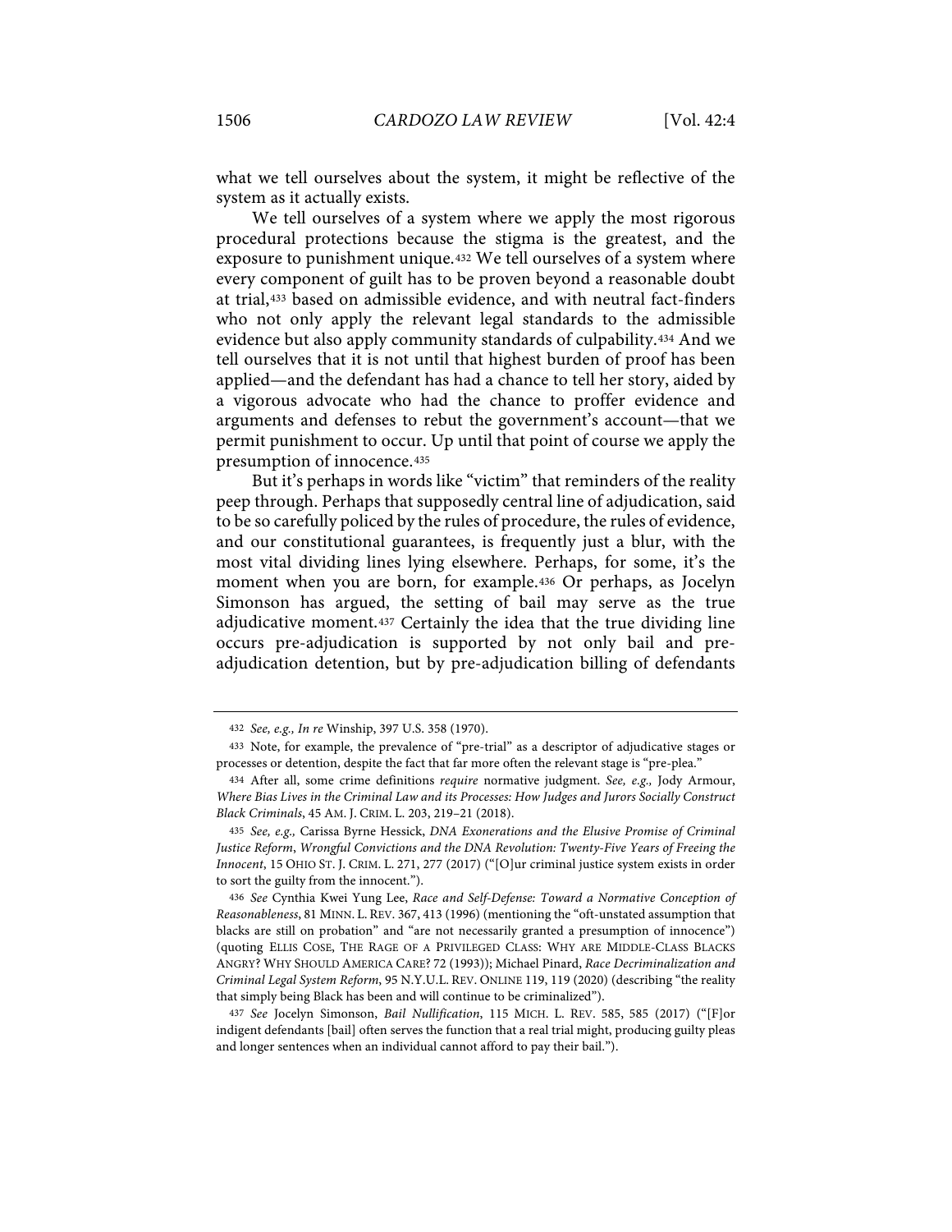what we tell ourselves about the system, it might be reflective of the system as it actually exists.

We tell ourselves of a system where we apply the most rigorous procedural protections because the stigma is the greatest, and the exposure to punishment unique.[432] We tell ourselves of a system where every component of guilt has to be proven beyond a reasonable doubt at trial,[433] based on admissible evidence, and with neutral fact-finders who not only apply the relevant legal standards to the admissible evidence but also apply community standards of culpability.[434] And we tell ourselves that it is not until that highest burden of proof has been applied—and the defendant has had a chance to tell her story, aided by a vigorous advocate who had the chance to proffer evidence and arguments and defenses to rebut the government's account—that we permit punishment to occur. Up until that point of course we apply the presumption of innocence.[435]

But it's perhaps in words like "victim" that reminders of the reality peep through. Perhaps that supposedly central line of adjudication, said to be so carefully policed by the rules of procedure, the rules of evidence, and our constitutional guarantees, is frequently just a blur, with the most vital dividing lines lying elsewhere. Perhaps, for some, it's the moment when you are born, for example.[436] Or perhaps, as Jocelyn Simonson has argued, the setting of bail may serve as the true adjudicative moment.[437] Certainly the idea that the true dividing line occurs pre-adjudication is supported by not only bail and pre-adjudication detention, but by pre-adjudication billing of defendants

---

432 *See, e.g.*, *In re* Winship, 397 U.S. 358 (1970).

433 Note, for example, the prevalence of "pre-trial" as a descriptor of adjudicative stages or processes or detention, despite the fact that far more often the relevant stage is "pre-plea."

434 After all, some crime definitions *require* normative judgment. *See, e.g.*, Jody Armour, *Where Bias Lives in the Criminal Law and its Processes: How Judges and Jurors Socially Construct Black Criminals*, 45 AM. J. CRIM. L. 203, 219–21 (2018).

435 *See, e.g.*, Carissa Byrne Hessick, *DNA Exonerations and the Elusive Promise of Criminal Justice Reform*, *Wrongful Convictions and the DNA Revolution: Twenty-Five Years of Freeing the Innocent*, 15 OHIO ST. J. CRIM. L. 271, 277 (2017) ("[O]ur criminal justice system exists in order to sort the guilty from the innocent.").

436 *See* Cynthia Kwei Yung Lee, *Race and Self-Defense: Toward a Normative Conception of Reasonableness*, 81 MINN. L. REV. 367, 413 (1996) (mentioning the "oft-unstated assumption that blacks are still on probation" and "are not necessarily granted a presumption of innocence") (quoting ELLIS COSE, THE RAGE OF A PRIVILEGED CLASS: WHY ARE MIDDLE-CLASS BLACKS ANGRY? WHY SHOULD AMERICA CARE? 72 (1993)); Michael Pinard, *Race Decriminalization and Criminal Legal System Reform*, 95 N.Y.U.L. REV. ONLINE 119, 119 (2020) (describing "the reality that simply being Black has been and will continue to be criminalized").

437 *See* Jocelyn Simonson, *Bail Nullification*, 115 MICH. L. REV. 585, 585 (2017) ("[F]or indigent defendants [bail] often serves the function that a real trial might, producing guilty pleas and longer sentences when an individual cannot afford to pay their bail.").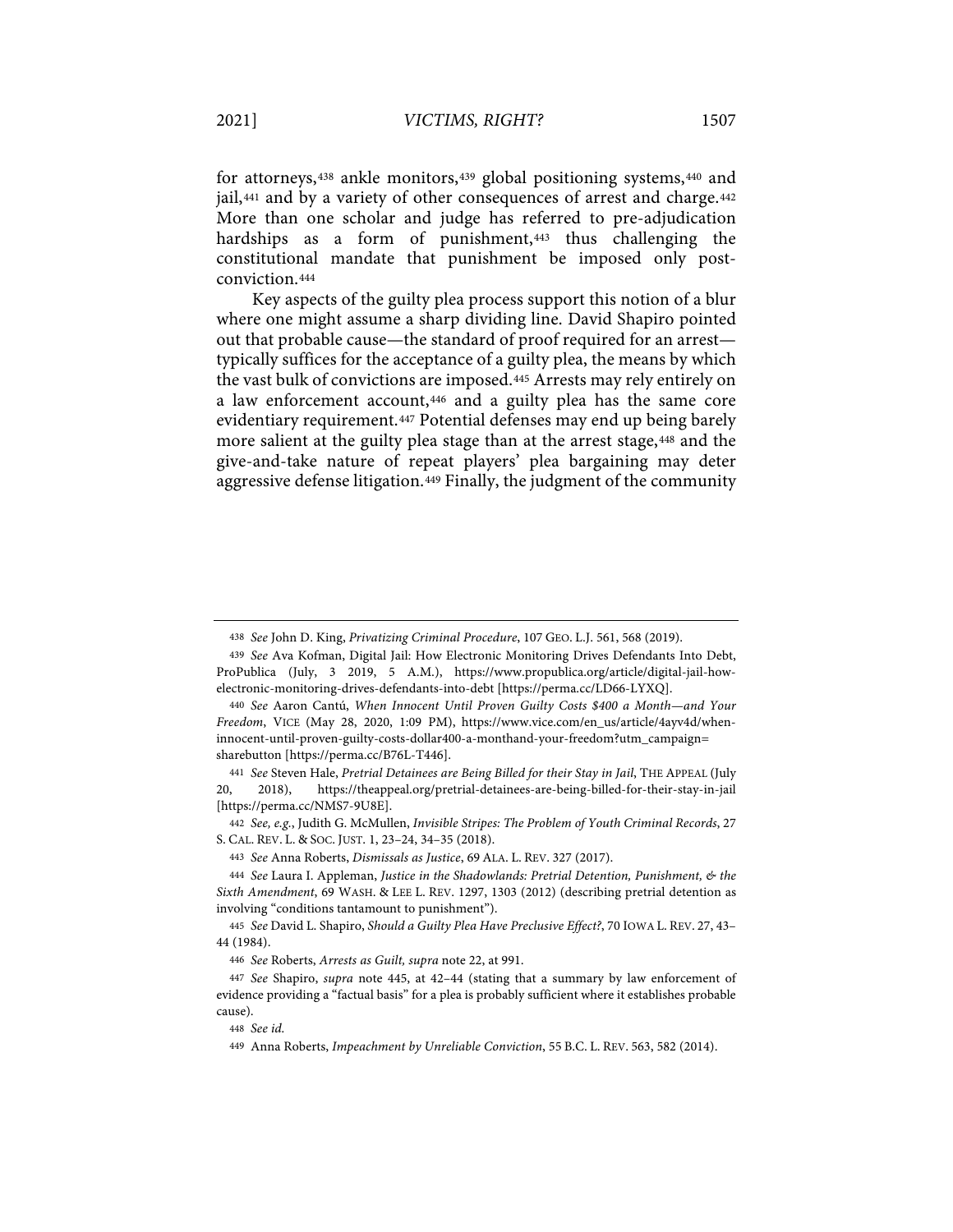for attorneys,[438] ankle monitors,[439] global positioning systems,[440] and jail,[441] and by a variety of other consequences of arrest and charge.[442] More than one scholar and judge has referred to pre-adjudication hardships as a form of punishment,[443] thus challenging the constitutional mandate that punishment be imposed only post-conviction.[444]

Key aspects of the guilty plea process support this notion of a blur where one might assume a sharp dividing line. David Shapiro pointed out that probable cause—the standard of proof required for an arrest—typically suffices for the acceptance of a guilty plea, the means by which the vast bulk of convictions are imposed.[445] Arrests may rely entirely on a law enforcement account,[446] and a guilty plea has the same core evidentiary requirement.[447] Potential defenses may end up being barely more salient at the guilty plea stage than at the arrest stage,[448] and the give-and-take nature of repeat players' plea bargaining may deter aggressive defense litigation.[449] Finally, the judgment of the community

---

438 *See* John D. King, *Privatizing Criminal Procedure*, 107 GEO. L.J. 561, 568 (2019).

439 *See* Ava Kofman, Digital Jail: How Electronic Monitoring Drives Defendants Into Debt, ProPublica (July, 3 2019, 5 A.M.), https://www.propublica.org/article/digital-jail-how-electronic-monitoring-drives-defendants-into-debt [https://perma.cc/LD66-LYXQ].

440 *See* Aaron Cantú, *When Innocent Until Proven Guilty Costs $400 a Month—and Your Freedom*, VICE (May 28, 2020, 1:09 PM), https://www.vice.com/en_us/article/4ayv4d/when-innocent-until-proven-guilty-costs-dollar400-a-monthand-your-freedom?utm_campaign=sharebutton [https://perma.cc/B76L-T446].

441 *See* Steven Hale, *Pretrial Detainees are Being Billed for their Stay in Jail*, THE APPEAL (July 20, 2018), https://theappeal.org/pretrial-detainees-are-being-billed-for-their-stay-in-jail [https://perma.cc/NMS7-9U8E].

442 *See, e.g.*, Judith G. McMullen, *Invisible Stripes: The Problem of Youth Criminal Records*, 27 S. CAL. REV. L. & SOC. JUST. 1, 23–24, 34–35 (2018).

443 *See* Anna Roberts, *Dismissals as Justice*, 69 ALA. L. REV. 327 (2017).

444 *See* Laura I. Appleman, *Justice in the Shadowlands: Pretrial Detention, Punishment, & the Sixth Amendment*, 69 WASH. & LEE L. REV. 1297, 1303 (2012) (describing pretrial detention as involving "conditions tantamount to punishment").

445 *See* David L. Shapiro, *Should a Guilty Plea Have Preclusive Effect?*, 70 IOWA L. REV. 27, 43–44 (1984).

446 *See* Roberts, *Arrests as Guilt, supra* note 22, at 991.

447 *See* Shapiro, *supra* note 445, at 42–44 (stating that a summary by law enforcement of evidence providing a "factual basis" for a plea is probably sufficient where it establishes probable cause).

448 *See id.*

449 Anna Roberts, *Impeachment by Unreliable Conviction*, 55 B.C. L. REV. 563, 582 (2014).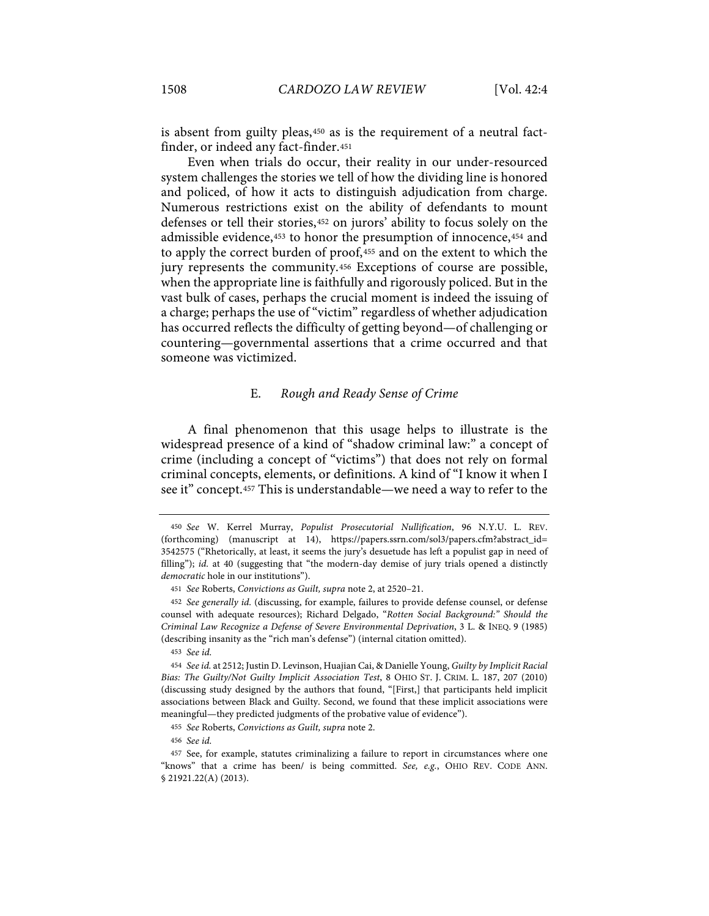is absent from guilty pleas,[450] as is the requirement of a neutral fact-finder, or indeed any fact-finder.[451]

Even when trials do occur, their reality in our under-resourced system challenges the stories we tell of how the dividing line is honored and policed, of how it acts to distinguish adjudication from charge. Numerous restrictions exist on the ability of defendants to mount defenses or tell their stories,[452] on jurors' ability to focus solely on the admissible evidence,[453] to honor the presumption of innocence,[454] and to apply the correct burden of proof,[455] and on the extent to which the jury represents the community.[456] Exceptions of course are possible, when the appropriate line is faithfully and rigorously policed. But in the vast bulk of cases, perhaps the crucial moment is indeed the issuing of a charge; perhaps the use of "victim" regardless of whether adjudication has occurred reflects the difficulty of getting beyond—of challenging or countering—governmental assertions that a crime occurred and that someone was victimized.

### E. *Rough and Ready Sense of Crime*

A final phenomenon that this usage helps to illustrate is the widespread presence of a kind of "shadow criminal law:" a concept of crime (including a concept of "victims") that does not rely on formal criminal concepts, elements, or definitions. A kind of "I know it when I see it" concept.[457] This is understandable—we need a way to refer to the

---

450 *See* W. Kerrel Murray, *Populist Prosecutorial Nullification*, 96 N.Y.U. L. REV. (forthcoming) (manuscript at 14), https://papers.ssrn.com/sol3/papers.cfm?abstract_id=3542575 ("Rhetorically, at least, it seems the jury's desuetude has left a populist gap in need of filling"); *id.* at 40 (suggesting that "the modern-day demise of jury trials opened a distinctly *democratic* hole in our institutions").

451 *See* Roberts, *Convictions as Guilt, supra* note 2, at 2520–21.

452 *See generally id.* (discussing, for example, failures to provide defense counsel, or defense counsel with adequate resources); Richard Delgado, "*Rotten Social Background:" Should the Criminal Law Recognize a Defense of Severe Environmental Deprivation*, 3 L. & INEQ. 9 (1985) (describing insanity as the "rich man's defense") (internal citation omitted).

453 *See id.*

454 *See id.* at 2512; Justin D. Levinson, Huajian Cai, & Danielle Young, *Guilty by Implicit Racial Bias: The Guilty/Not Guilty Implicit Association Test*, 8 OHIO ST. J. CRIM. L. 187, 207 (2010) (discussing study designed by the authors that found, "[First,] that participants held implicit associations between Black and Guilty. Second, we found that these implicit associations were meaningful—they predicted judgments of the probative value of evidence").

455 *See* Roberts, *Convictions as Guilt, supra* note 2.

456 *See id.*

457 See, for example, statutes criminalizing a failure to report in circumstances where one "knows" that a crime has been/ is being committed. *See, e.g.*, OHIO REV. CODE ANN. § 21921.22(A) (2013).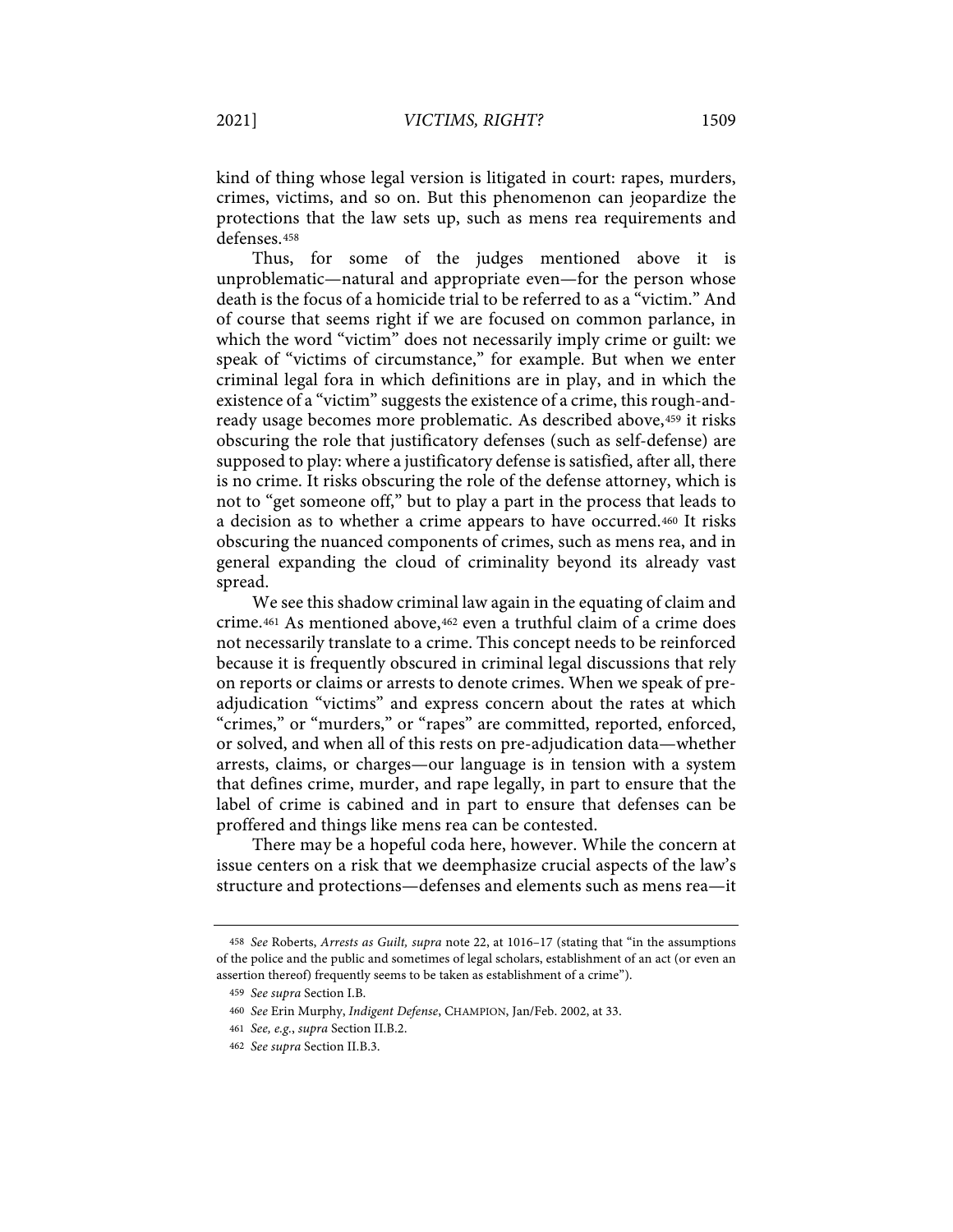kind of thing whose legal version is litigated in court: rapes, murders, crimes, victims, and so on. But this phenomenon can jeopardize the protections that the law sets up, such as mens rea requirements and defenses.[458]

Thus, for some of the judges mentioned above it is unproblematic—natural and appropriate even—for the person whose death is the focus of a homicide trial to be referred to as a "victim." And of course that seems right if we are focused on common parlance, in which the word "victim" does not necessarily imply crime or guilt: we speak of "victims of circumstance," for example. But when we enter criminal legal fora in which definitions are in play, and in which the existence of a "victim" suggests the existence of a crime, this rough-and-ready usage becomes more problematic. As described above,[459] it risks obscuring the role that justificatory defenses (such as self-defense) are supposed to play: where a justificatory defense is satisfied, after all, there is no crime. It risks obscuring the role of the defense attorney, which is not to "get someone off," but to play a part in the process that leads to a decision as to whether a crime appears to have occurred.[460] It risks obscuring the nuanced components of crimes, such as mens rea, and in general expanding the cloud of criminality beyond its already vast spread.

We see this shadow criminal law again in the equating of claim and crime.[461] As mentioned above,[462] even a truthful claim of a crime does not necessarily translate to a crime. This concept needs to be reinforced because it is frequently obscured in criminal legal discussions that rely on reports or claims or arrests to denote crimes. When we speak of pre-adjudication "victims" and express concern about the rates at which "crimes," or "murders," or "rapes" are committed, reported, enforced, or solved, and when all of this rests on pre-adjudication data—whether arrests, claims, or charges—our language is in tension with a system that defines crime, murder, and rape legally, in part to ensure that the label of crime is cabined and in part to ensure that defenses can be proffered and things like mens rea can be contested.

There may be a hopeful coda here, however. While the concern at issue centers on a risk that we deemphasize crucial aspects of the law's structure and protections—defenses and elements such as mens rea—it

---

458 *See* Roberts, *Arrests as Guilt, supra* note 22, at 1016–17 (stating that "in the assumptions of the police and the public and sometimes of legal scholars, establishment of an act (or even an assertion thereof) frequently seems to be taken as establishment of a crime").

459 *See supra* Section I.B.

460 *See* Erin Murphy, *Indigent Defense*, CHAMPION, Jan/Feb. 2002, at 33.

461 *See, e.g.*, *supra* Section II.B.2.

462 *See supra* Section II.B.3.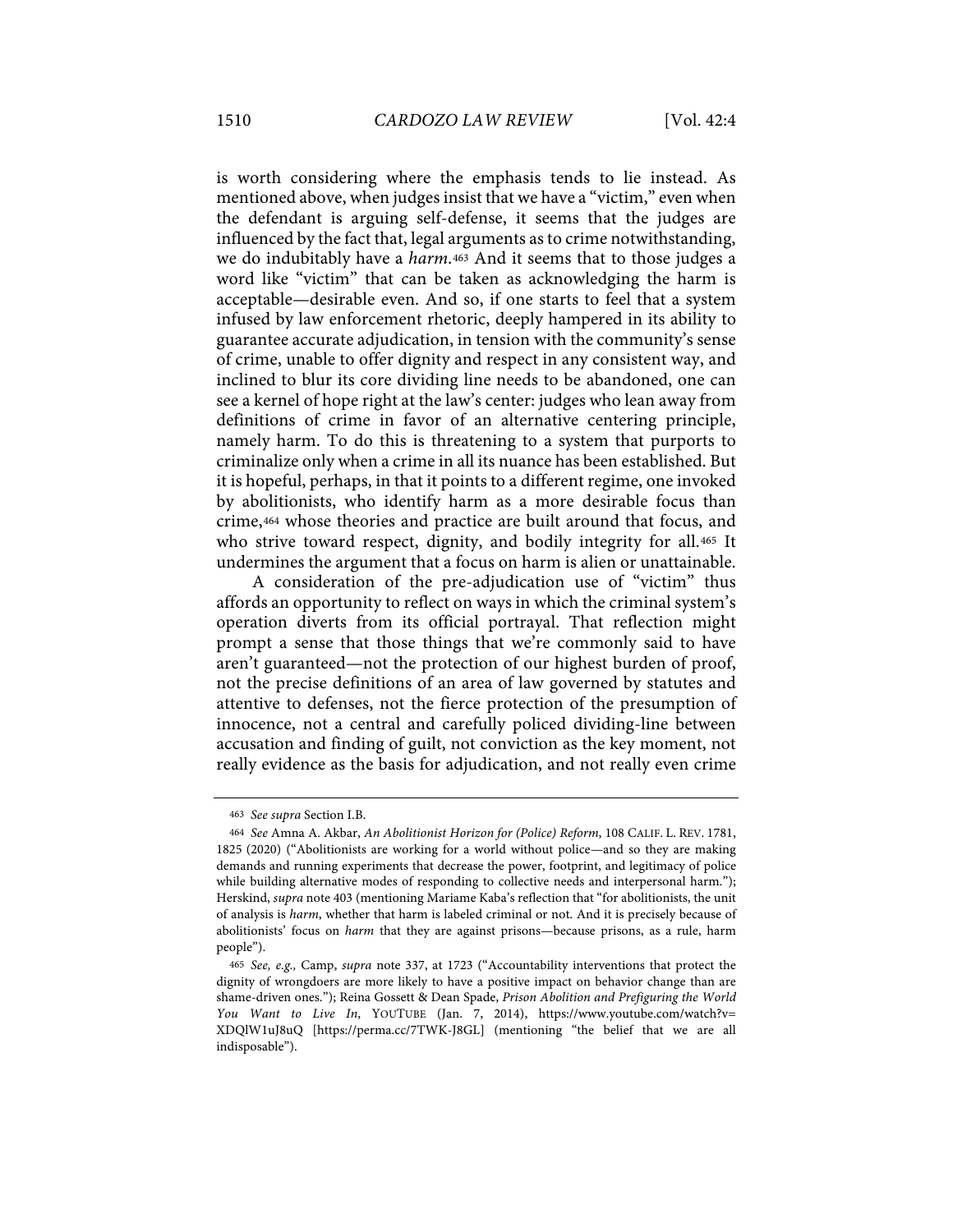is worth considering where the emphasis tends to lie instead. As mentioned above, when judges insist that we have a "victim," even when the defendant is arguing self-defense, it seems that the judges are influenced by the fact that, legal arguments as to crime notwithstanding, we do indubitably have a *harm*.[463] And it seems that to those judges a word like "victim" that can be taken as acknowledging the harm is acceptable—desirable even. And so, if one starts to feel that a system infused by law enforcement rhetoric, deeply hampered in its ability to guarantee accurate adjudication, in tension with the community's sense of crime, unable to offer dignity and respect in any consistent way, and inclined to blur its core dividing line needs to be abandoned, one can see a kernel of hope right at the law's center: judges who lean away from definitions of crime in favor of an alternative centering principle, namely harm. To do this is threatening to a system that purports to criminalize only when a crime in all its nuance has been established. But it is hopeful, perhaps, in that it points to a different regime, one invoked by abolitionists, who identify harm as a more desirable focus than crime,[464] whose theories and practice are built around that focus, and who strive toward respect, dignity, and bodily integrity for all.[465] It undermines the argument that a focus on harm is alien or unattainable.

A consideration of the pre-adjudication use of "victim" thus affords an opportunity to reflect on ways in which the criminal system's operation diverts from its official portrayal. That reflection might prompt a sense that those things that we're commonly said to have aren't guaranteed—not the protection of our highest burden of proof, not the precise definitions of an area of law governed by statutes and attentive to defenses, not the fierce protection of the presumption of innocence, not a central and carefully policed dividing-line between accusation and finding of guilt, not conviction as the key moment, not really evidence as the basis for adjudication, and not really even crime

---

[463] *See supra* Section I.B.

[464] *See* Amna A. Akbar, *An Abolitionist Horizon for (Police) Reform*, 108 CALIF. L. REV. 1781, 1825 (2020) ("Abolitionists are working for a world without police—and so they are making demands and running experiments that decrease the power, footprint, and legitimacy of police while building alternative modes of responding to collective needs and interpersonal harm."); Herskind, *supra* note 403 (mentioning Mariame Kaba's reflection that "for abolitionists, the unit of analysis is *harm*, whether that harm is labeled criminal or not. And it is precisely because of abolitionists' focus on *harm* that they are against prisons—because prisons, as a rule, harm people").

[465] *See, e.g.,* Camp, *supra* note 337, at 1723 ("Accountability interventions that protect the dignity of wrongdoers are more likely to have a positive impact on behavior change than are shame-driven ones."); Reina Gossett & Dean Spade, *Prison Abolition and Prefiguring the World You Want to Live In*, YOUTUBE (Jan. 7, 2014), https://www.youtube.com/watch?v=XDQlW1uJ8uQ [https://perma.cc/7TWK-J8GL] (mentioning "the belief that we are all indisposable").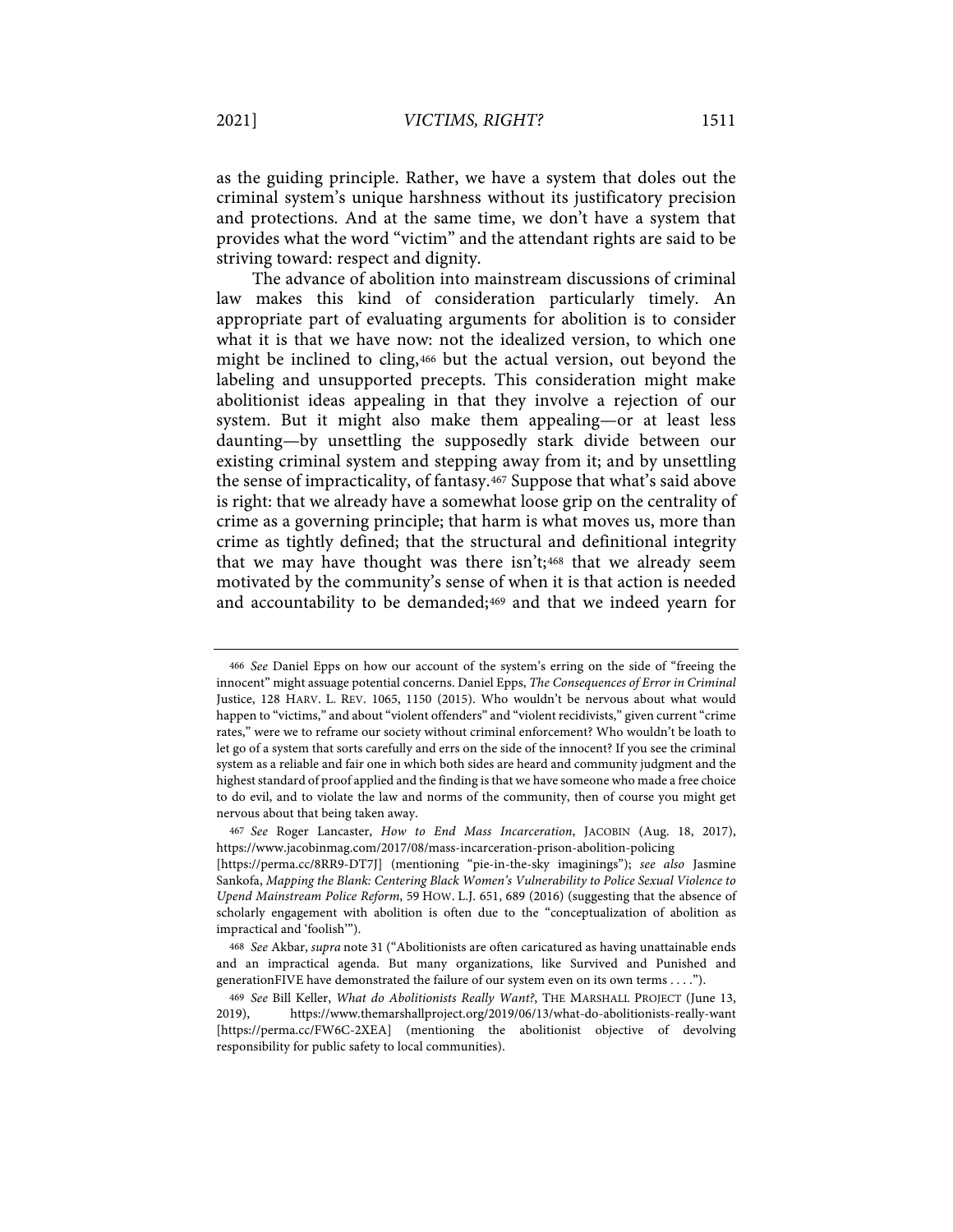as the guiding principle. Rather, we have a system that doles out the criminal system's unique harshness without its justificatory precision and protections. And at the same time, we don't have a system that provides what the word "victim" and the attendant rights are said to be striving toward: respect and dignity.

The advance of abolition into mainstream discussions of criminal law makes this kind of consideration particularly timely. An appropriate part of evaluating arguments for abolition is to consider what it is that we have now: not the idealized version, to which one might be inclined to cling,[466] but the actual version, out beyond the labeling and unsupported precepts. This consideration might make abolitionist ideas appealing in that they involve a rejection of our system. But it might also make them appealing—or at least less daunting—by unsettling the supposedly stark divide between our existing criminal system and stepping away from it; and by unsettling the sense of impracticality, of fantasy.[467] Suppose that what's said above is right: that we already have a somewhat loose grip on the centrality of crime as a governing principle; that harm is what moves us, more than crime as tightly defined; that the structural and definitional integrity that we may have thought was there isn't;[468] that we already seem motivated by the community's sense of when it is that action is needed and accountability to be demanded;[469] and that we indeed yearn for

---

[466] *See* Daniel Epps on how our account of the system's erring on the side of "freeing the innocent" might assuage potential concerns. Daniel Epps, *The Consequences of Error in Criminal* Justice, 128 HARV. L. REV. 1065, 1150 (2015). Who wouldn't be nervous about what would happen to "victims," and about "violent offenders" and "violent recidivists," given current "crime rates," were we to reframe our society without criminal enforcement? Who wouldn't be loath to let go of a system that sorts carefully and errs on the side of the innocent? If you see the criminal system as a reliable and fair one in which both sides are heard and community judgment and the highest standard of proof applied and the finding is that we have someone who made a free choice to do evil, and to violate the law and norms of the community, then of course you might get nervous about that being taken away.

[467] *See* Roger Lancaster, *How to End Mass Incarceration*, JACOBIN (Aug. 18, 2017), https://www.jacobinmag.com/2017/08/mass-incarceration-prison-abolition-policing [https://perma.cc/8RR9-DT7J] (mentioning "pie-in-the-sky imaginings"); *see also* Jasmine Sankofa, *Mapping the Blank: Centering Black Women's Vulnerability to Police Sexual Violence to Upend Mainstream Police Reform*, 59 HOW. L.J. 651, 689 (2016) (suggesting that the absence of scholarly engagement with abolition is often due to the "conceptualization of abolition as impractical and 'foolish'").

[468] *See* Akbar, *supra* note 31 ("Abolitionists are often caricatured as having unattainable ends and an impractical agenda. But many organizations, like Survived and Punished and generationFIVE have demonstrated the failure of our system even on its own terms . . . .").

[469] *See* Bill Keller, *What do Abolitionists Really Want?*, THE MARSHALL PROJECT (June 13, 2019), https://www.themarshallproject.org/2019/06/13/what-do-abolitionists-really-want [https://perma.cc/FW6C-2XEA] (mentioning the abolitionist objective of devolving responsibility for public safety to local communities).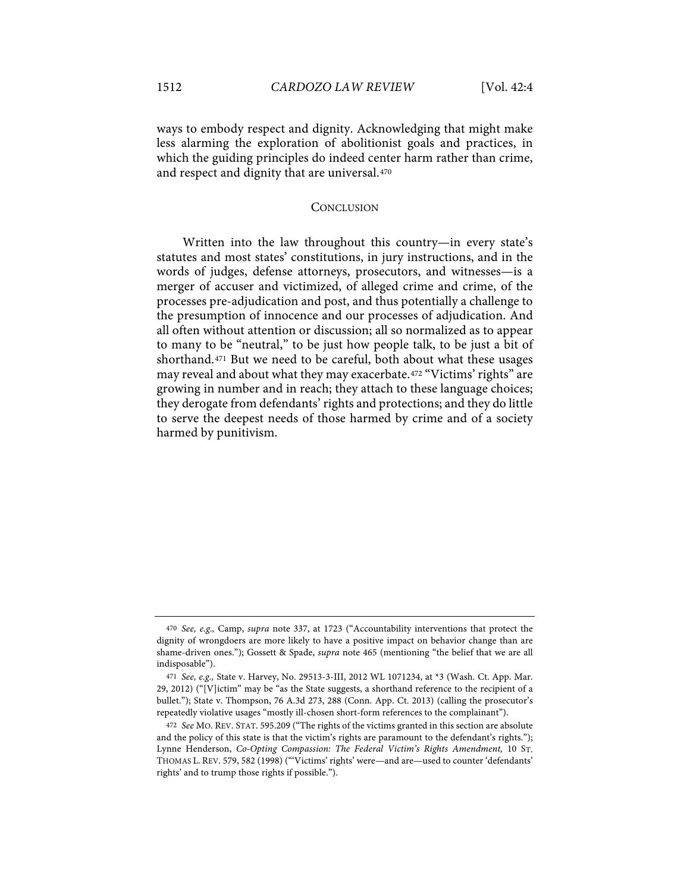ways to embody respect and dignity. Acknowledging that might make less alarming the exploration of abolitionist goals and practices, in which the guiding principles do indeed center harm rather than crime, and respect and dignity that are universal.[470]

## CONCLUSION

Written into the law throughout this country—in every state's statutes and most states' constitutions, in jury instructions, and in the words of judges, defense attorneys, prosecutors, and witnesses—is a merger of accuser and victimized, of alleged crime and crime, of the processes pre-adjudication and post, and thus potentially a challenge to the presumption of innocence and our processes of adjudication. And all often without attention or discussion; all so normalized as to appear to many to be "neutral," to be just how people talk, to be just a bit of shorthand.[471] But we need to be careful, both about what these usages may reveal and about what they may exacerbate.[472] "Victims' rights" are growing in number and in reach; they attach to these language choices; they derogate from defendants' rights and protections; and they do little to serve the deepest needs of those harmed by crime and of a society harmed by punitivism.

---

470 *See, e.g.,* Camp, *supra* note 337, at 1723 ("Accountability interventions that protect the dignity of wrongdoers are more likely to have a positive impact on behavior change than are shame-driven ones."); Gossett & Spade, *supra* note 465 (mentioning "the belief that we are all indisposable").

471 *See, e.g.,* State v. Harvey, No. 29513-3-III, 2012 WL 1071234, at *3 (Wash. Ct. App. Mar. 29, 2012) ("[V]ictim" may be "as the State suggests, a shorthand reference to the recipient of a bullet."); State v. Thompson, 76 A.3d 273, 288 (Conn. App. Ct. 2013) (calling the prosecutor's repeatedly violative usages "mostly ill-chosen short-form references to the complainant").

472 *See* MO. REV. STAT. 595.209 ("The rights of the victims granted in this section are absolute and the policy of this state is that the victim's rights are paramount to the defendant's rights."); Lynne Henderson, *Co-Opting Compassion: The Federal Victim's Rights Amendment,* 10 ST. THOMAS L. REV. 579, 582 (1998) ("'Victims' rights' were—and are—used to counter 'defendants' rights' and to trump those rights if possible.").